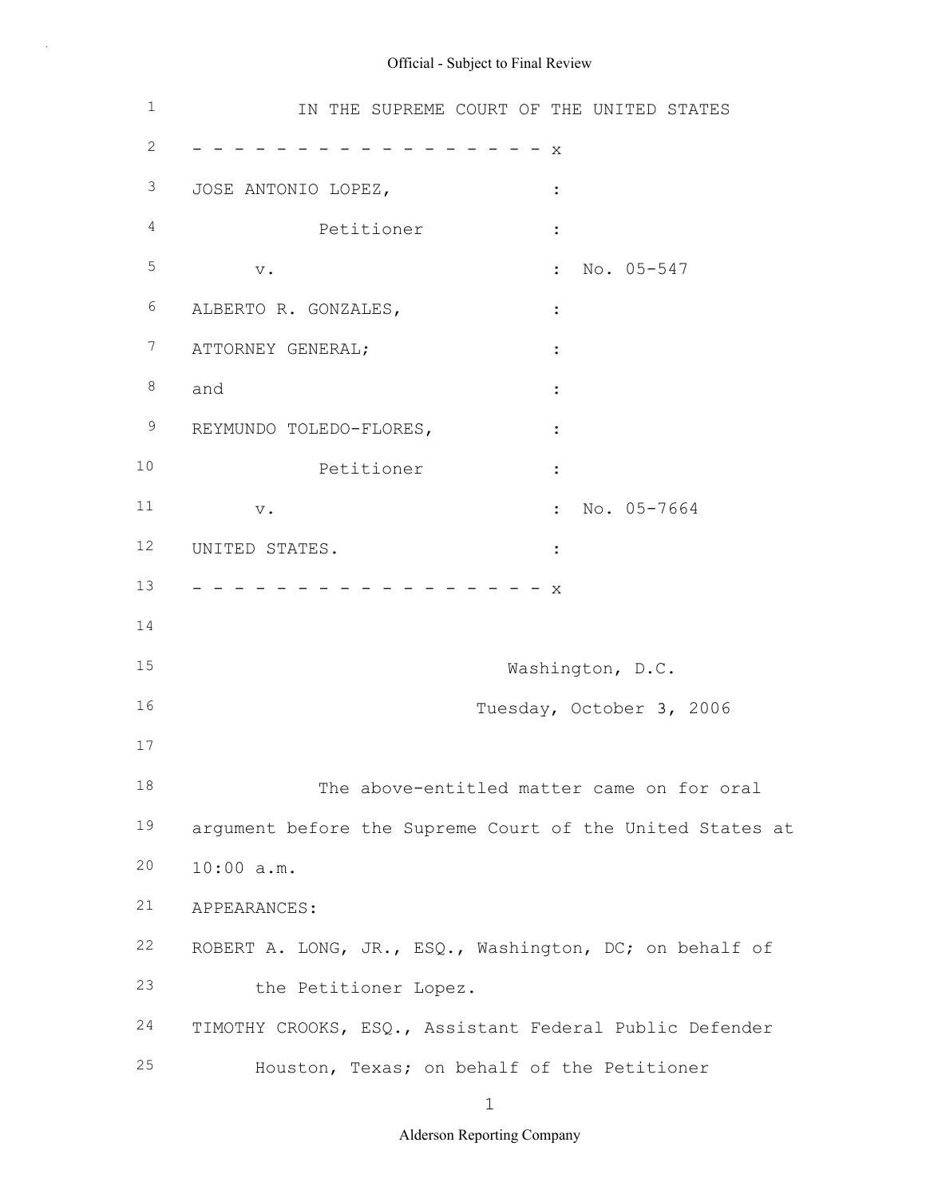IN THE SUPREME COURT OF THE UNITED STATES

- - - - - - - - - - - - - - - - - x

JOSE ANTONIO LOPEZ, :

Petitioner :

v. : No. 05-547

ALBERTO R. GONZALES, :

ATTORNEY GENERAL; :

and :

REYMUNDO TOLEDO-FLORES, :

Petitioner :

v. : No. 05-7664

UNITED STATES. :

- - - - - - - - - - - - - - - - - x

Washington, D.C.

Tuesday, October 3, 2006

The above-entitled matter came on for oral argument before the Supreme Court of the United States at 10:00 a.m.

APPEARANCES:

ROBERT A. LONG, JR., ESQ., Washington, DC; on behalf of the Petitioner Lopez.

TIMOTHY CROOKS, ESQ., Assistant Federal Public Defender Houston, Texas; on behalf of the Petitioner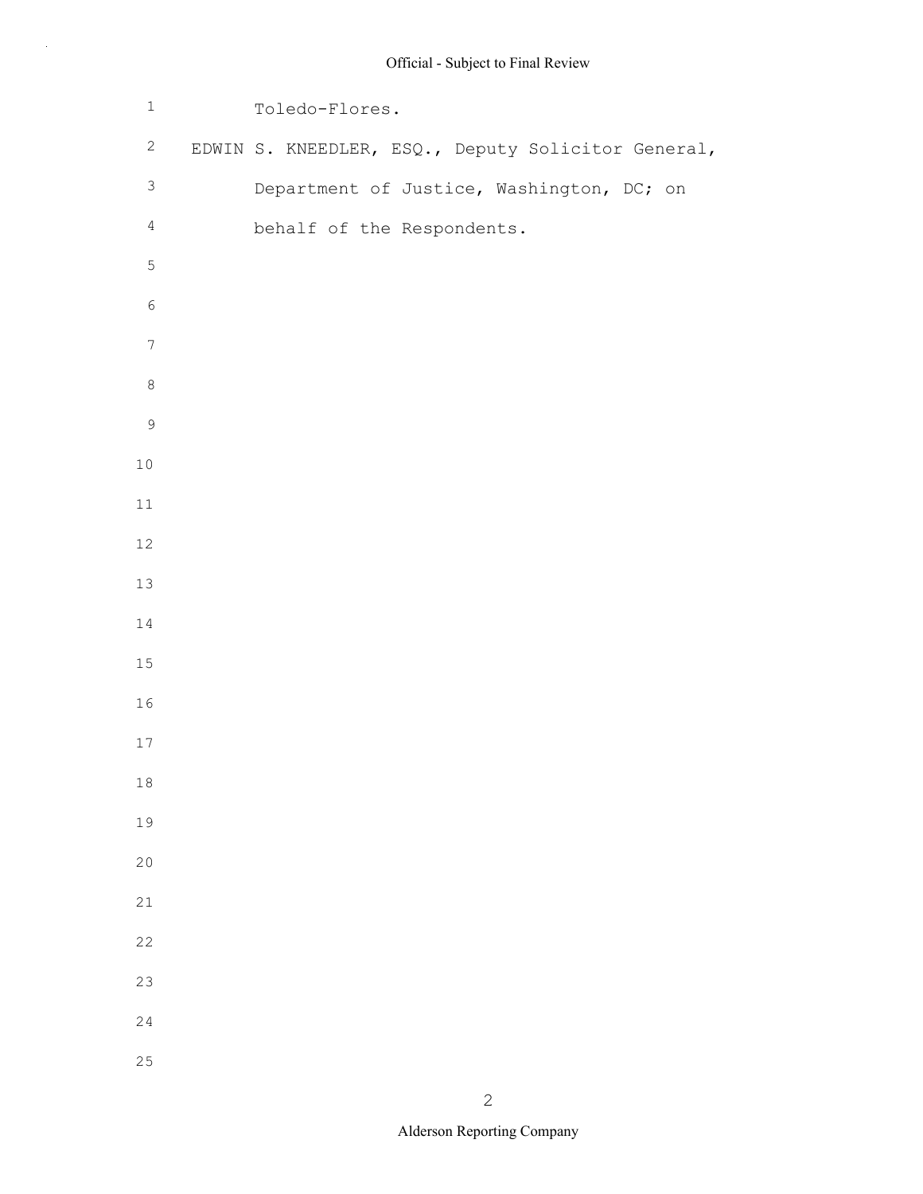Toledo-Flores.

EDWIN S. KNEEDLER, ESQ., Deputy Solicitor General, Department of Justice, Washington, DC; on behalf of the Respondents.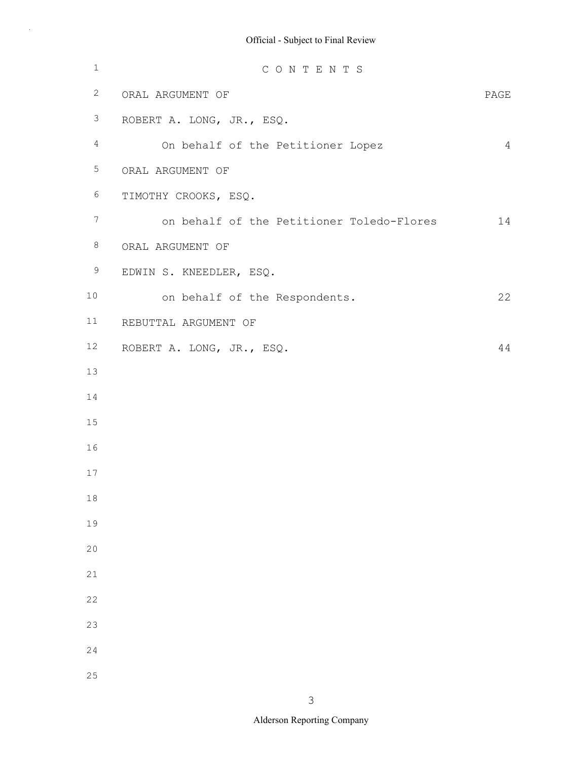# C O N T E N T S

| ORAL ARGUMENT OF | PAGE |
|---|---|
| ROBERT A. LONG, JR., ESQ. | |
| On behalf of the Petitioner Lopez | 4 |
| ORAL ARGUMENT OF | |
| TIMOTHY CROOKS, ESQ. | |
| on behalf of the Petitioner Toledo-Flores | 14 |
| ORAL ARGUMENT OF | |
| EDWIN S. KNEEDLER, ESQ. | |
| on behalf of the Respondents. | 22 |
| REBUTTAL ARGUMENT OF | |
| ROBERT A. LONG, JR., ESQ. | 44 |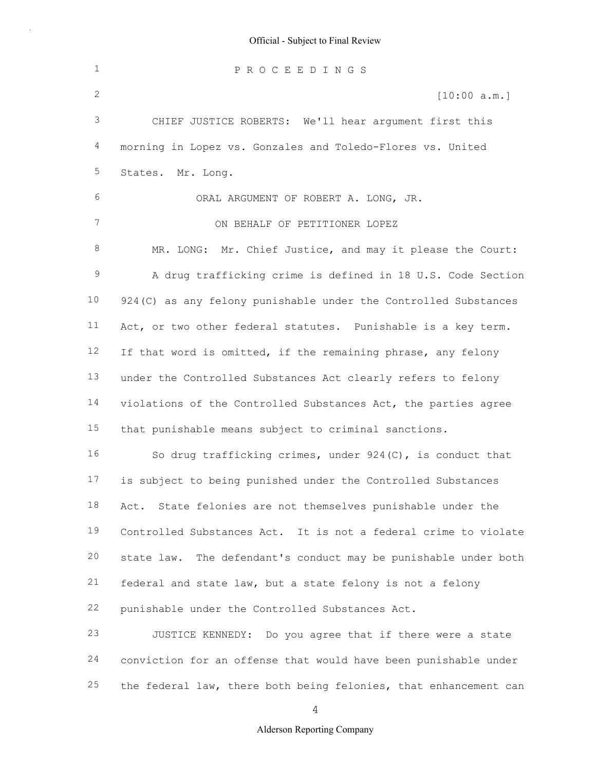P R O C E E D I N G S

[10:00 a.m.]

CHIEF JUSTICE ROBERTS: We'll hear argument first this morning in Lopez vs. Gonzales and Toledo-Flores vs. United States. Mr. Long.

ORAL ARGUMENT OF ROBERT A. LONG, JR.

ON BEHALF OF PETITIONER LOPEZ

MR. LONG: Mr. Chief Justice, and may it please the Court: A drug trafficking crime is defined in 18 U.S. Code Section 924(C) as any felony punishable under the Controlled Substances Act, or two other federal statutes. Punishable is a key term. If that word is omitted, if the remaining phrase, any felony under the Controlled Substances Act clearly refers to felony violations of the Controlled Substances Act, the parties agree that punishable means subject to criminal sanctions.

So drug trafficking crimes, under 924(C), is conduct that is subject to being punished under the Controlled Substances Act. State felonies are not themselves punishable under the Controlled Substances Act. It is not a federal crime to violate state law. The defendant's conduct may be punishable under both federal and state law, but a state felony is not a felony punishable under the Controlled Substances Act.

JUSTICE KENNEDY: Do you agree that if there were a state conviction for an offense that would have been punishable under the federal law, there both being felonies, that enhancement can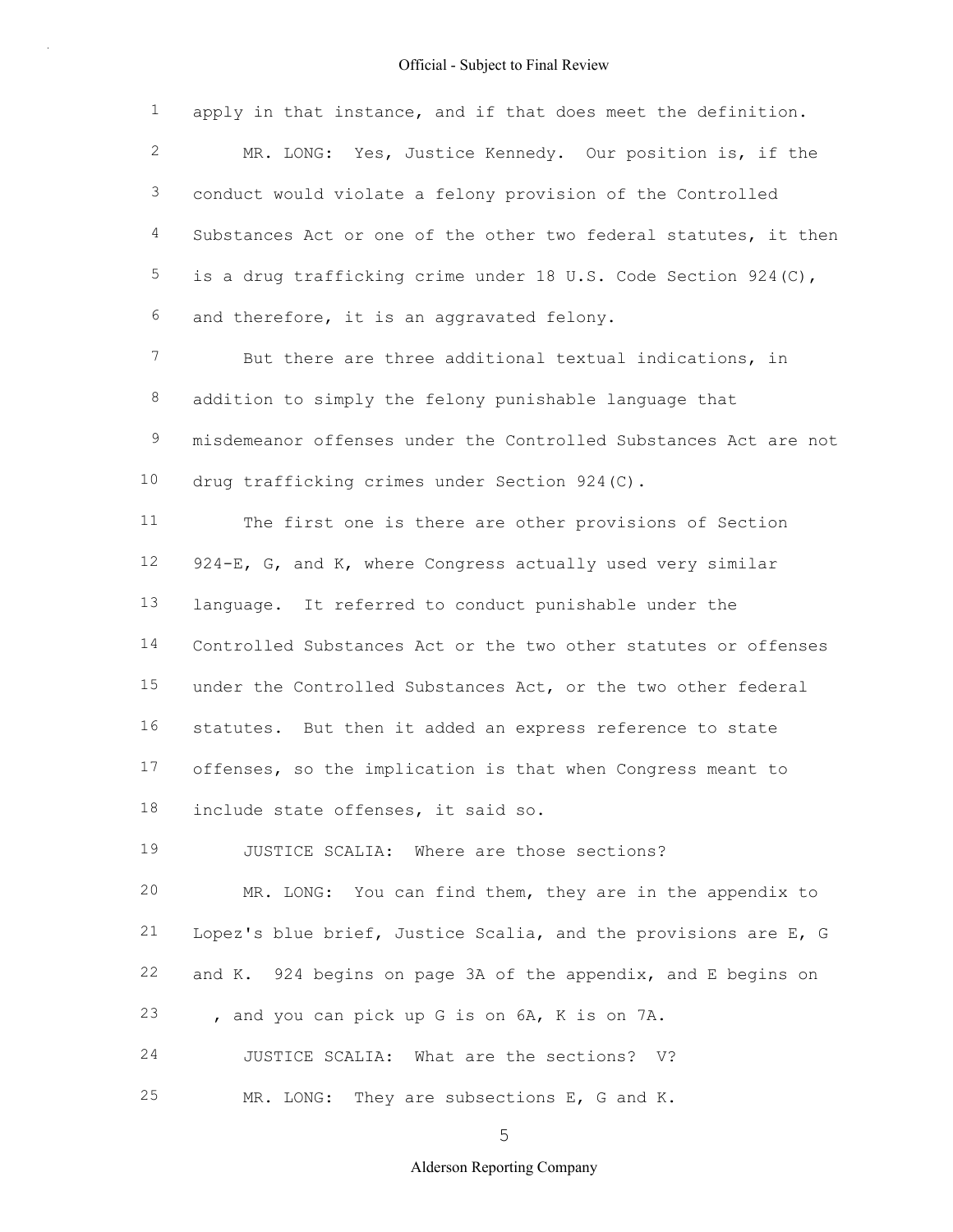apply in that instance, and if that does meet the definition.

MR. LONG: Yes, Justice Kennedy. Our position is, if the conduct would violate a felony provision of the Controlled Substances Act or one of the other two federal statutes, it then is a drug trafficking crime under 18 U.S. Code Section 924(C), and therefore, it is an aggravated felony.

But there are three additional textual indications, in addition to simply the felony punishable language that misdemeanor offenses under the Controlled Substances Act are not drug trafficking crimes under Section 924(C).

The first one is there are other provisions of Section 924-E, G, and K, where Congress actually used very similar language. It referred to conduct punishable under the Controlled Substances Act or the two other statutes or offenses under the Controlled Substances Act, or the two other federal statutes. But then it added an express reference to state offenses, so the implication is that when Congress meant to include state offenses, it said so.

JUSTICE SCALIA: Where are those sections?

MR. LONG: You can find them, they are in the appendix to Lopez's blue brief, Justice Scalia, and the provisions are E, G and K. 924 begins on page 3A of the appendix, and E begins on , and you can pick up G is on 6A, K is on 7A.

JUSTICE SCALIA: What are the sections? V?

MR. LONG: They are subsections E, G and K.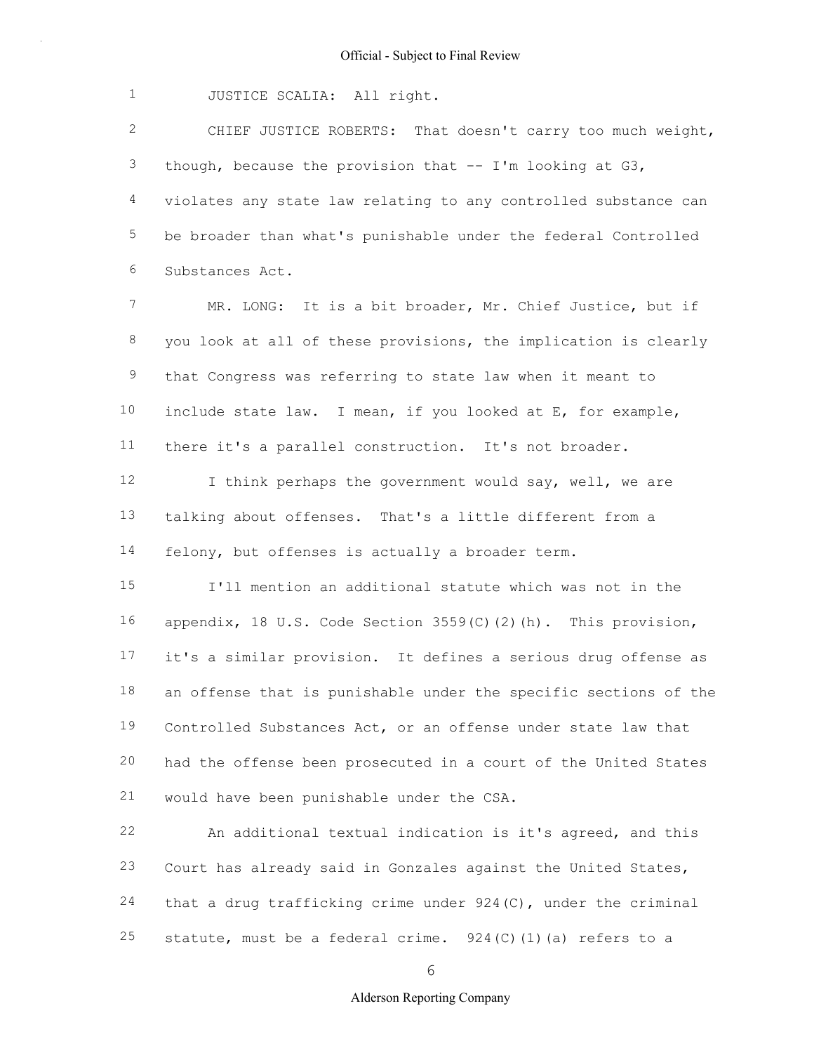JUSTICE SCALIA: All right.

CHIEF JUSTICE ROBERTS: That doesn't carry too much weight, though, because the provision that -- I'm looking at G3, violates any state law relating to any controlled substance can be broader than what's punishable under the federal Controlled Substances Act.

MR. LONG: It is a bit broader, Mr. Chief Justice, but if you look at all of these provisions, the implication is clearly that Congress was referring to state law when it meant to include state law. I mean, if you looked at E, for example, there it's a parallel construction. It's not broader.

I think perhaps the government would say, well, we are talking about offenses. That's a little different from a felony, but offenses is actually a broader term.

I'll mention an additional statute which was not in the appendix, 18 U.S. Code Section 3559(C)(2)(h). This provision, it's a similar provision. It defines a serious drug offense as an offense that is punishable under the specific sections of the Controlled Substances Act, or an offense under state law that had the offense been prosecuted in a court of the United States would have been punishable under the CSA.

An additional textual indication is it's agreed, and this Court has already said in Gonzales against the United States, that a drug trafficking crime under 924(C), under the criminal statute, must be a federal crime. 924(C)(1)(a) refers to a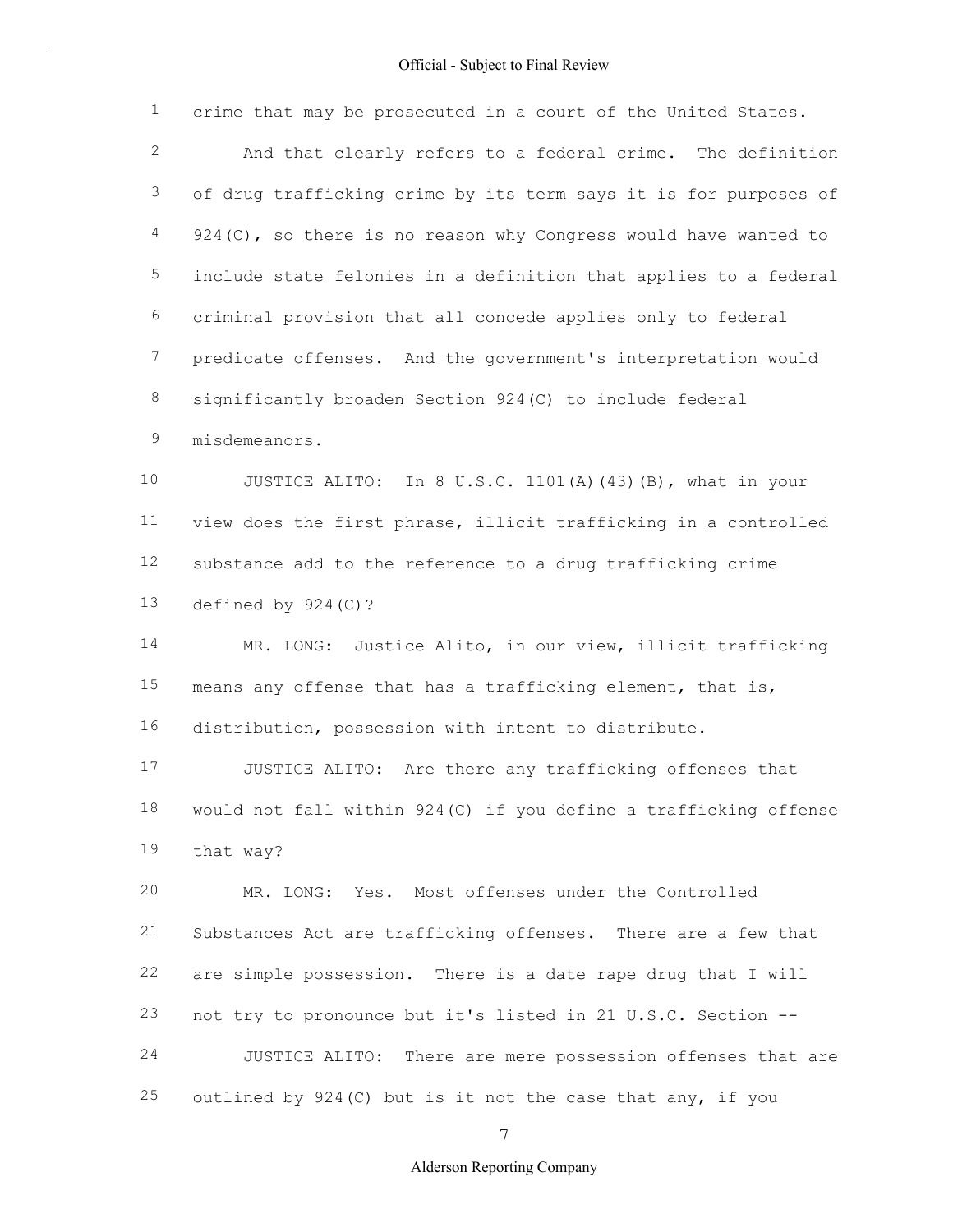crime that may be prosecuted in a court of the United States.

And that clearly refers to a federal crime. The definition of drug trafficking crime by its term says it is for purposes of 924(C), so there is no reason why Congress would have wanted to include state felonies in a definition that applies to a federal criminal provision that all concede applies only to federal predicate offenses. And the government's interpretation would significantly broaden Section 924(C) to include federal misdemeanors.

JUSTICE ALITO: In 8 U.S.C. 1101(A)(43)(B), what in your view does the first phrase, illicit trafficking in a controlled substance add to the reference to a drug trafficking crime defined by 924(C)?

MR. LONG: Justice Alito, in our view, illicit trafficking means any offense that has a trafficking element, that is, distribution, possession with intent to distribute.

JUSTICE ALITO: Are there any trafficking offenses that would not fall within 924(C) if you define a trafficking offense that way?

MR. LONG: Yes. Most offenses under the Controlled Substances Act are trafficking offenses. There are a few that are simple possession. There is a date rape drug that I will not try to pronounce but it's listed in 21 U.S.C. Section --

JUSTICE ALITO: There are mere possession offenses that are outlined by 924(C) but is it not the case that any, if you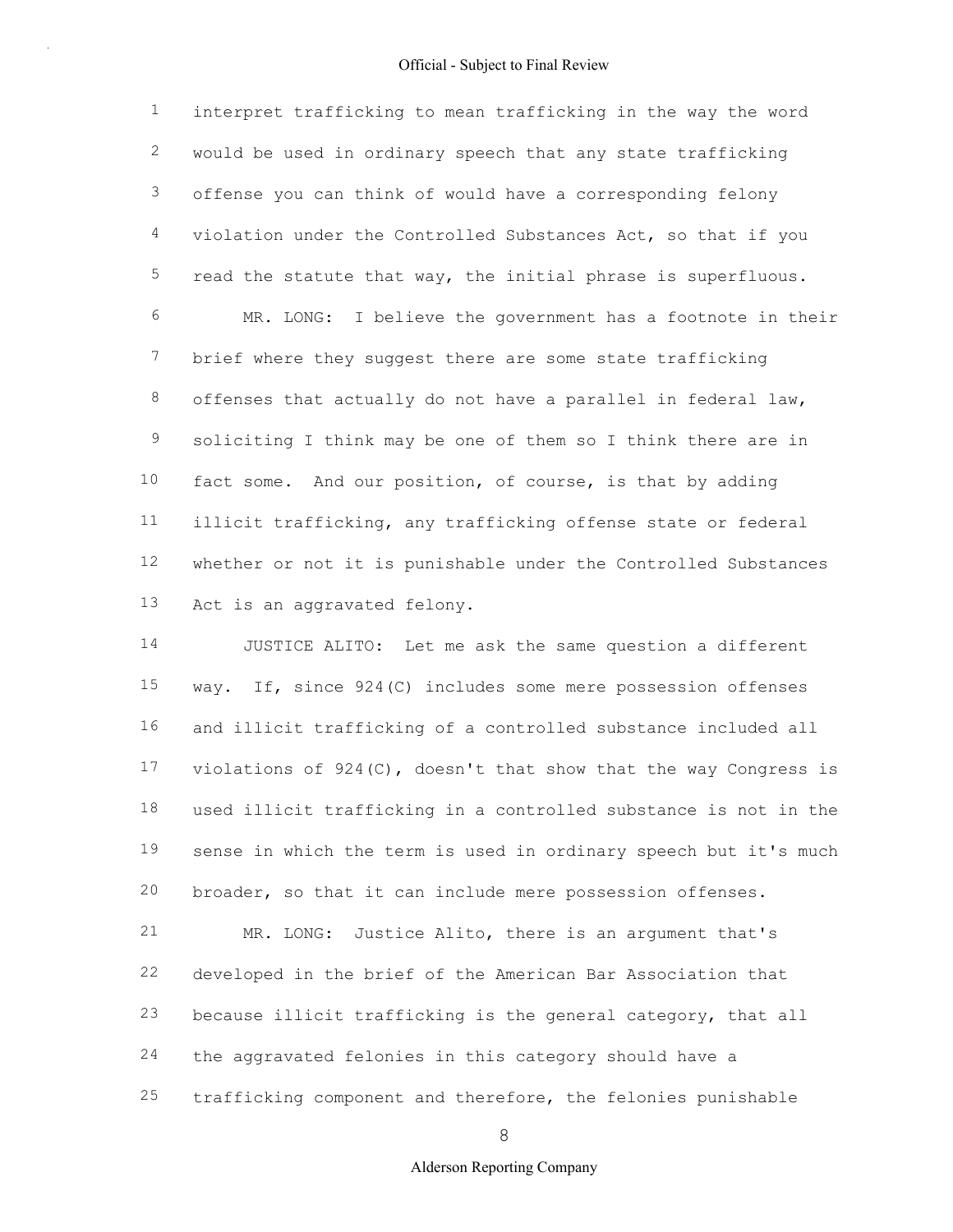interpret trafficking to mean trafficking in the way the word would be used in ordinary speech that any state trafficking offense you can think of would have a corresponding felony violation under the Controlled Substances Act, so that if you read the statute that way, the initial phrase is superfluous.

MR. LONG: I believe the government has a footnote in their brief where they suggest there are some state trafficking offenses that actually do not have a parallel in federal law, soliciting I think may be one of them so I think there are in fact some. And our position, of course, is that by adding illicit trafficking, any trafficking offense state or federal whether or not it is punishable under the Controlled Substances Act is an aggravated felony.

JUSTICE ALITO: Let me ask the same question a different way. If, since 924(C) includes some mere possession offenses and illicit trafficking of a controlled substance included all violations of 924(C), doesn't that show that the way Congress is used illicit trafficking in a controlled substance is not in the sense in which the term is used in ordinary speech but it's much broader, so that it can include mere possession offenses.

MR. LONG: Justice Alito, there is an argument that's developed in the brief of the American Bar Association that because illicit trafficking is the general category, that all the aggravated felonies in this category should have a trafficking component and therefore, the felonies punishable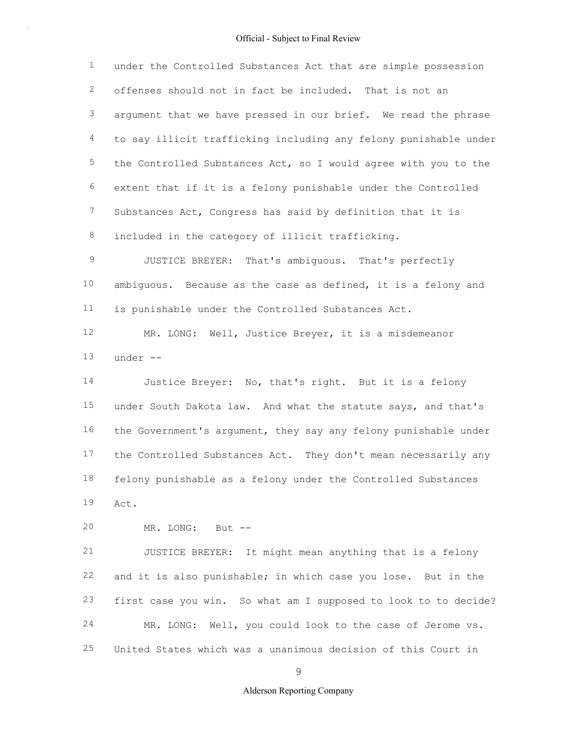under the Controlled Substances Act that are simple possession offenses should not in fact be included. That is not an argument that we have pressed in our brief. We read the phrase to say illicit trafficking including any felony punishable under the Controlled Substances Act, so I would agree with you to the extent that if it is a felony punishable under the Controlled Substances Act, Congress has said by definition that it is included in the category of illicit trafficking.

JUSTICE BREYER: That's ambiguous. That's perfectly ambiguous. Because as the case as defined, it is a felony and is punishable under the Controlled Substances Act.

MR. LONG: Well, Justice Breyer, it is a misdemeanor under --

Justice Breyer: No, that's right. But it is a felony under South Dakota law. And what the statute says, and that's the Government's argument, they say any felony punishable under the Controlled Substances Act. They don't mean necessarily any felony punishable as a felony under the Controlled Substances Act.

MR. LONG: But --

JUSTICE BREYER: It might mean anything that is a felony and it is also punishable; in which case you lose. But in the first case you win. So what am I supposed to look to to decide?

MR. LONG: Well, you could look to the case of Jerome vs. United States which was a unanimous decision of this Court in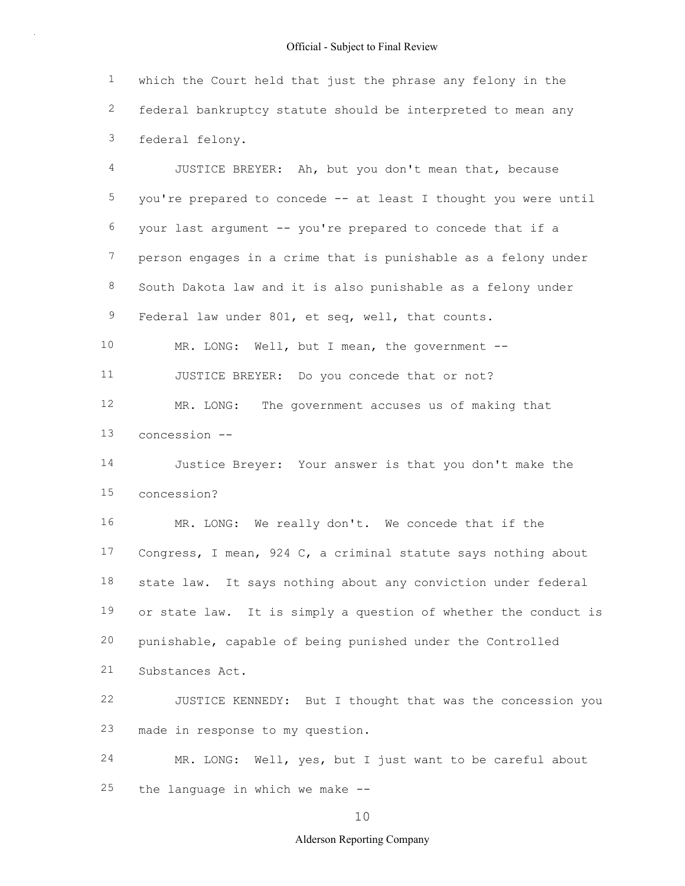which the Court held that just the phrase any felony in the federal bankruptcy statute should be interpreted to mean any federal felony.

JUSTICE BREYER: Ah, but you don't mean that, because you're prepared to concede -- at least I thought you were until your last argument -- you're prepared to concede that if a person engages in a crime that is punishable as a felony under South Dakota law and it is also punishable as a felony under Federal law under 801, et seq, well, that counts.

MR. LONG: Well, but I mean, the government --

JUSTICE BREYER: Do you concede that or not?

MR. LONG: The government accuses us of making that concession --

Justice Breyer: Your answer is that you don't make the concession?

MR. LONG: We really don't. We concede that if the Congress, I mean, 924 C, a criminal statute says nothing about state law. It says nothing about any conviction under federal or state law. It is simply a question of whether the conduct is punishable, capable of being punished under the Controlled Substances Act.

JUSTICE KENNEDY: But I thought that was the concession you made in response to my question.

MR. LONG: Well, yes, but I just want to be careful about the language in which we make --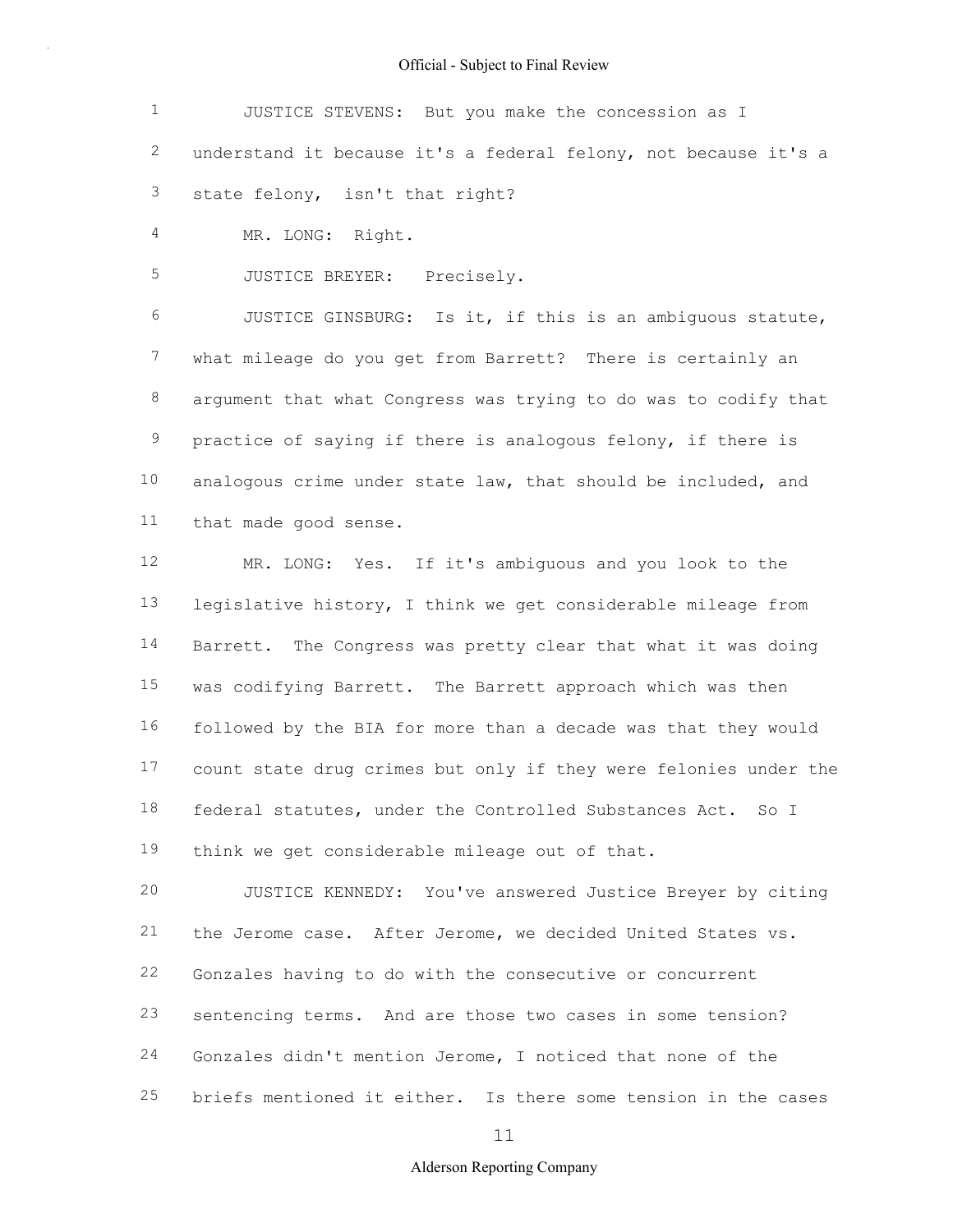JUSTICE STEVENS: But you make the concession as I understand it because it's a federal felony, not because it's a state felony, isn't that right?

MR. LONG: Right.

JUSTICE BREYER: Precisely.

JUSTICE GINSBURG: Is it, if this is an ambiguous statute, what mileage do you get from Barrett? There is certainly an argument that what Congress was trying to do was to codify that practice of saying if there is analogous felony, if there is analogous crime under state law, that should be included, and that made good sense.

MR. LONG: Yes. If it's ambiguous and you look to the legislative history, I think we get considerable mileage from Barrett. The Congress was pretty clear that what it was doing was codifying Barrett. The Barrett approach which was then followed by the BIA for more than a decade was that they would count state drug crimes but only if they were felonies under the federal statutes, under the Controlled Substances Act. So I think we get considerable mileage out of that.

JUSTICE KENNEDY: You've answered Justice Breyer by citing the Jerome case. After Jerome, we decided United States vs. Gonzales having to do with the consecutive or concurrent sentencing terms. And are those two cases in some tension? Gonzales didn't mention Jerome, I noticed that none of the briefs mentioned it either. Is there some tension in the cases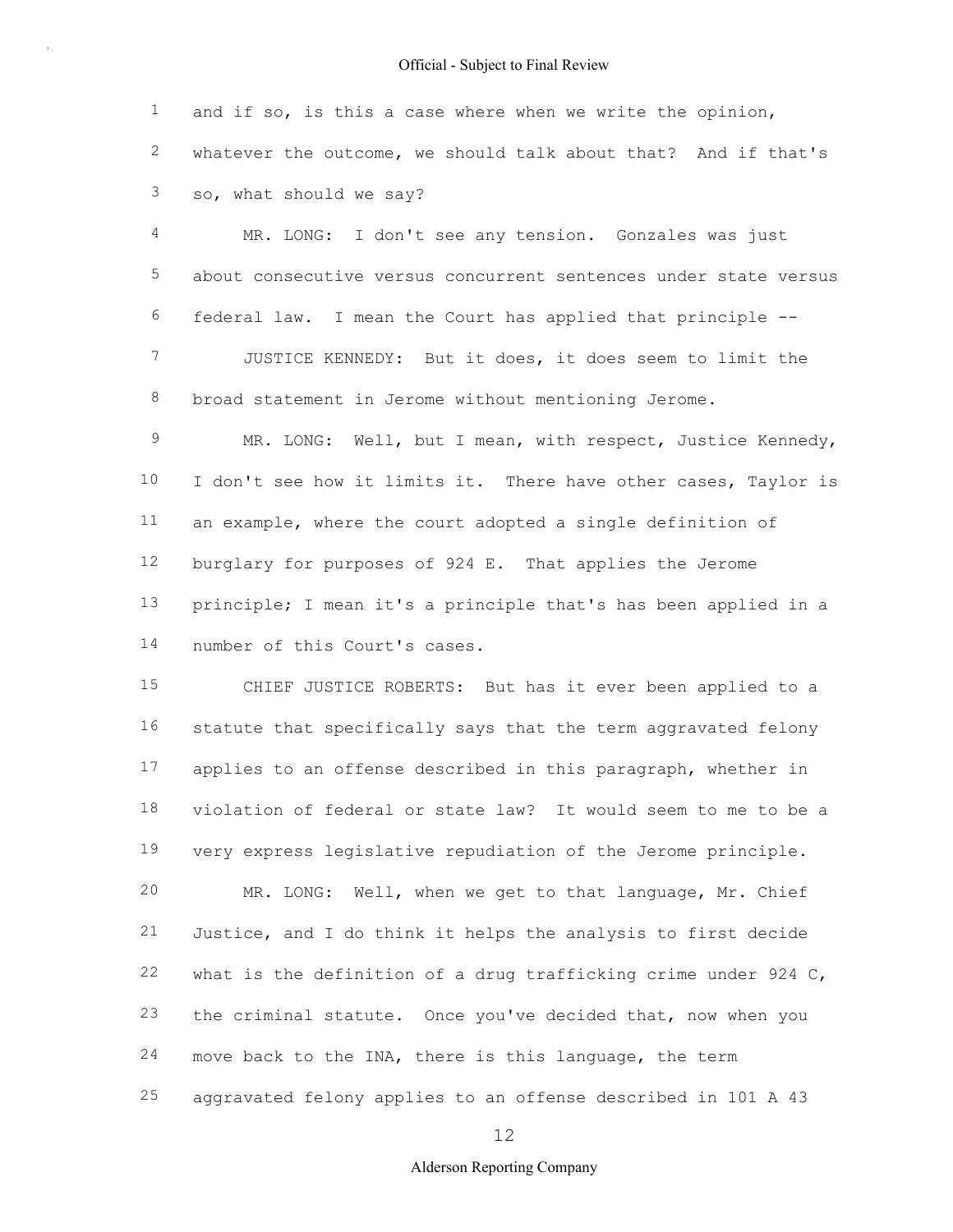and if so, is this a case where when we write the opinion, whatever the outcome, we should talk about that? And if that's so, what should we say?

MR. LONG: I don't see any tension. Gonzales was just about consecutive versus concurrent sentences under state versus federal law. I mean the Court has applied that principle --

JUSTICE KENNEDY: But it does, it does seem to limit the broad statement in Jerome without mentioning Jerome.

MR. LONG: Well, but I mean, with respect, Justice Kennedy, I don't see how it limits it. There have other cases, Taylor is an example, where the court adopted a single definition of burglary for purposes of 924 E. That applies the Jerome principle; I mean it's a principle that's has been applied in a number of this Court's cases.

CHIEF JUSTICE ROBERTS: But has it ever been applied to a statute that specifically says that the term aggravated felony applies to an offense described in this paragraph, whether in violation of federal or state law? It would seem to me to be a very express legislative repudiation of the Jerome principle.

MR. LONG: Well, when we get to that language, Mr. Chief Justice, and I do think it helps the analysis to first decide what is the definition of a drug trafficking crime under 924 C, the criminal statute. Once you've decided that, now when you move back to the INA, there is this language, the term aggravated felony applies to an offense described in 101 A 43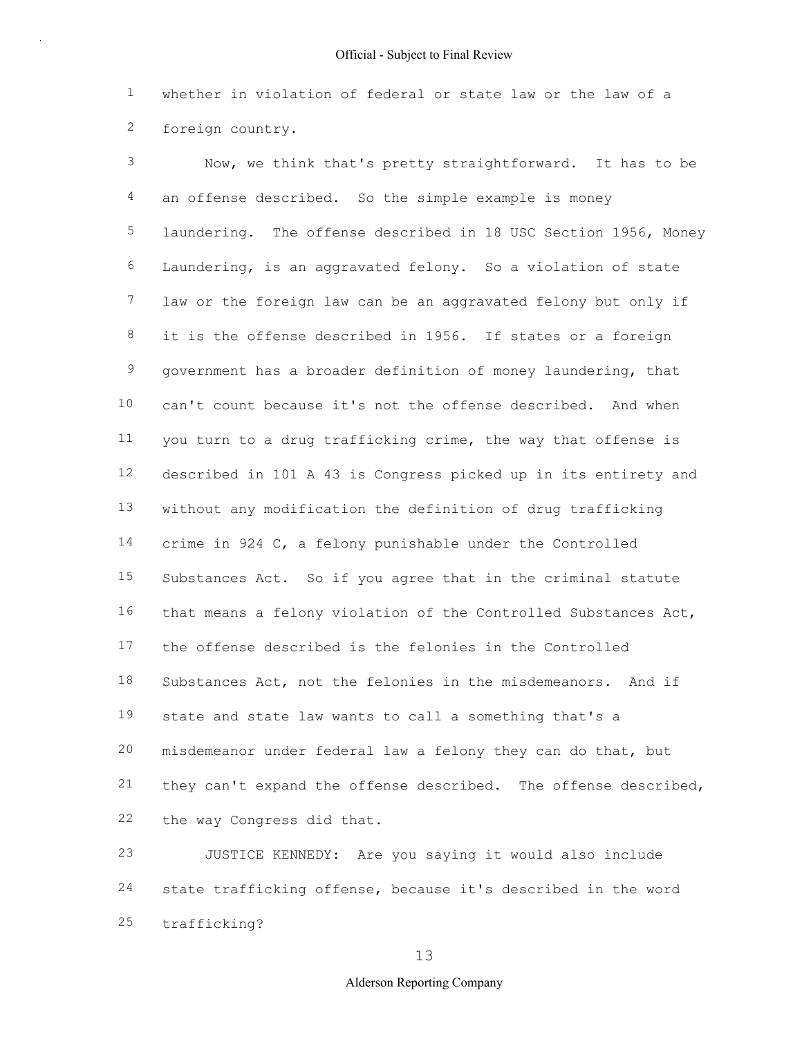whether in violation of federal or state law or the law of a foreign country.

Now, we think that's pretty straightforward. It has to be an offense described. So the simple example is money laundering. The offense described in 18 USC Section 1956, Money Laundering, is an aggravated felony. So a violation of state law or the foreign law can be an aggravated felony but only if it is the offense described in 1956. If states or a foreign government has a broader definition of money laundering, that can't count because it's not the offense described. And when you turn to a drug trafficking crime, the way that offense is described in 101 A 43 is Congress picked up in its entirety and without any modification the definition of drug trafficking crime in 924 C, a felony punishable under the Controlled Substances Act. So if you agree that in the criminal statute that means a felony violation of the Controlled Substances Act, the offense described is the felonies in the Controlled Substances Act, not the felonies in the misdemeanors. And if state and state law wants to call a something that's a misdemeanor under federal law a felony they can do that, but they can't expand the offense described. The offense described, the way Congress did that.

JUSTICE KENNEDY: Are you saying it would also include state trafficking offense, because it's described in the word trafficking?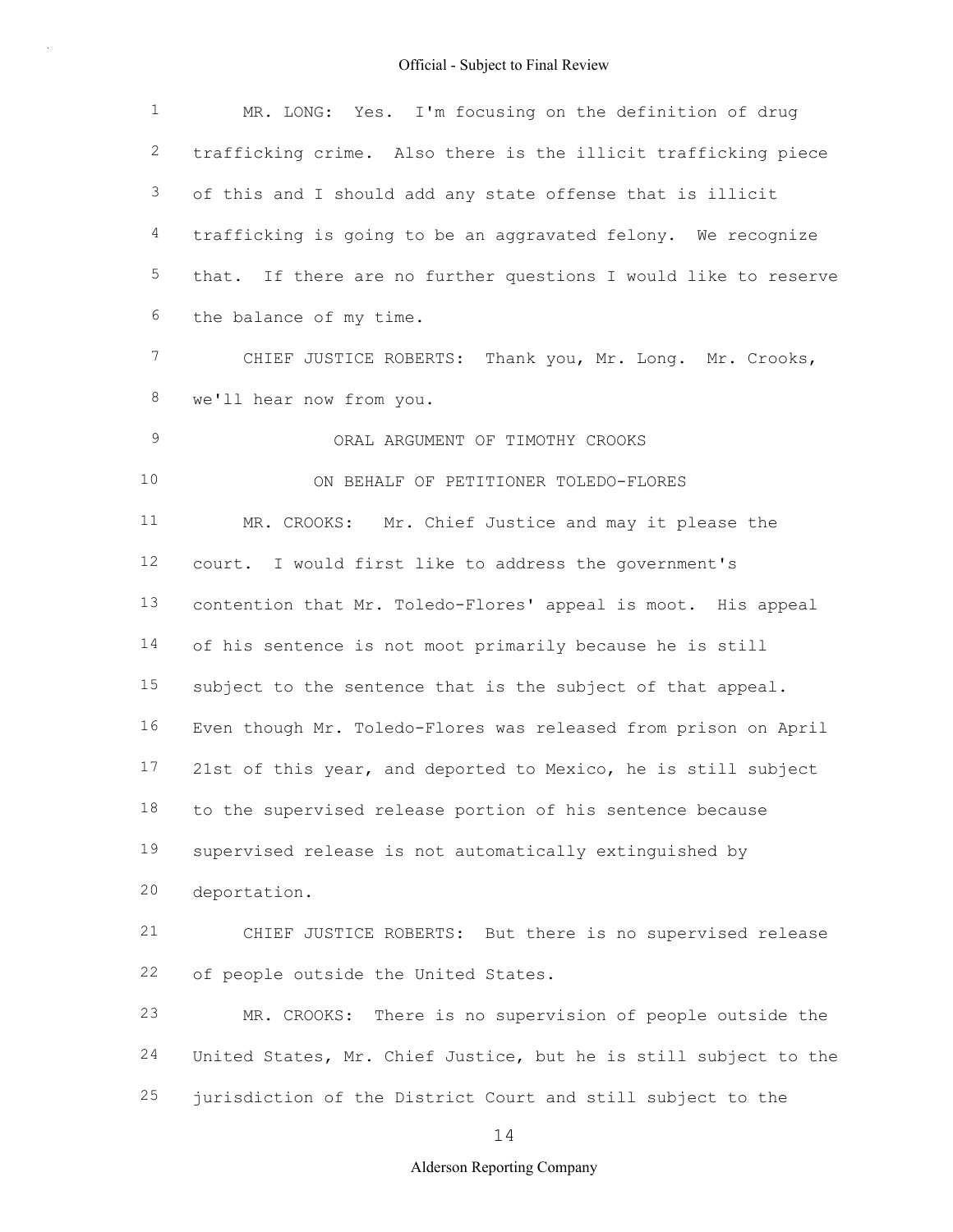MR. LONG: Yes. I'm focusing on the definition of drug trafficking crime. Also there is the illicit trafficking piece of this and I should add any state offense that is illicit trafficking is going to be an aggravated felony. We recognize that. If there are no further questions I would like to reserve the balance of my time.

CHIEF JUSTICE ROBERTS: Thank you, Mr. Long. Mr. Crooks, we'll hear now from you.

ORAL ARGUMENT OF TIMOTHY CROOKS

ON BEHALF OF PETITIONER TOLEDO-FLORES

MR. CROOKS: Mr. Chief Justice and may it please the court. I would first like to address the government's contention that Mr. Toledo-Flores' appeal is moot. His appeal of his sentence is not moot primarily because he is still subject to the sentence that is the subject of that appeal. Even though Mr. Toledo-Flores was released from prison on April 21st of this year, and deported to Mexico, he is still subject to the supervised release portion of his sentence because supervised release is not automatically extinguished by deportation.

CHIEF JUSTICE ROBERTS: But there is no supervised release of people outside the United States.

MR. CROOKS: There is no supervision of people outside the United States, Mr. Chief Justice, but he is still subject to the jurisdiction of the District Court and still subject to the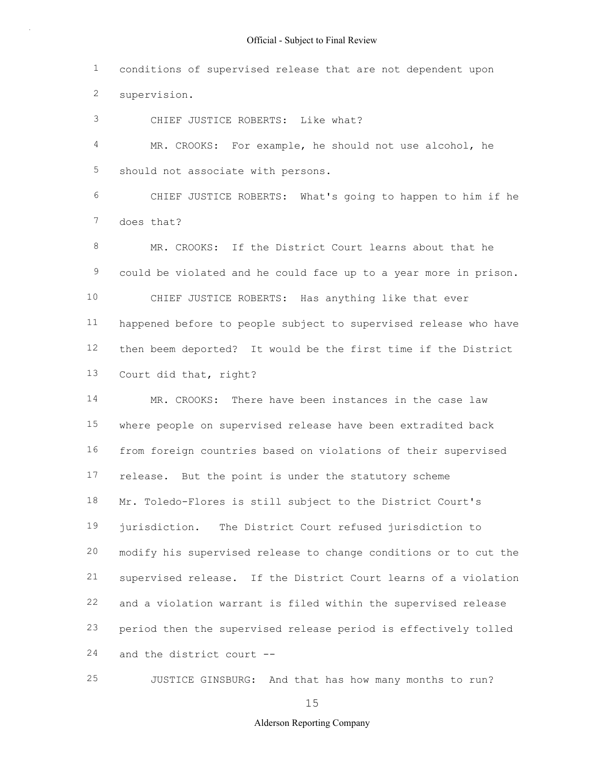conditions of supervised release that are not dependent upon supervision.

CHIEF JUSTICE ROBERTS: Like what?

MR. CROOKS: For example, he should not use alcohol, he should not associate with persons.

CHIEF JUSTICE ROBERTS: What's going to happen to him if he does that?

MR. CROOKS: If the District Court learns about that he could be violated and he could face up to a year more in prison.

CHIEF JUSTICE ROBERTS: Has anything like that ever happened before to people subject to supervised release who have then beem deported? It would be the first time if the District Court did that, right?

MR. CROOKS: There have been instances in the case law where people on supervised release have been extradited back from foreign countries based on violations of their supervised release. But the point is under the statutory scheme Mr. Toledo-Flores is still subject to the District Court's jurisdiction. The District Court refused jurisdiction to modify his supervised release to change conditions or to cut the supervised release. If the District Court learns of a violation and a violation warrant is filed within the supervised release period then the supervised release period is effectively tolled and the district court --

JUSTICE GINSBURG: And that has how many months to run?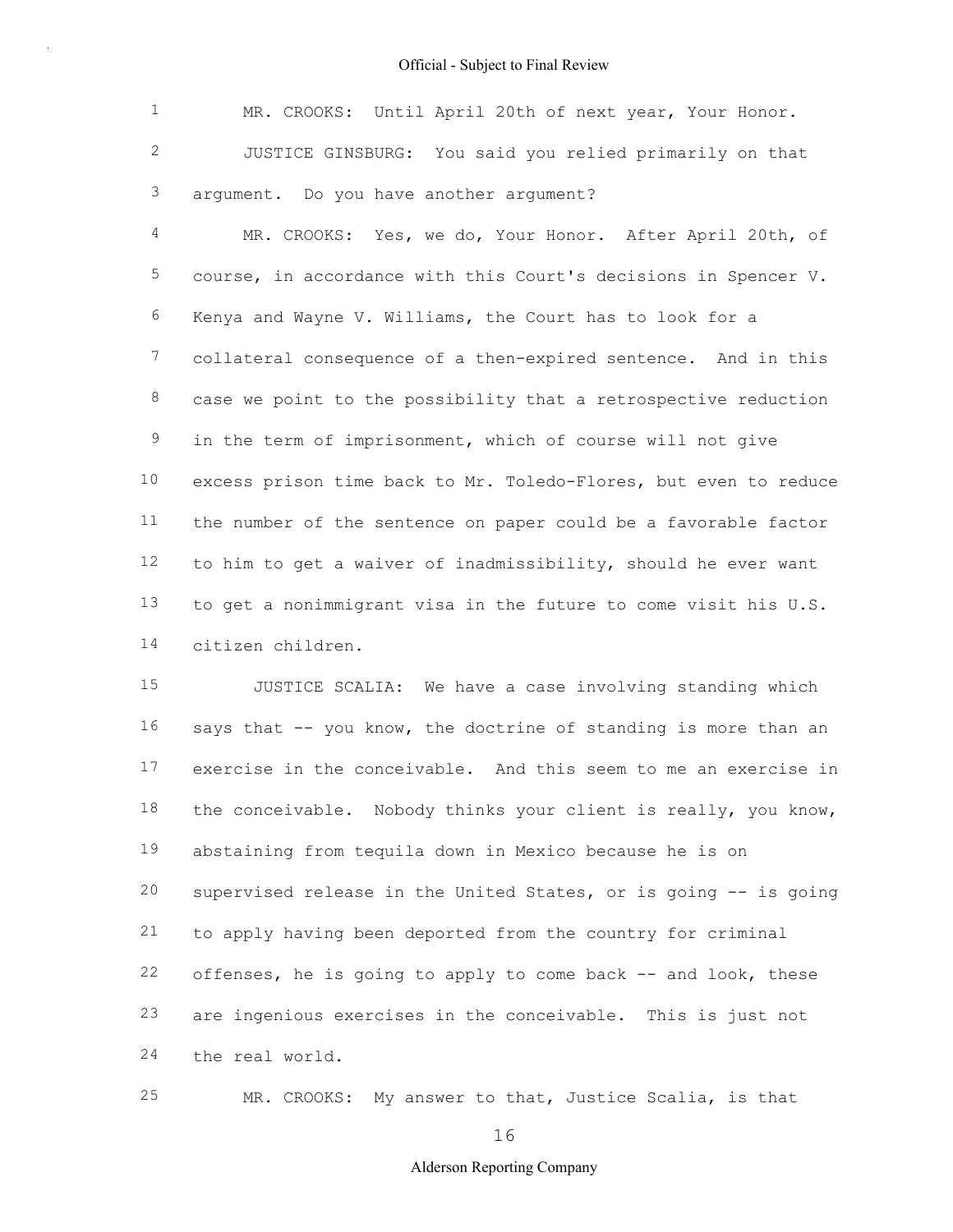MR. CROOKS: Until April 20th of next year, Your Honor.

JUSTICE GINSBURG: You said you relied primarily on that argument. Do you have another argument?

MR. CROOKS: Yes, we do, Your Honor. After April 20th, of course, in accordance with this Court's decisions in Spencer V. Kenya and Wayne V. Williams, the Court has to look for a collateral consequence of a then-expired sentence. And in this case we point to the possibility that a retrospective reduction in the term of imprisonment, which of course will not give excess prison time back to Mr. Toledo-Flores, but even to reduce the number of the sentence on paper could be a favorable factor to him to get a waiver of inadmissibility, should he ever want to get a nonimmigrant visa in the future to come visit his U.S. citizen children.

JUSTICE SCALIA: We have a case involving standing which says that -- you know, the doctrine of standing is more than an exercise in the conceivable. And this seem to me an exercise in the conceivable. Nobody thinks your client is really, you know, abstaining from tequila down in Mexico because he is on supervised release in the United States, or is going -- is going to apply having been deported from the country for criminal offenses, he is going to apply to come back -- and look, these are ingenious exercises in the conceivable. This is just not the real world.

MR. CROOKS: My answer to that, Justice Scalia, is that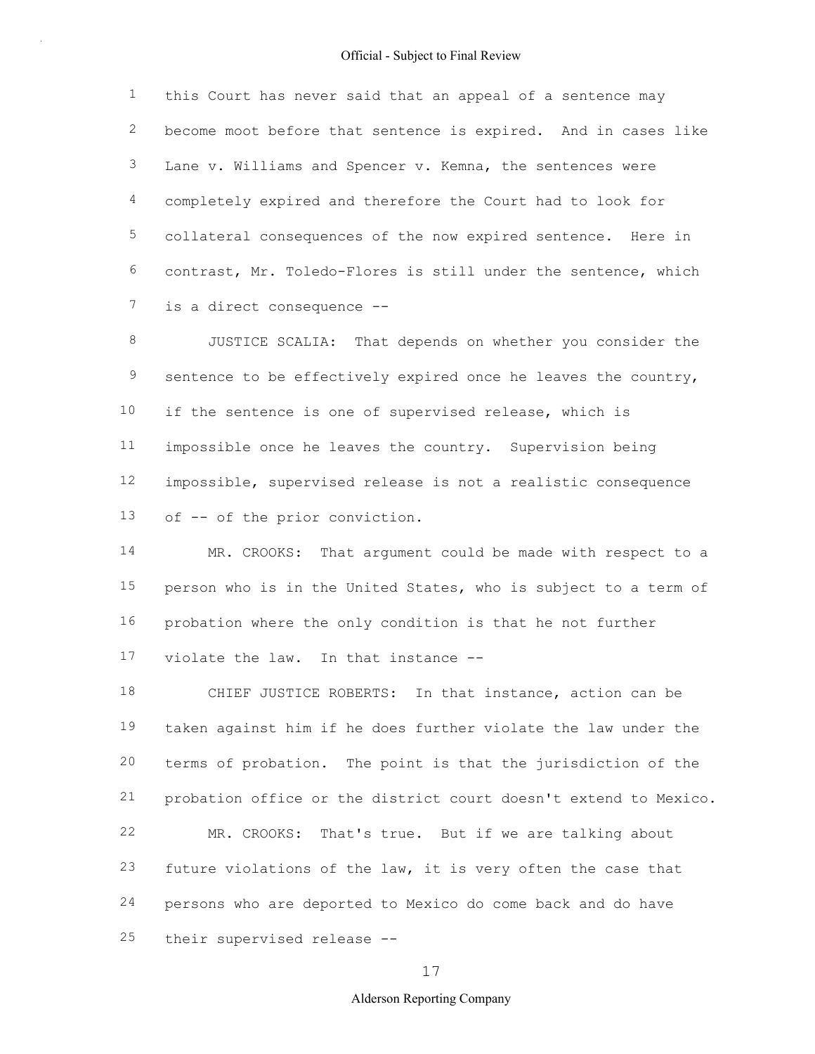this Court has never said that an appeal of a sentence may become moot before that sentence is expired. And in cases like Lane v. Williams and Spencer v. Kemna, the sentences were completely expired and therefore the Court had to look for collateral consequences of the now expired sentence. Here in contrast, Mr. Toledo-Flores is still under the sentence, which is a direct consequence --

JUSTICE SCALIA: That depends on whether you consider the sentence to be effectively expired once he leaves the country, if the sentence is one of supervised release, which is impossible once he leaves the country. Supervision being impossible, supervised release is not a realistic consequence of -- of the prior conviction.

MR. CROOKS: That argument could be made with respect to a person who is in the United States, who is subject to a term of probation where the only condition is that he not further violate the law. In that instance --

CHIEF JUSTICE ROBERTS: In that instance, action can be taken against him if he does further violate the law under the terms of probation. The point is that the jurisdiction of the probation office or the district court doesn't extend to Mexico.

MR. CROOKS: That's true. But if we are talking about future violations of the law, it is very often the case that persons who are deported to Mexico do come back and do have their supervised release --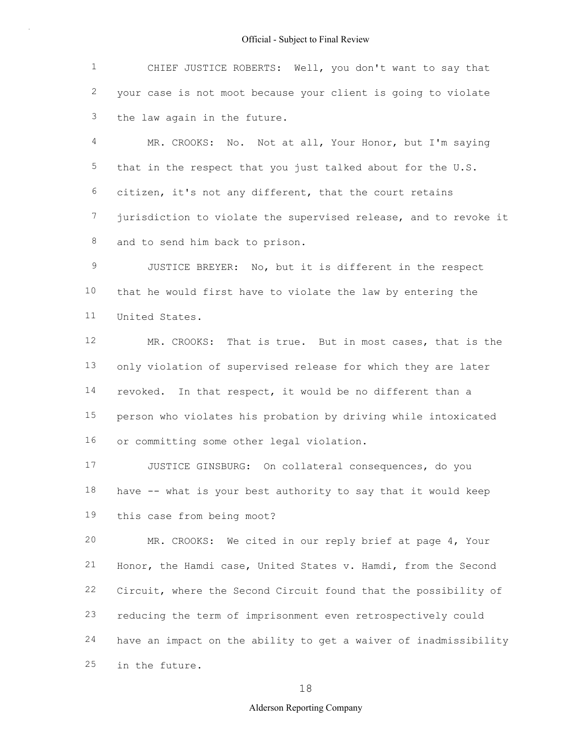CHIEF JUSTICE ROBERTS: Well, you don't want to say that your case is not moot because your client is going to violate the law again in the future.

MR. CROOKS: No. Not at all, Your Honor, but I'm saying that in the respect that you just talked about for the U.S. citizen, it's not any different, that the court retains jurisdiction to violate the supervised release, and to revoke it and to send him back to prison.

JUSTICE BREYER: No, but it is different in the respect that he would first have to violate the law by entering the United States.

MR. CROOKS: That is true. But in most cases, that is the only violation of supervised release for which they are later revoked. In that respect, it would be no different than a person who violates his probation by driving while intoxicated or committing some other legal violation.

JUSTICE GINSBURG: On collateral consequences, do you have -- what is your best authority to say that it would keep this case from being moot?

MR. CROOKS: We cited in our reply brief at page 4, Your Honor, the Hamdi case, United States v. Hamdi, from the Second Circuit, where the Second Circuit found that the possibility of reducing the term of imprisonment even retrospectively could have an impact on the ability to get a waiver of inadmissibility in the future.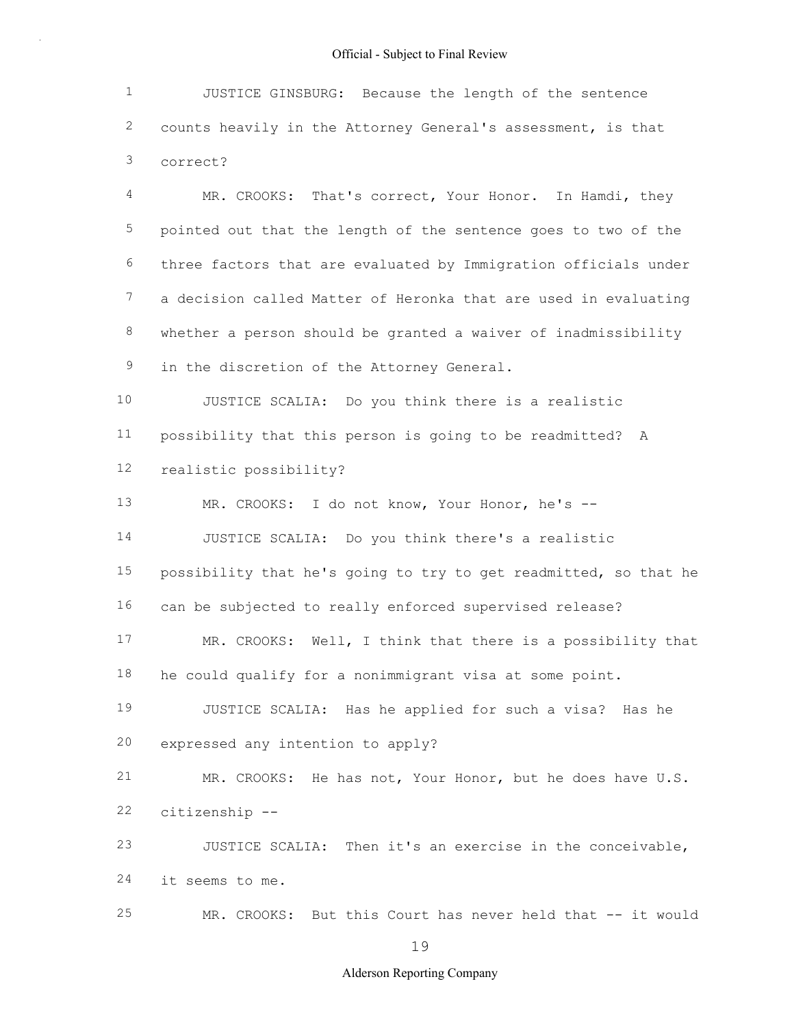JUSTICE GINSBURG: Because the length of the sentence counts heavily in the Attorney General's assessment, is that correct?

MR. CROOKS: That's correct, Your Honor. In Hamdi, they pointed out that the length of the sentence goes to two of the three factors that are evaluated by Immigration officials under a decision called Matter of Heronka that are used in evaluating whether a person should be granted a waiver of inadmissibility in the discretion of the Attorney General.

JUSTICE SCALIA: Do you think there is a realistic possibility that this person is going to be readmitted? A realistic possibility?

MR. CROOKS: I do not know, Your Honor, he's --

JUSTICE SCALIA: Do you think there's a realistic possibility that he's going to try to get readmitted, so that he can be subjected to really enforced supervised release?

MR. CROOKS: Well, I think that there is a possibility that he could qualify for a nonimmigrant visa at some point.

JUSTICE SCALIA: Has he applied for such a visa? Has he expressed any intention to apply?

MR. CROOKS: He has not, Your Honor, but he does have U.S. citizenship --

JUSTICE SCALIA: Then it's an exercise in the conceivable, it seems to me.

MR. CROOKS: But this Court has never held that -- it would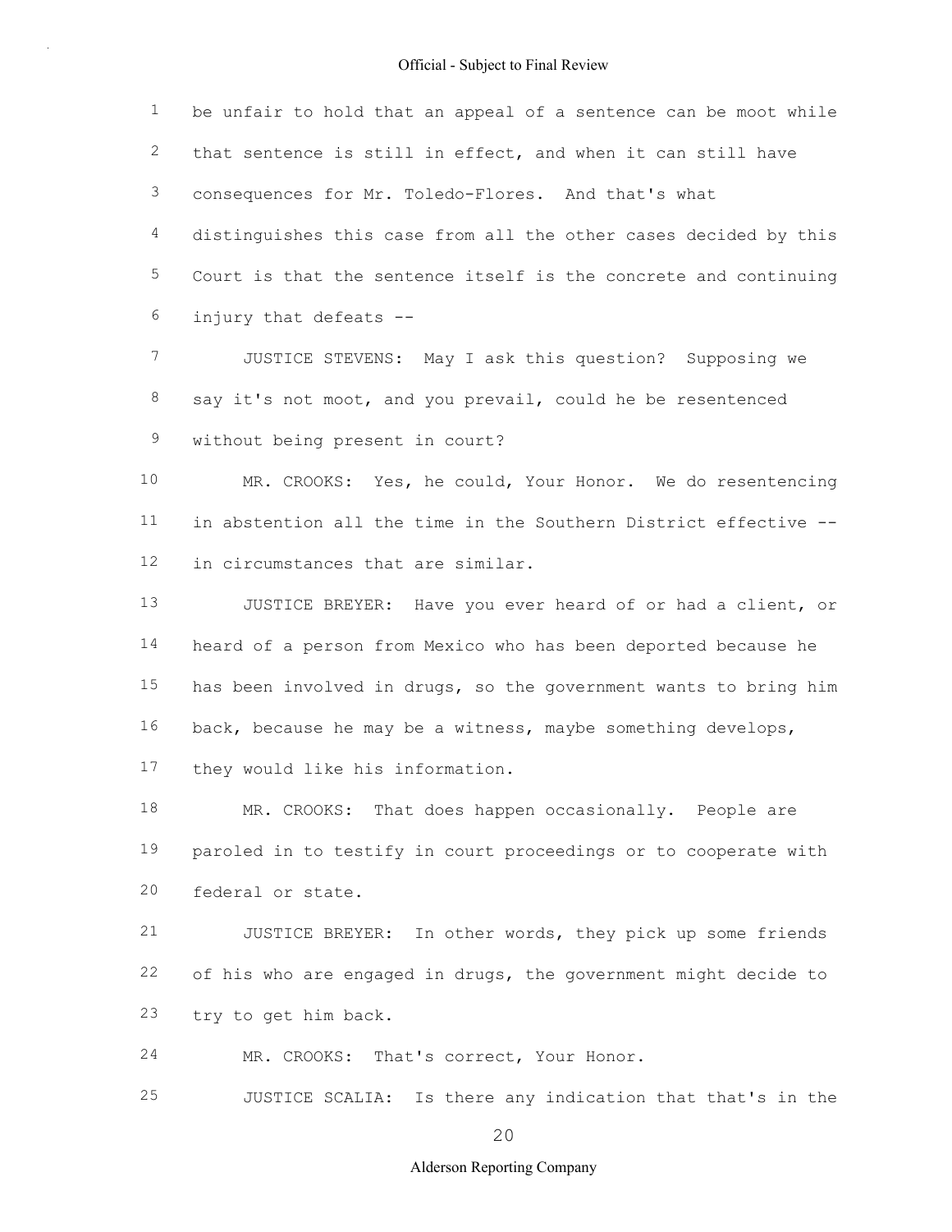be unfair to hold that an appeal of a sentence can be moot while that sentence is still in effect, and when it can still have consequences for Mr. Toledo-Flores. And that's what distinguishes this case from all the other cases decided by this Court is that the sentence itself is the concrete and continuing injury that defeats --

JUSTICE STEVENS: May I ask this question? Supposing we say it's not moot, and you prevail, could he be resentenced without being present in court?

MR. CROOKS: Yes, he could, Your Honor. We do resentencing in abstention all the time in the Southern District effective -- in circumstances that are similar.

JUSTICE BREYER: Have you ever heard of or had a client, or heard of a person from Mexico who has been deported because he has been involved in drugs, so the government wants to bring him back, because he may be a witness, maybe something develops, they would like his information.

MR. CROOKS: That does happen occasionally. People are paroled in to testify in court proceedings or to cooperate with federal or state.

JUSTICE BREYER: In other words, they pick up some friends of his who are engaged in drugs, the government might decide to try to get him back.

MR. CROOKS: That's correct, Your Honor.

JUSTICE SCALIA: Is there any indication that that's in the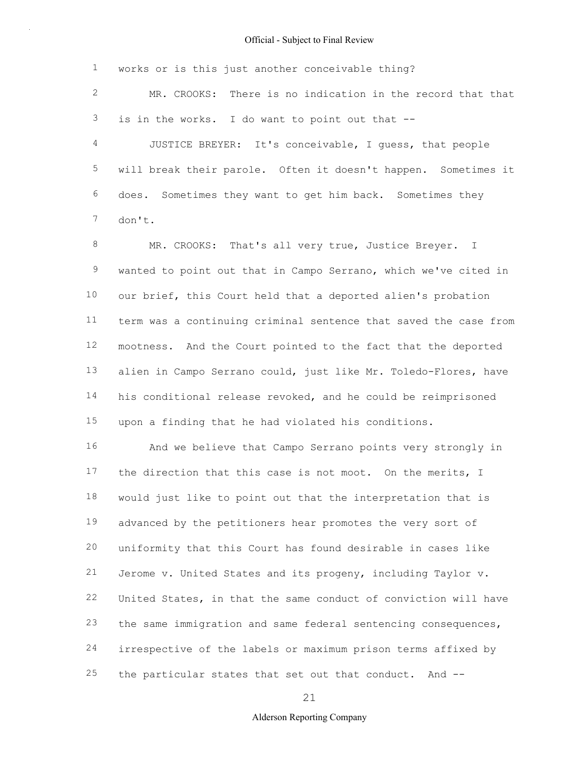works or is this just another conceivable thing?

MR. CROOKS: There is no indication in the record that that is in the works. I do want to point out that --

JUSTICE BREYER: It's conceivable, I guess, that people will break their parole. Often it doesn't happen. Sometimes it does. Sometimes they want to get him back. Sometimes they don't.

MR. CROOKS: That's all very true, Justice Breyer. I wanted to point out that in Campo Serrano, which we've cited in our brief, this Court held that a deported alien's probation term was a continuing criminal sentence that saved the case from mootness. And the Court pointed to the fact that the deported alien in Campo Serrano could, just like Mr. Toledo-Flores, have his conditional release revoked, and he could be reimprisoned upon a finding that he had violated his conditions.

And we believe that Campo Serrano points very strongly in the direction that this case is not moot. On the merits, I would just like to point out that the interpretation that is advanced by the petitioners hear promotes the very sort of uniformity that this Court has found desirable in cases like Jerome v. United States and its progeny, including Taylor v. United States, in that the same conduct of conviction will have the same immigration and same federal sentencing consequences, irrespective of the labels or maximum prison terms affixed by the particular states that set out that conduct. And --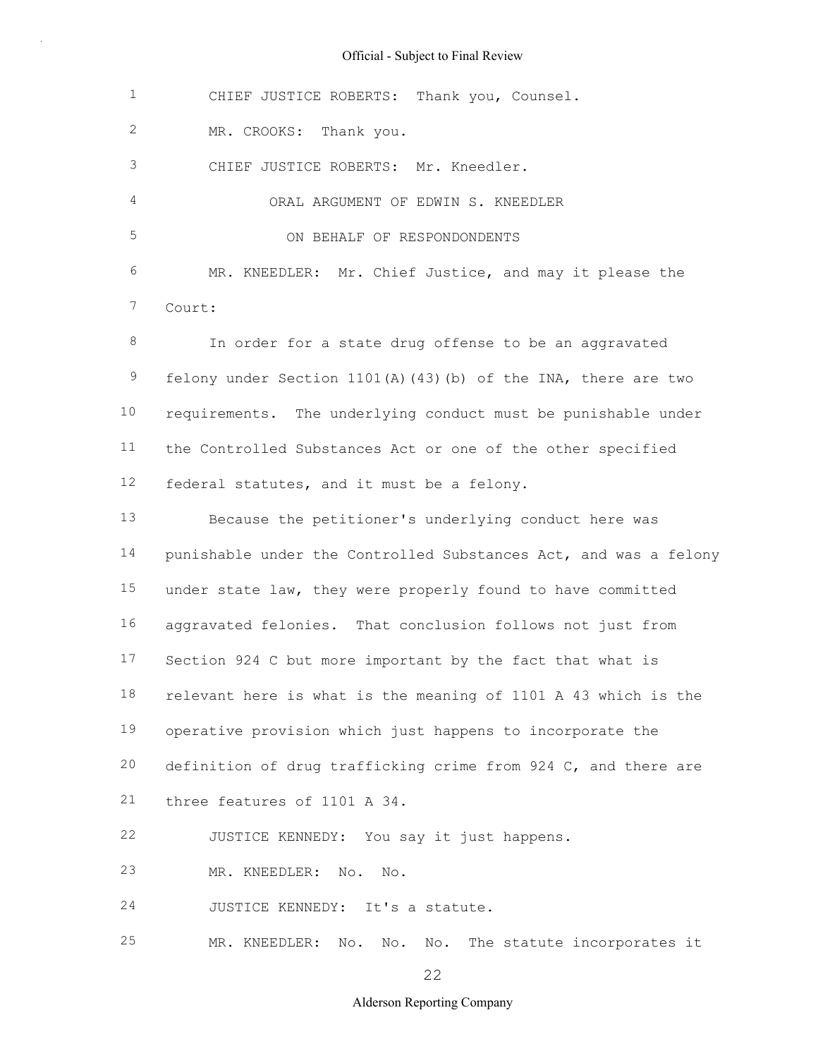CHIEF JUSTICE ROBERTS: Thank you, Counsel.

MR. CROOKS: Thank you.

CHIEF JUSTICE ROBERTS: Mr. Kneedler.

ORAL ARGUMENT OF EDWIN S. KNEEDLER

ON BEHALF OF RESPONDONDENTS

MR. KNEEDLER: Mr. Chief Justice, and may it please the Court:

In order for a state drug offense to be an aggravated felony under Section 1101(A)(43)(b) of the INA, there are two requirements. The underlying conduct must be punishable under the Controlled Substances Act or one of the other specified federal statutes, and it must be a felony.

Because the petitioner's underlying conduct here was punishable under the Controlled Substances Act, and was a felony under state law, they were properly found to have committed aggravated felonies. That conclusion follows not just from Section 924 C but more important by the fact that what is relevant here is what is the meaning of 1101 A 43 which is the operative provision which just happens to incorporate the definition of drug trafficking crime from 924 C, and there are three features of 1101 A 34.

JUSTICE KENNEDY: You say it just happens.

MR. KNEEDLER: No. No.

JUSTICE KENNEDY: It's a statute.

MR. KNEEDLER: No. No. No. The statute incorporates it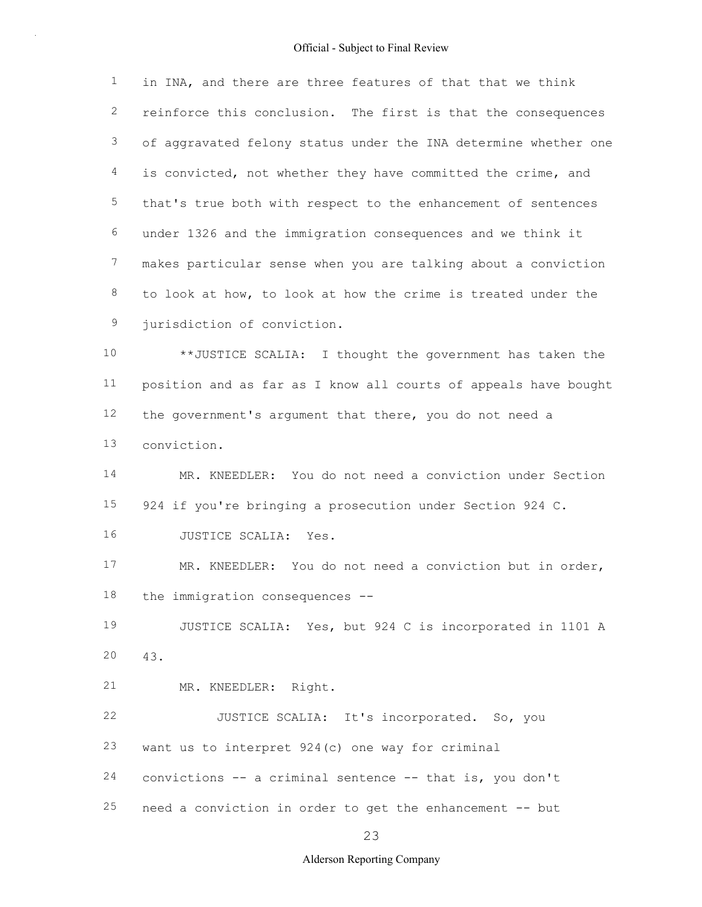in INA, and there are three features of that that we think reinforce this conclusion. The first is that the consequences of aggravated felony status under the INA determine whether one is convicted, not whether they have committed the crime, and that's true both with respect to the enhancement of sentences under 1326 and the immigration consequences and we think it makes particular sense when you are talking about a conviction to look at how, to look at how the crime is treated under the jurisdiction of conviction.

**JUSTICE SCALIA: I thought the government has taken the position and as far as I know all courts of appeals have bought the government's argument that there, you do not need a conviction.

MR. KNEEDLER: You do not need a conviction under Section 924 if you're bringing a prosecution under Section 924 C.

JUSTICE SCALIA: Yes.

MR. KNEEDLER: You do not need a conviction but in order, the immigration consequences --

JUSTICE SCALIA: Yes, but 924 C is incorporated in 1101 A 43.

MR. KNEEDLER: Right.

JUSTICE SCALIA: It's incorporated. So, you want us to interpret 924(c) one way for criminal convictions -- a criminal sentence -- that is, you don't need a conviction in order to get the enhancement -- but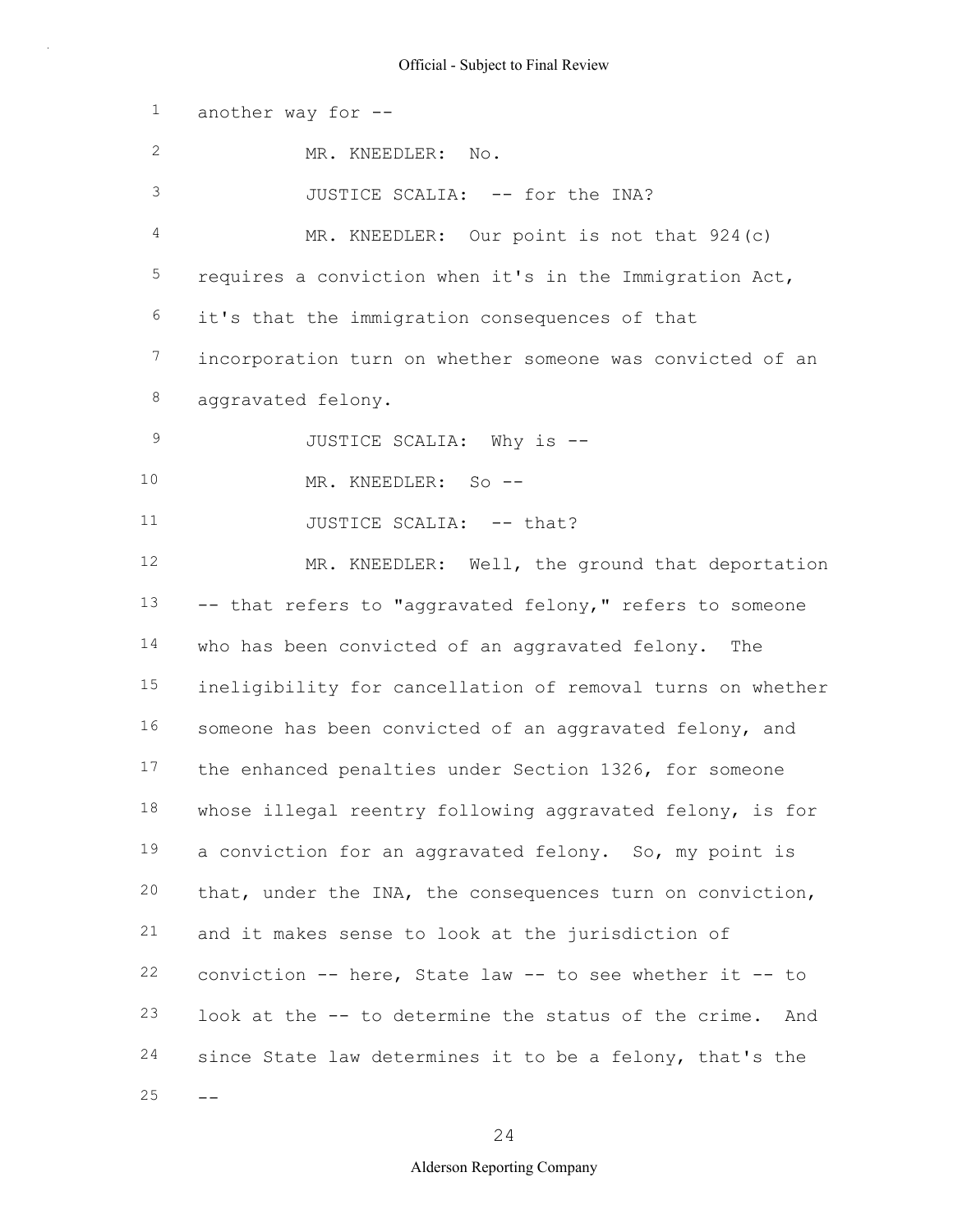another way for --

MR. KNEEDLER: No.

JUSTICE SCALIA: -- for the INA?

MR. KNEEDLER: Our point is not that 924(c) requires a conviction when it's in the Immigration Act, it's that the immigration consequences of that incorporation turn on whether someone was convicted of an aggravated felony.

JUSTICE SCALIA: Why is --

MR. KNEEDLER: So --

JUSTICE SCALIA: -- that?

MR. KNEEDLER: Well, the ground that deportation -- that refers to "aggravated felony," refers to someone who has been convicted of an aggravated felony. The ineligibility for cancellation of removal turns on whether someone has been convicted of an aggravated felony, and the enhanced penalties under Section 1326, for someone whose illegal reentry following aggravated felony, is for a conviction for an aggravated felony. So, my point is that, under the INA, the consequences turn on conviction, and it makes sense to look at the jurisdiction of conviction -- here, State law -- to see whether it -- to look at the -- to determine the status of the crime. And since State law determines it to be a felony, that's the --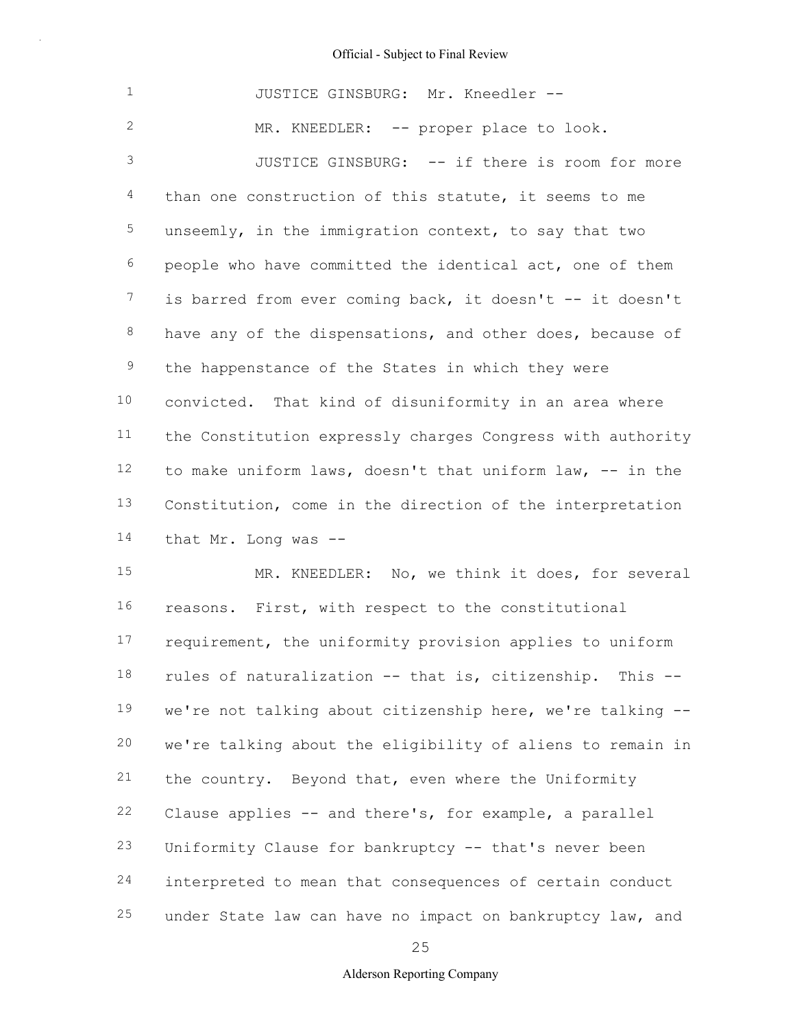JUSTICE GINSBURG: Mr. Kneedler --

MR. KNEEDLER: -- proper place to look.

JUSTICE GINSBURG: -- if there is room for more than one construction of this statute, it seems to me unseemly, in the immigration context, to say that two people who have committed the identical act, one of them is barred from ever coming back, it doesn't -- it doesn't have any of the dispensations, and other does, because of the happenstance of the States in which they were convicted. That kind of disuniformity in an area where the Constitution expressly charges Congress with authority to make uniform laws, doesn't that uniform law, -- in the Constitution, come in the direction of the interpretation that Mr. Long was --

MR. KNEEDLER: No, we think it does, for several reasons. First, with respect to the constitutional requirement, the uniformity provision applies to uniform rules of naturalization -- that is, citizenship. This -- we're not talking about citizenship here, we're talking -- we're talking about the eligibility of aliens to remain in the country. Beyond that, even where the Uniformity Clause applies -- and there's, for example, a parallel Uniformity Clause for bankruptcy -- that's never been interpreted to mean that consequences of certain conduct under State law can have no impact on bankruptcy law, and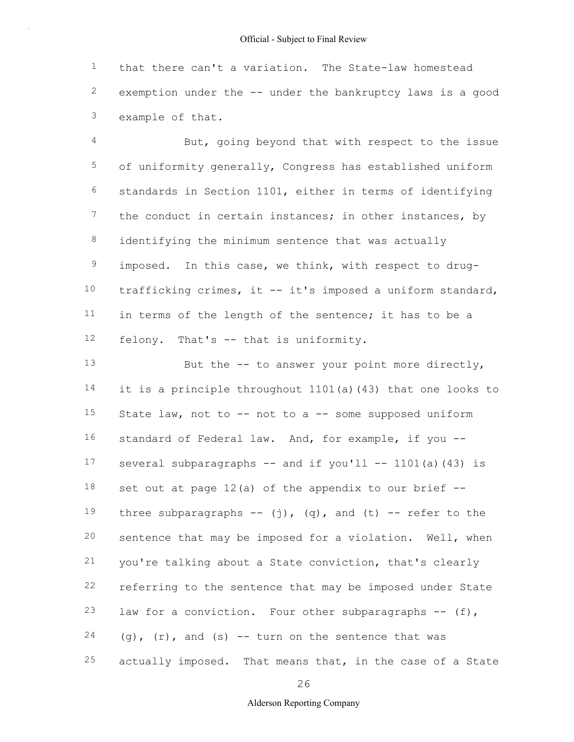that there can't a variation. The State-law homestead exemption under the -- under the bankruptcy laws is a good example of that.

But, going beyond that with respect to the issue of uniformity generally, Congress has established uniform standards in Section 1101, either in terms of identifying the conduct in certain instances; in other instances, by identifying the minimum sentence that was actually imposed. In this case, we think, with respect to drug-trafficking crimes, it -- it's imposed a uniform standard, in terms of the length of the sentence; it has to be a felony. That's -- that is uniformity.

But the -- to answer your point more directly, it is a principle throughout 1101(a)(43) that one looks to State law, not to -- not to a -- some supposed uniform standard of Federal law. And, for example, if you -- several subparagraphs -- and if you'll -- 1101(a)(43) is set out at page 12(a) of the appendix to our brief -- three subparagraphs -- (j), (q), and (t) -- refer to the sentence that may be imposed for a violation. Well, when you're talking about a State conviction, that's clearly referring to the sentence that may be imposed under State law for a conviction. Four other subparagraphs -- (f), (g), (r), and (s) -- turn on the sentence that was actually imposed. That means that, in the case of a State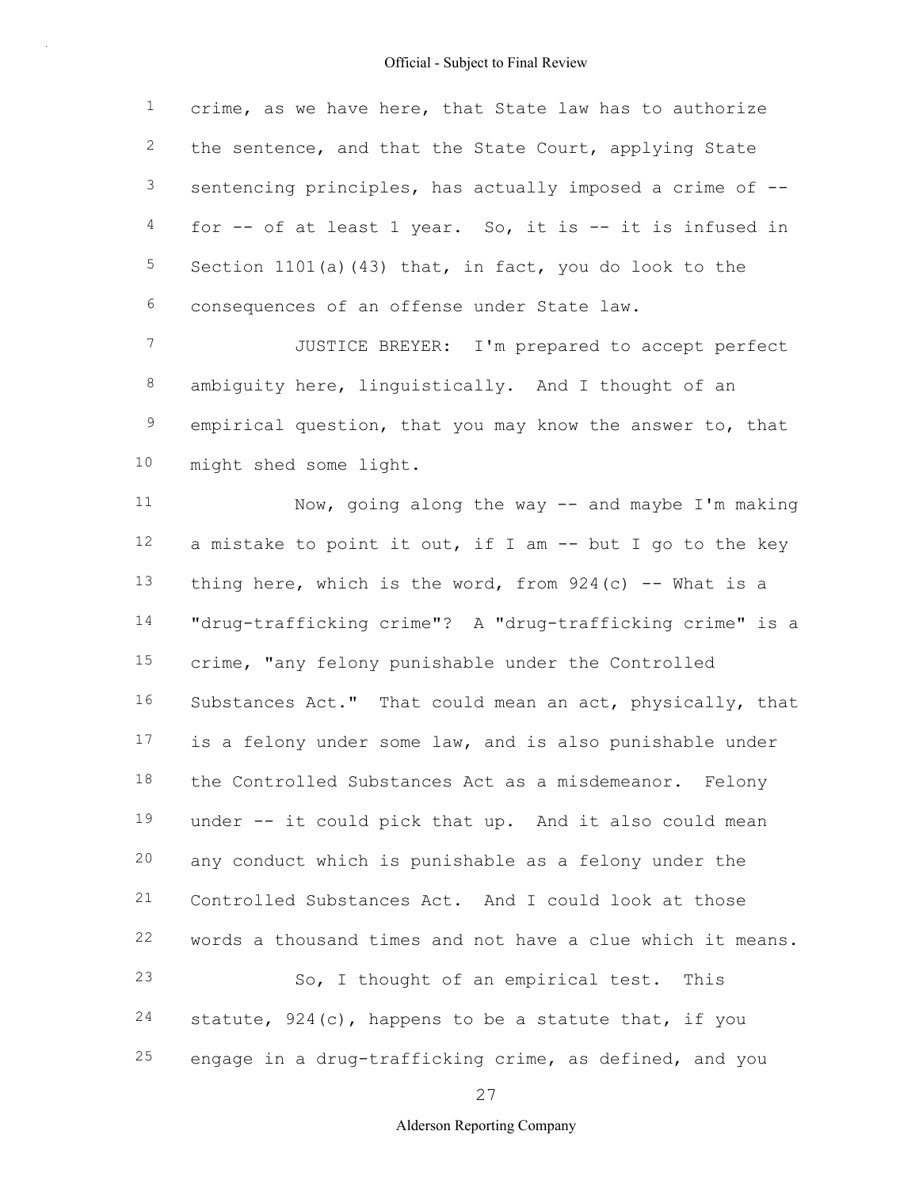crime, as we have here, that State law has to authorize the sentence, and that the State Court, applying State sentencing principles, has actually imposed a crime of -- for -- of at least 1 year. So, it is -- it is infused in Section 1101(a)(43) that, in fact, you do look to the consequences of an offense under State law.

JUSTICE BREYER: I'm prepared to accept perfect ambiguity here, linguistically. And I thought of an empirical question, that you may know the answer to, that might shed some light.

Now, going along the way -- and maybe I'm making a mistake to point it out, if I am -- but I go to the key thing here, which is the word, from 924(c) -- What is a "drug-trafficking crime"? A "drug-trafficking crime" is a crime, "any felony punishable under the Controlled Substances Act." That could mean an act, physically, that is a felony under some law, and is also punishable under the Controlled Substances Act as a misdemeanor. Felony under -- it could pick that up. And it also could mean any conduct which is punishable as a felony under the Controlled Substances Act. And I could look at those words a thousand times and not have a clue which it means.

So, I thought of an empirical test. This statute, 924(c), happens to be a statute that, if you engage in a drug-trafficking crime, as defined, and you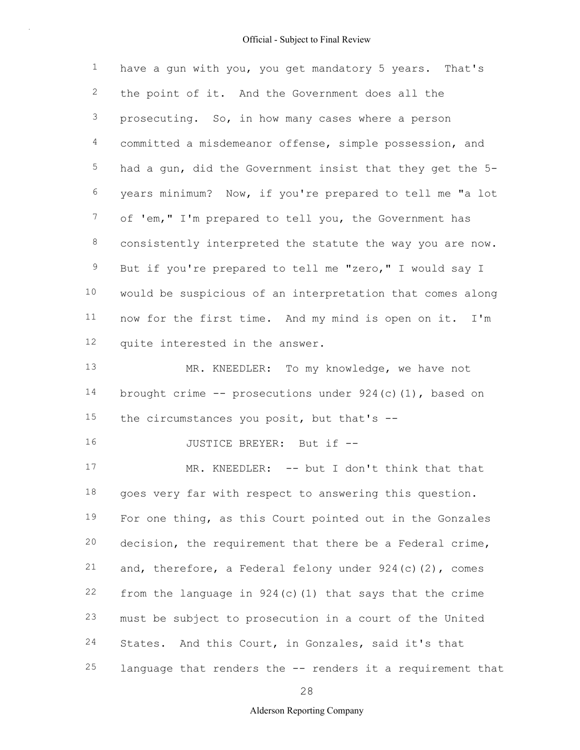have a gun with you, you get mandatory 5 years. That's the point of it. And the Government does all the prosecuting. So, in how many cases where a person committed a misdemeanor offense, simple possession, and had a gun, did the Government insist that they get the 5-years minimum? Now, if you're prepared to tell me "a lot of 'em," I'm prepared to tell you, the Government has consistently interpreted the statute the way you are now. But if you're prepared to tell me "zero," I would say I would be suspicious of an interpretation that comes along now for the first time. And my mind is open on it. I'm quite interested in the answer.

MR. KNEEDLER: To my knowledge, we have not brought crime -- prosecutions under 924(c)(1), based on the circumstances you posit, but that's --

JUSTICE BREYER: But if --

MR. KNEEDLER: -- but I don't think that that goes very far with respect to answering this question. For one thing, as this Court pointed out in the Gonzales decision, the requirement that there be a Federal crime, and, therefore, a Federal felony under 924(c)(2), comes from the language in 924(c)(1) that says that the crime must be subject to prosecution in a court of the United States. And this Court, in Gonzales, said it's that language that renders the -- renders it a requirement that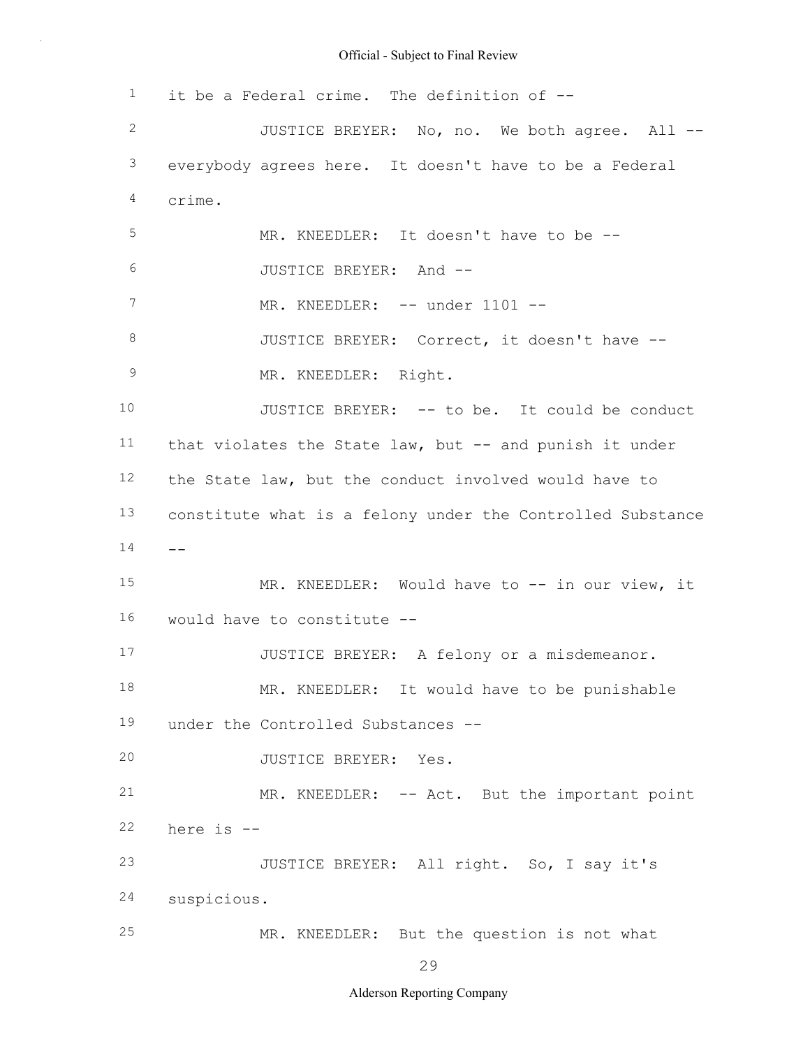1 it be a Federal crime. The definition of --

2 JUSTICE BREYER: No, no. We both agree. All --

3 everybody agrees here. It doesn't have to be a Federal

4 crime.

5 MR. KNEEDLER: It doesn't have to be --

6 JUSTICE BREYER: And --

7 MR. KNEEDLER: -- under 1101 --

8 JUSTICE BREYER: Correct, it doesn't have --

9 MR. KNEEDLER: Right.

10 JUSTICE BREYER: -- to be. It could be conduct

11 that violates the State law, but -- and punish it under

12 the State law, but the conduct involved would have to

13 constitute what is a felony under the Controlled Substance

14 --

15 MR. KNEEDLER: Would have to -- in our view, it

16 would have to constitute --

17 JUSTICE BREYER: A felony or a misdemeanor.

18 MR. KNEEDLER: It would have to be punishable

19 under the Controlled Substances --

20 JUSTICE BREYER: Yes.

21 MR. KNEEDLER: -- Act. But the important point

22 here is --

23 JUSTICE BREYER: All right. So, I say it's

24 suspicious.

25 MR. KNEEDLER: But the question is not what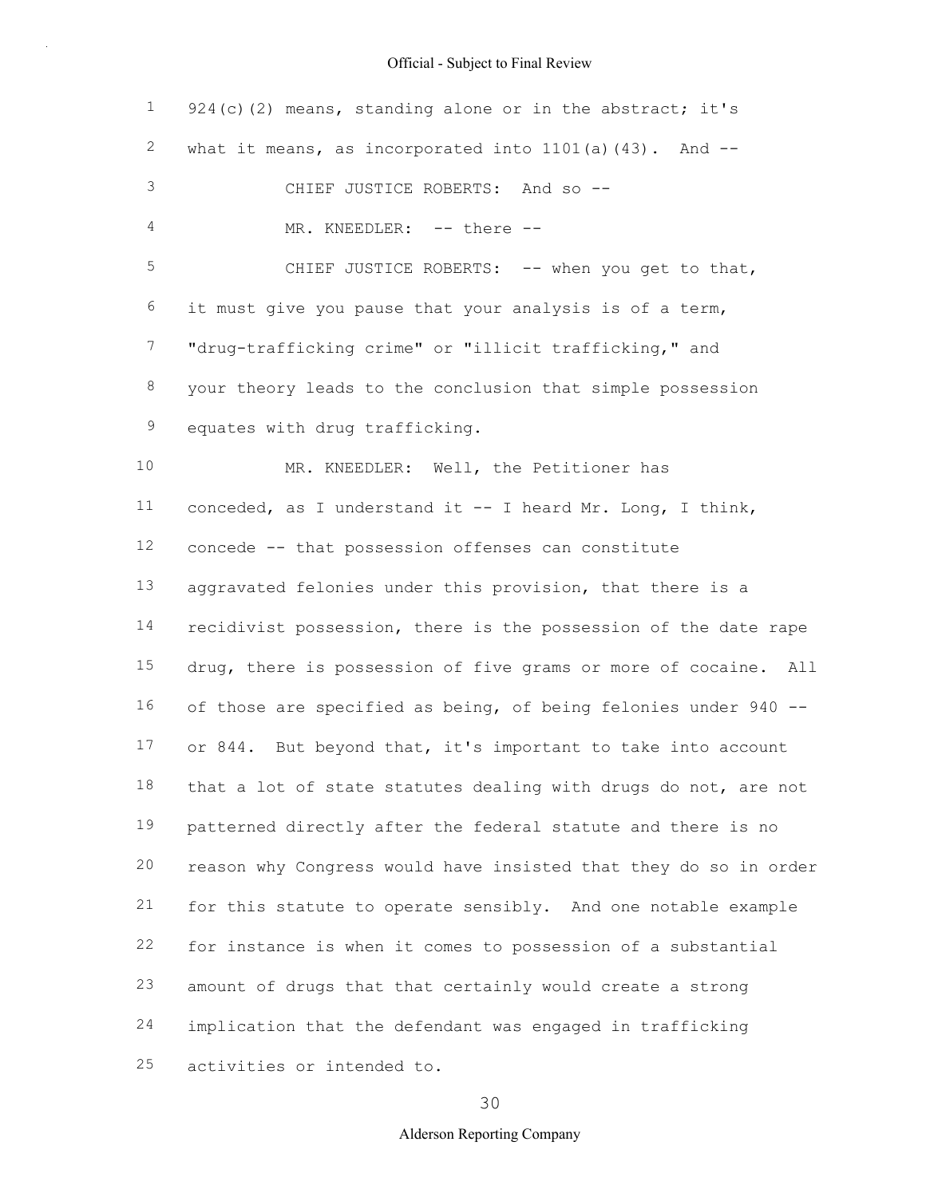924(c)(2) means, standing alone or in the abstract; it's what it means, as incorporated into 1101(a)(43). And --

CHIEF JUSTICE ROBERTS: And so --

MR. KNEEDLER: -- there --

CHIEF JUSTICE ROBERTS: -- when you get to that, it must give you pause that your analysis is of a term, "drug-trafficking crime" or "illicit trafficking," and your theory leads to the conclusion that simple possession equates with drug trafficking.

MR. KNEEDLER: Well, the Petitioner has conceded, as I understand it -- I heard Mr. Long, I think, concede -- that possession offenses can constitute aggravated felonies under this provision, that there is a recidivist possession, there is the possession of the date rape drug, there is possession of five grams or more of cocaine. All of those are specified as being, of being felonies under 940 -- or 844. But beyond that, it's important to take into account that a lot of state statutes dealing with drugs do not, are not patterned directly after the federal statute and there is no reason why Congress would have insisted that they do so in order for this statute to operate sensibly. And one notable example for instance is when it comes to possession of a substantial amount of drugs that that certainly would create a strong implication that the defendant was engaged in trafficking activities or intended to.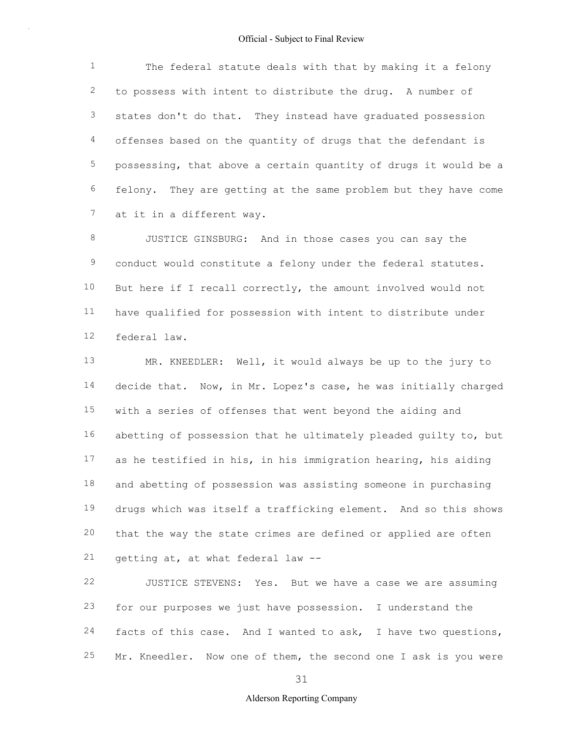The federal statute deals with that by making it a felony to possess with intent to distribute the drug. A number of states don't do that. They instead have graduated possession offenses based on the quantity of drugs that the defendant is possessing, that above a certain quantity of drugs it would be a felony. They are getting at the same problem but they have come at it in a different way.

JUSTICE GINSBURG: And in those cases you can say the conduct would constitute a felony under the federal statutes. But here if I recall correctly, the amount involved would not have qualified for possession with intent to distribute under federal law.

MR. KNEEDLER: Well, it would always be up to the jury to decide that. Now, in Mr. Lopez's case, he was initially charged with a series of offenses that went beyond the aiding and abetting of possession that he ultimately pleaded guilty to, but as he testified in his, in his immigration hearing, his aiding and abetting of possession was assisting someone in purchasing drugs which was itself a trafficking element. And so this shows that the way the state crimes are defined or applied are often getting at, at what federal law --

JUSTICE STEVENS: Yes. But we have a case we are assuming for our purposes we just have possession. I understand the facts of this case. And I wanted to ask, I have two questions, Mr. Kneedler. Now one of them, the second one I ask is you were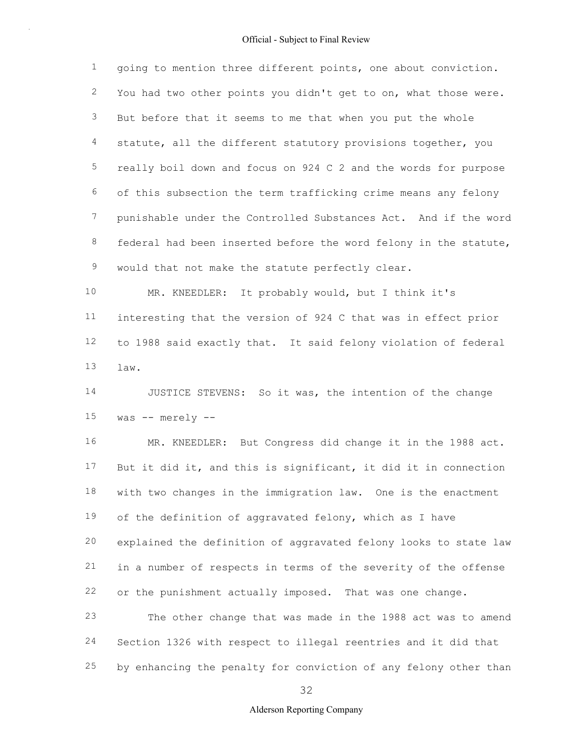going to mention three different points, one about conviction. You had two other points you didn't get to on, what those were. But before that it seems to me that when you put the whole statute, all the different statutory provisions together, you really boil down and focus on 924 C 2 and the words for purpose of this subsection the term trafficking crime means any felony punishable under the Controlled Substances Act. And if the word federal had been inserted before the word felony in the statute, would that not make the statute perfectly clear.

MR. KNEEDLER: It probably would, but I think it's interesting that the version of 924 C that was in effect prior to 1988 said exactly that. It said felony violation of federal law.

JUSTICE STEVENS: So it was, the intention of the change was -- merely --

MR. KNEEDLER: But Congress did change it in the 1988 act. But it did it, and this is significant, it did it in connection with two changes in the immigration law. One is the enactment of the definition of aggravated felony, which as I have explained the definition of aggravated felony looks to state law in a number of respects in terms of the severity of the offense or the punishment actually imposed. That was one change.

The other change that was made in the 1988 act was to amend Section 1326 with respect to illegal reentries and it did that by enhancing the penalty for conviction of any felony other than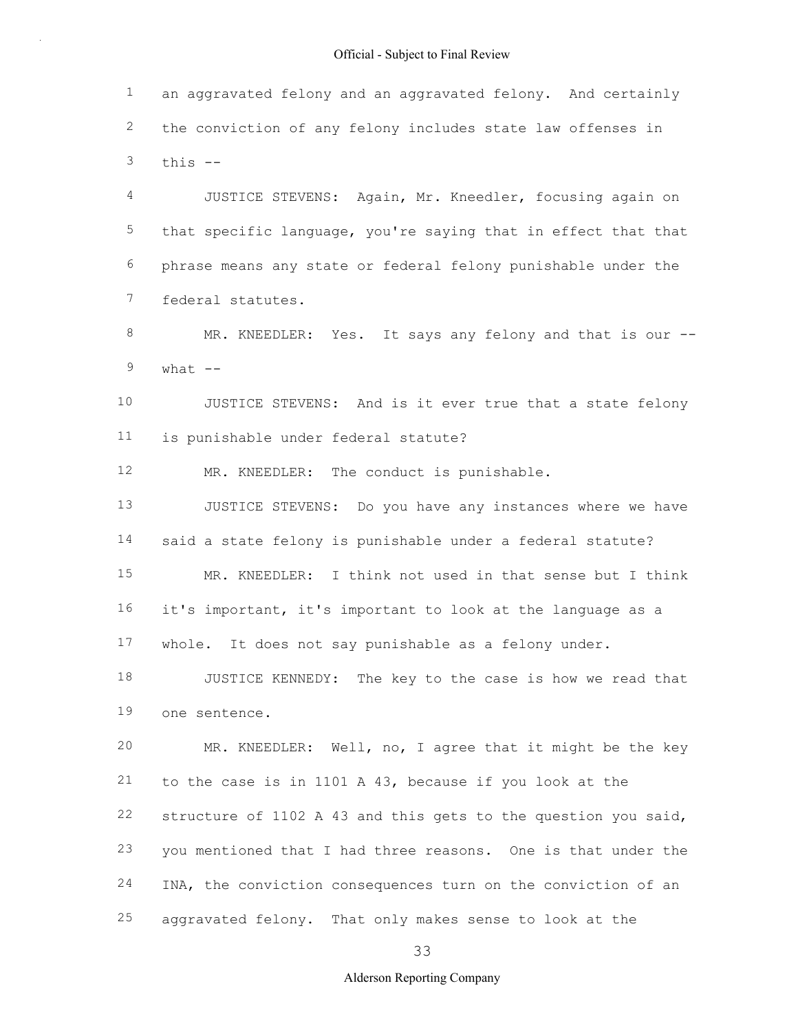an aggravated felony and an aggravated felony. And certainly the conviction of any felony includes state law offenses in this --

JUSTICE STEVENS: Again, Mr. Kneedler, focusing again on that specific language, you're saying that in effect that that phrase means any state or federal felony punishable under the federal statutes.

MR. KNEEDLER: Yes. It says any felony and that is our -- what --

JUSTICE STEVENS: And is it ever true that a state felony is punishable under federal statute?

MR. KNEEDLER: The conduct is punishable.

JUSTICE STEVENS: Do you have any instances where we have said a state felony is punishable under a federal statute?

MR. KNEEDLER: I think not used in that sense but I think it's important, it's important to look at the language as a whole. It does not say punishable as a felony under.

JUSTICE KENNEDY: The key to the case is how we read that one sentence.

MR. KNEEDLER: Well, no, I agree that it might be the key to the case is in 1101 A 43, because if you look at the structure of 1102 A 43 and this gets to the question you said, you mentioned that I had three reasons. One is that under the INA, the conviction consequences turn on the conviction of an aggravated felony. That only makes sense to look at the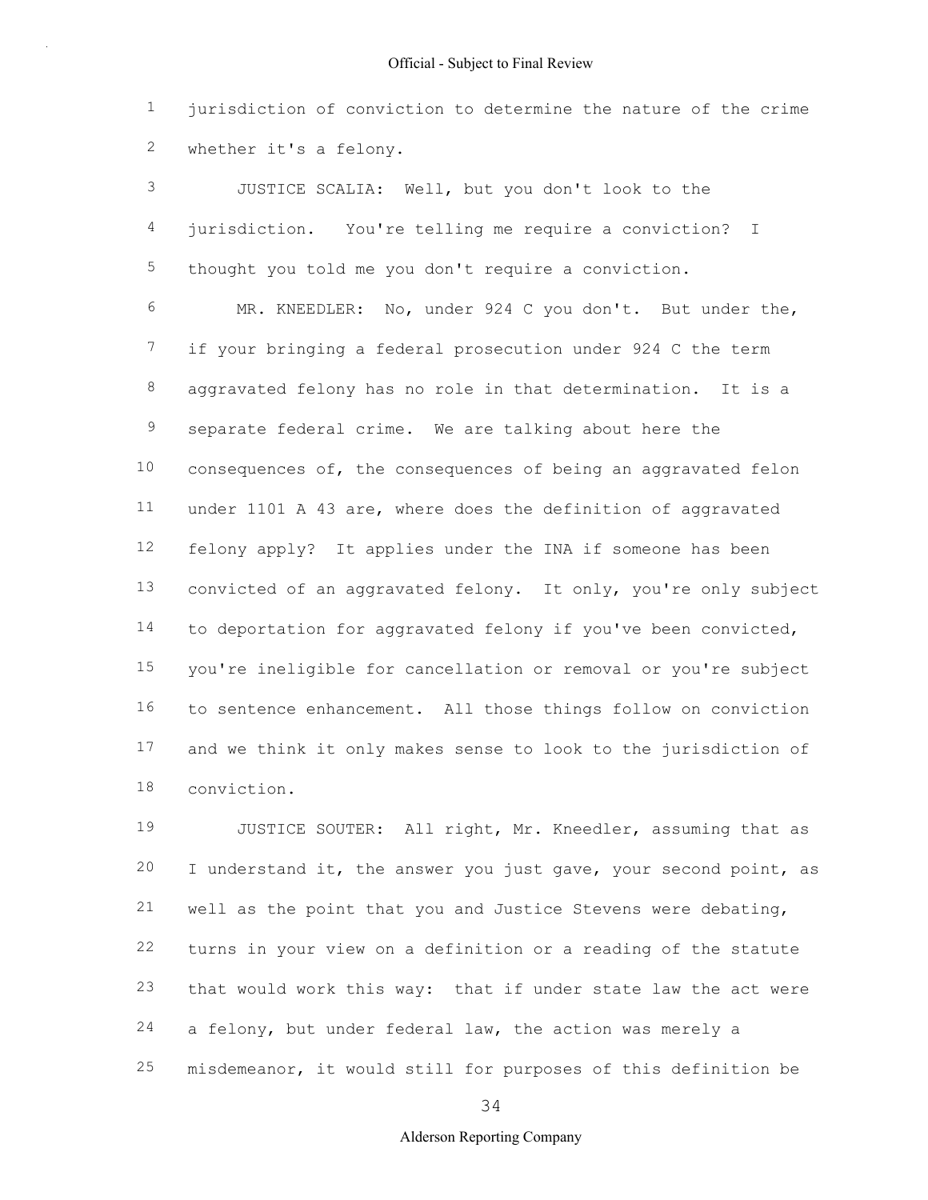jurisdiction of conviction to determine the nature of the crime whether it's a felony.

JUSTICE SCALIA: Well, but you don't look to the jurisdiction. You're telling me require a conviction? I thought you told me you don't require a conviction.

MR. KNEEDLER: No, under 924 C you don't. But under the, if your bringing a federal prosecution under 924 C the term aggravated felony has no role in that determination. It is a separate federal crime. We are talking about here the consequences of, the consequences of being an aggravated felon under 1101 A 43 are, where does the definition of aggravated felony apply? It applies under the INA if someone has been convicted of an aggravated felony. It only, you're only subject to deportation for aggravated felony if you've been convicted, you're ineligible for cancellation or removal or you're subject to sentence enhancement. All those things follow on conviction and we think it only makes sense to look to the jurisdiction of conviction.

JUSTICE SOUTER: All right, Mr. Kneedler, assuming that as I understand it, the answer you just gave, your second point, as well as the point that you and Justice Stevens were debating, turns in your view on a definition or a reading of the statute that would work this way: that if under state law the act were a felony, but under federal law, the action was merely a misdemeanor, it would still for purposes of this definition be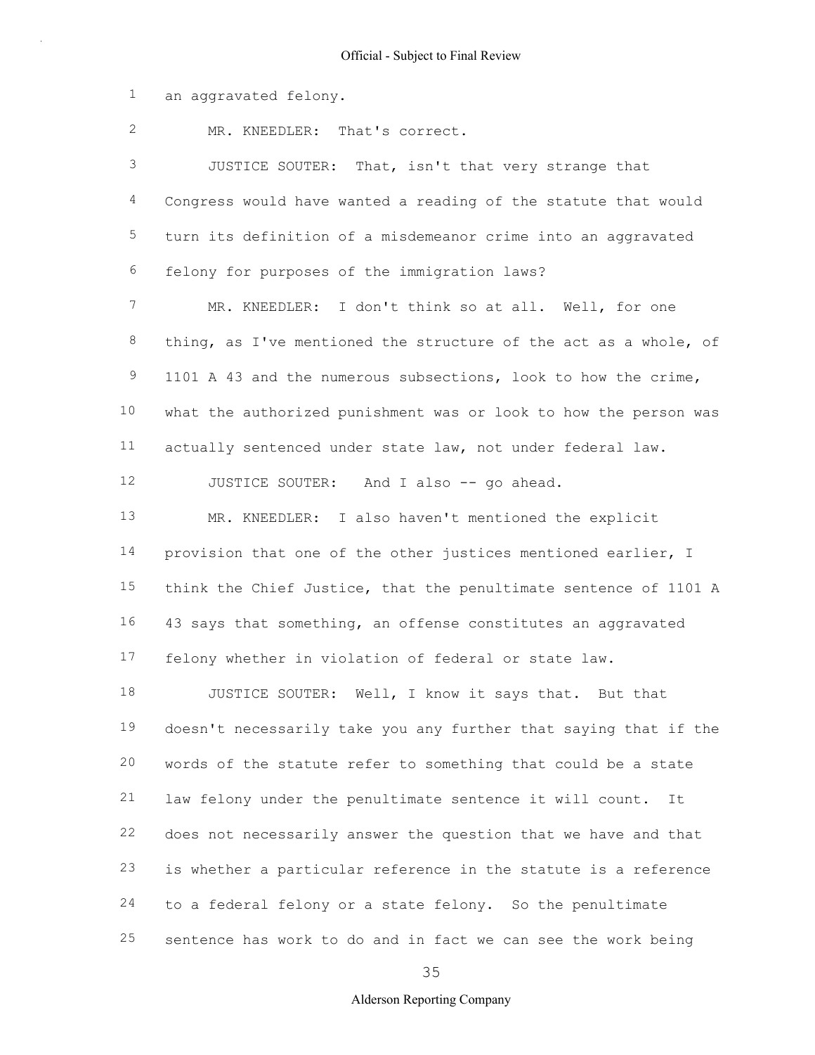an aggravated felony.

MR. KNEEDLER: That's correct.

JUSTICE SOUTER: That, isn't that very strange that Congress would have wanted a reading of the statute that would turn its definition of a misdemeanor crime into an aggravated felony for purposes of the immigration laws?

MR. KNEEDLER: I don't think so at all. Well, for one thing, as I've mentioned the structure of the act as a whole, of 1101 A 43 and the numerous subsections, look to how the crime, what the authorized punishment was or look to how the person was actually sentenced under state law, not under federal law.

JUSTICE SOUTER: And I also -- go ahead.

MR. KNEEDLER: I also haven't mentioned the explicit provision that one of the other justices mentioned earlier, I think the Chief Justice, that the penultimate sentence of 1101 A 43 says that something, an offense constitutes an aggravated felony whether in violation of federal or state law.

JUSTICE SOUTER: Well, I know it says that. But that doesn't necessarily take you any further that saying that if the words of the statute refer to something that could be a state law felony under the penultimate sentence it will count. It does not necessarily answer the question that we have and that is whether a particular reference in the statute is a reference to a federal felony or a state felony. So the penultimate sentence has work to do and in fact we can see the work being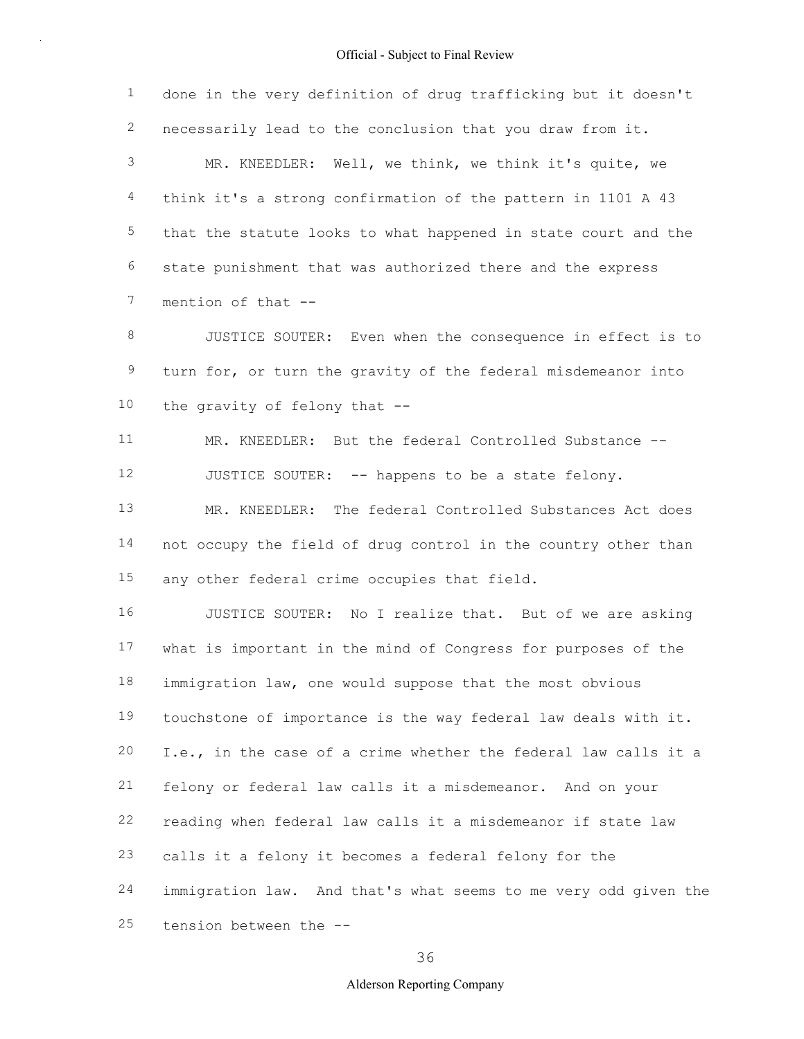done in the very definition of drug trafficking but it doesn't necessarily lead to the conclusion that you draw from it.

MR. KNEEDLER: Well, we think, we think it's quite, we think it's a strong confirmation of the pattern in 1101 A 43 that the statute looks to what happened in state court and the state punishment that was authorized there and the express mention of that --

JUSTICE SOUTER: Even when the consequence in effect is to turn for, or turn the gravity of the federal misdemeanor into the gravity of felony that --

MR. KNEEDLER: But the federal Controlled Substance --

JUSTICE SOUTER: -- happens to be a state felony.

MR. KNEEDLER: The federal Controlled Substances Act does not occupy the field of drug control in the country other than any other federal crime occupies that field.

JUSTICE SOUTER: No I realize that. But of we are asking what is important in the mind of Congress for purposes of the immigration law, one would suppose that the most obvious touchstone of importance is the way federal law deals with it. I.e., in the case of a crime whether the federal law calls it a felony or federal law calls it a misdemeanor. And on your reading when federal law calls it a misdemeanor if state law calls it a felony it becomes a federal felony for the immigration law. And that's what seems to me very odd given the tension between the --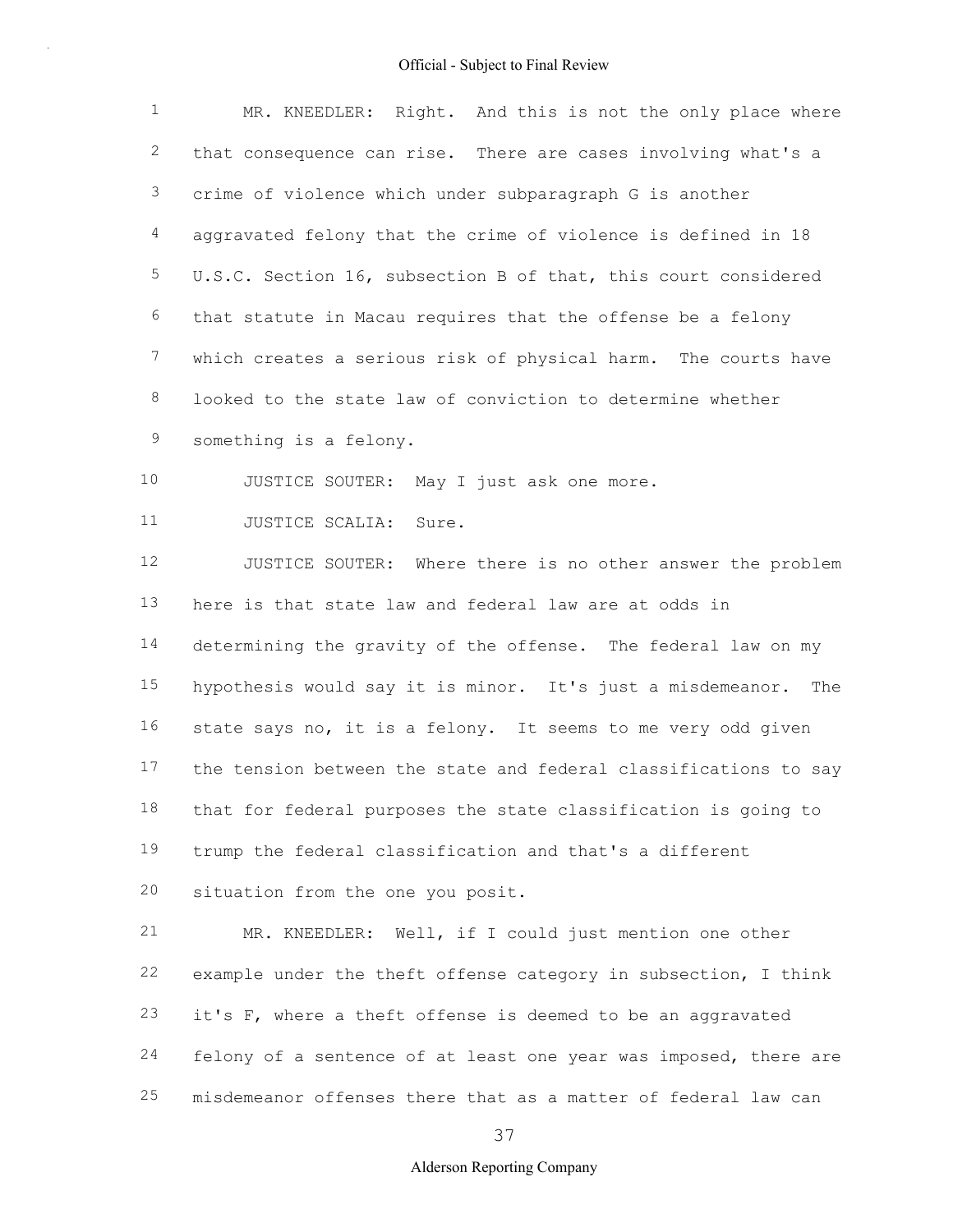MR. KNEEDLER: Right. And this is not the only place where that consequence can rise. There are cases involving what's a crime of violence which under subparagraph G is another aggravated felony that the crime of violence is defined in 18 U.S.C. Section 16, subsection B of that, this court considered that statute in Macau requires that the offense be a felony which creates a serious risk of physical harm. The courts have looked to the state law of conviction to determine whether something is a felony.

JUSTICE SOUTER: May I just ask one more.

JUSTICE SCALIA: Sure.

JUSTICE SOUTER: Where there is no other answer the problem here is that state law and federal law are at odds in determining the gravity of the offense. The federal law on my hypothesis would say it is minor. It's just a misdemeanor. The state says no, it is a felony. It seems to me very odd given the tension between the state and federal classifications to say that for federal purposes the state classification is going to trump the federal classification and that's a different situation from the one you posit.

MR. KNEEDLER: Well, if I could just mention one other example under the theft offense category in subsection, I think it's F, where a theft offense is deemed to be an aggravated felony of a sentence of at least one year was imposed, there are misdemeanor offenses there that as a matter of federal law can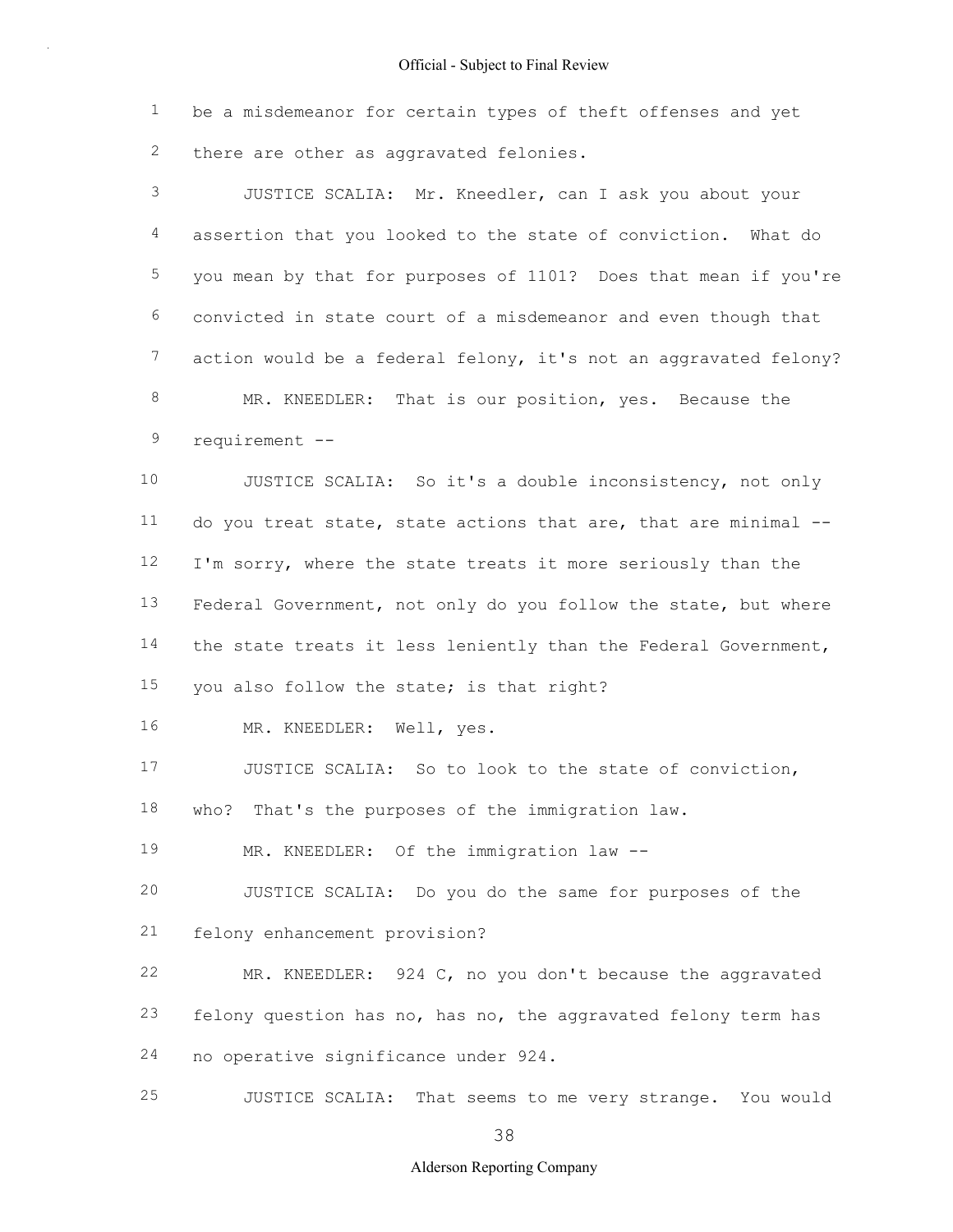be a misdemeanor for certain types of theft offenses and yet there are other as aggravated felonies.

JUSTICE SCALIA: Mr. Kneedler, can I ask you about your assertion that you looked to the state of conviction. What do you mean by that for purposes of 1101? Does that mean if you're convicted in state court of a misdemeanor and even though that action would be a federal felony, it's not an aggravated felony?

MR. KNEEDLER: That is our position, yes. Because the requirement --

JUSTICE SCALIA: So it's a double inconsistency, not only do you treat state, state actions that are, that are minimal -- I'm sorry, where the state treats it more seriously than the Federal Government, not only do you follow the state, but where the state treats it less leniently than the Federal Government, you also follow the state; is that right?

MR. KNEEDLER: Well, yes.

JUSTICE SCALIA: So to look to the state of conviction, who? That's the purposes of the immigration law.

MR. KNEEDLER: Of the immigration law --

JUSTICE SCALIA: Do you do the same for purposes of the felony enhancement provision?

MR. KNEEDLER: 924 C, no you don't because the aggravated felony question has no, has no, the aggravated felony term has no operative significance under 924.

JUSTICE SCALIA: That seems to me very strange. You would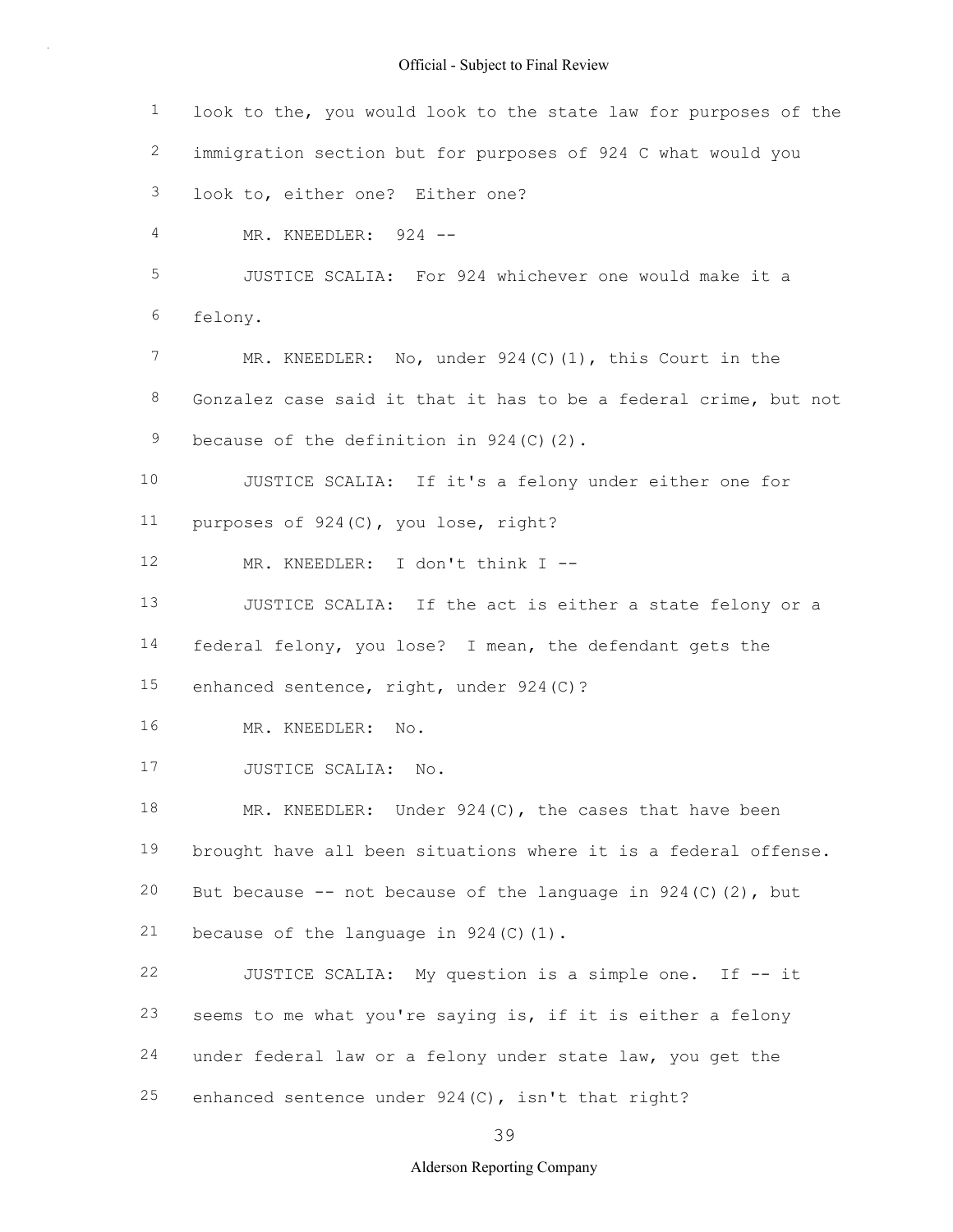look to the, you would look to the state law for purposes of the immigration section but for purposes of 924 C what would you look to, either one? Either one?

MR. KNEEDLER: 924 --

JUSTICE SCALIA: For 924 whichever one would make it a felony.

MR. KNEEDLER: No, under 924(C)(1), this Court in the Gonzalez case said it that it has to be a federal crime, but not because of the definition in 924(C)(2).

JUSTICE SCALIA: If it's a felony under either one for purposes of 924(C), you lose, right?

MR. KNEEDLER: I don't think I --

JUSTICE SCALIA: If the act is either a state felony or a federal felony, you lose? I mean, the defendant gets the enhanced sentence, right, under 924(C)?

MR. KNEEDLER: No.

JUSTICE SCALIA: No.

MR. KNEEDLER: Under 924(C), the cases that have been brought have all been situations where it is a federal offense. But because -- not because of the language in 924(C)(2), but because of the language in 924(C)(1).

JUSTICE SCALIA: My question is a simple one. If -- it seems to me what you're saying is, if it is either a felony under federal law or a felony under state law, you get the enhanced sentence under 924(C), isn't that right?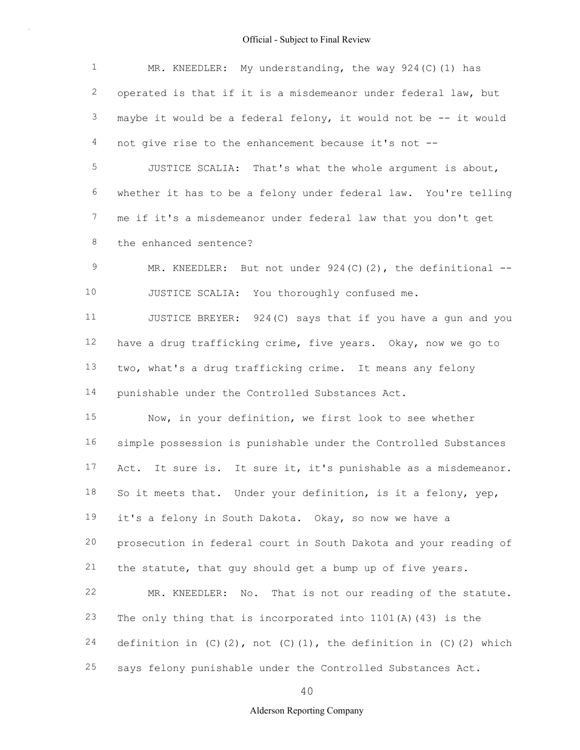MR. KNEEDLER: My understanding, the way 924(C)(1) has operated is that if it is a misdemeanor under federal law, but maybe it would be a federal felony, it would not be -- it would not give rise to the enhancement because it's not --

JUSTICE SCALIA: That's what the whole argument is about, whether it has to be a felony under federal law. You're telling me if it's a misdemeanor under federal law that you don't get the enhanced sentence?

MR. KNEEDLER: But not under 924(C)(2), the definitional --

JUSTICE SCALIA: You thoroughly confused me.

JUSTICE BREYER: 924(C) says that if you have a gun and you have a drug trafficking crime, five years. Okay, now we go to two, what's a drug trafficking crime. It means any felony punishable under the Controlled Substances Act.

Now, in your definition, we first look to see whether simple possession is punishable under the Controlled Substances Act. It sure is. It sure it, it's punishable as a misdemeanor. So it meets that. Under your definition, is it a felony, yep, it's a felony in South Dakota. Okay, so now we have a prosecution in federal court in South Dakota and your reading of the statute, that guy should get a bump up of five years.

MR. KNEEDLER: No. That is not our reading of the statute. The only thing that is incorporated into 1101(A)(43) is the definition in (C)(2), not (C)(1), the definition in (C)(2) which says felony punishable under the Controlled Substances Act.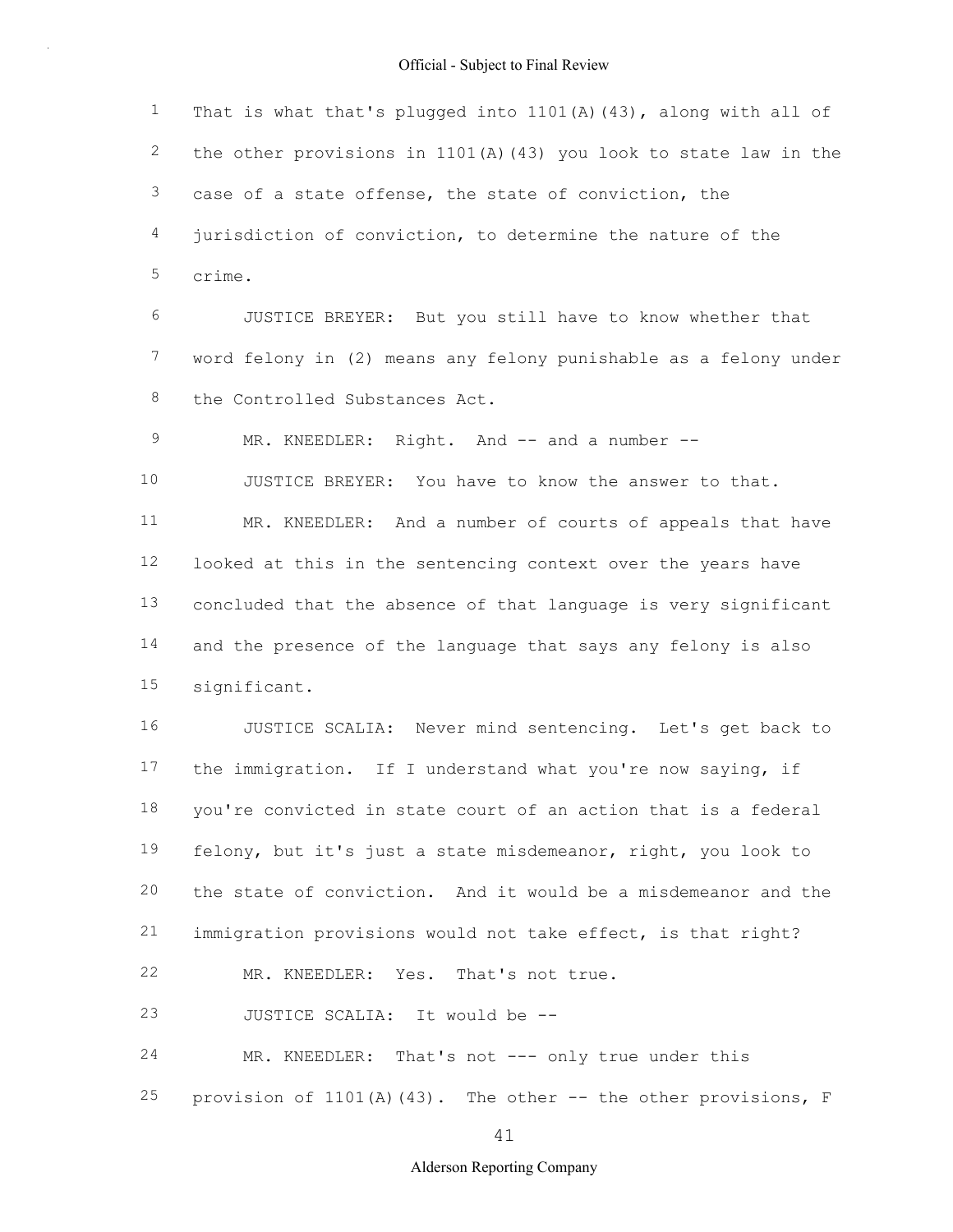That is what that's plugged into 1101(A)(43), along with all of the other provisions in 1101(A)(43) you look to state law in the case of a state offense, the state of conviction, the jurisdiction of conviction, to determine the nature of the crime.

JUSTICE BREYER: But you still have to know whether that word felony in (2) means any felony punishable as a felony under the Controlled Substances Act.

MR. KNEEDLER: Right. And -- and a number --

JUSTICE BREYER: You have to know the answer to that.

MR. KNEEDLER: And a number of courts of appeals that have looked at this in the sentencing context over the years have concluded that the absence of that language is very significant and the presence of the language that says any felony is also significant.

JUSTICE SCALIA: Never mind sentencing. Let's get back to the immigration. If I understand what you're now saying, if you're convicted in state court of an action that is a federal felony, but it's just a state misdemeanor, right, you look to the state of conviction. And it would be a misdemeanor and the immigration provisions would not take effect, is that right?

MR. KNEEDLER: Yes. That's not true.

JUSTICE SCALIA: It would be --

MR. KNEEDLER: That's not --- only true under this provision of 1101(A)(43). The other -- the other provisions, F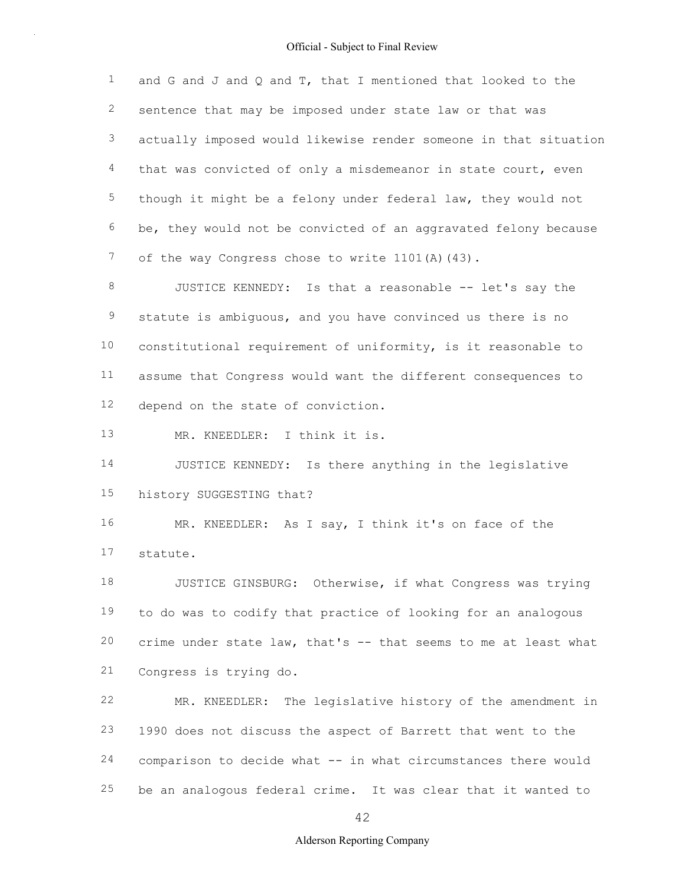and G and J and Q and T, that I mentioned that looked to the sentence that may be imposed under state law or that was actually imposed would likewise render someone in that situation that was convicted of only a misdemeanor in state court, even though it might be a felony under federal law, they would not be, they would not be convicted of an aggravated felony because of the way Congress chose to write 1101(A)(43).

JUSTICE KENNEDY: Is that a reasonable -- let's say the statute is ambiguous, and you have convinced us there is no constitutional requirement of uniformity, is it reasonable to assume that Congress would want the different consequences to depend on the state of conviction.

MR. KNEEDLER: I think it is.

JUSTICE KENNEDY: Is there anything in the legislative history SUGGESTING that?

MR. KNEEDLER: As I say, I think it's on face of the statute.

JUSTICE GINSBURG: Otherwise, if what Congress was trying to do was to codify that practice of looking for an analogous crime under state law, that's -- that seems to me at least what Congress is trying do.

MR. KNEEDLER: The legislative history of the amendment in 1990 does not discuss the aspect of Barrett that went to the comparison to decide what -- in what circumstances there would be an analogous federal crime. It was clear that it wanted to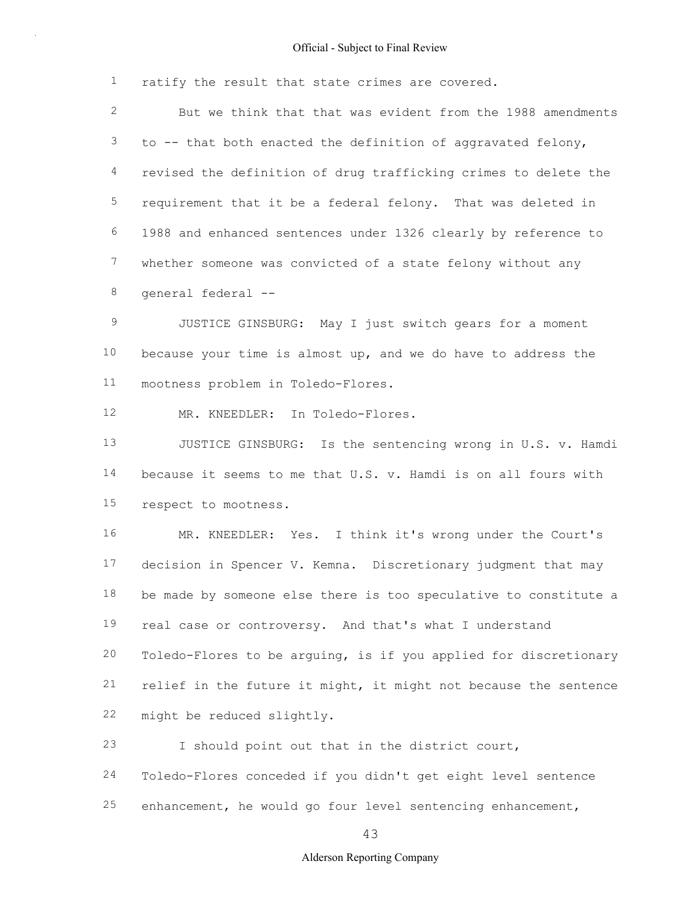ratify the result that state crimes are covered.

But we think that that was evident from the 1988 amendments to -- that both enacted the definition of aggravated felony, revised the definition of drug trafficking crimes to delete the requirement that it be a federal felony. That was deleted in 1988 and enhanced sentences under 1326 clearly by reference to whether someone was convicted of a state felony without any general federal --

JUSTICE GINSBURG: May I just switch gears for a moment because your time is almost up, and we do have to address the mootness problem in Toledo-Flores.

MR. KNEEDLER: In Toledo-Flores.

JUSTICE GINSBURG: Is the sentencing wrong in U.S. v. Hamdi because it seems to me that U.S. v. Hamdi is on all fours with respect to mootness.

MR. KNEEDLER: Yes. I think it's wrong under the Court's decision in Spencer V. Kemna. Discretionary judgment that may be made by someone else there is too speculative to constitute a real case or controversy. And that's what I understand Toledo-Flores to be arguing, is if you applied for discretionary relief in the future it might, it might not because the sentence might be reduced slightly.

I should point out that in the district court, Toledo-Flores conceded if you didn't get eight level sentence enhancement, he would go four level sentencing enhancement,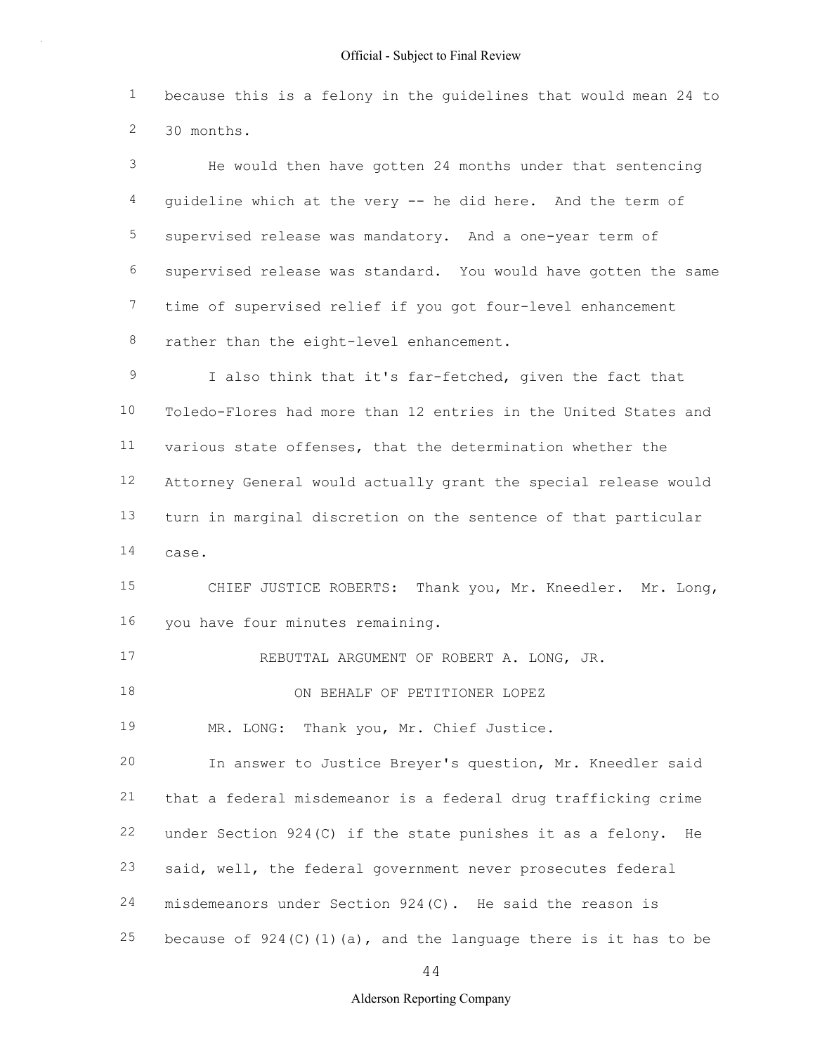because this is a felony in the guidelines that would mean 24 to 30 months.

He would then have gotten 24 months under that sentencing guideline which at the very -- he did here. And the term of supervised release was mandatory. And a one-year term of supervised release was standard. You would have gotten the same time of supervised relief if you got four-level enhancement rather than the eight-level enhancement.

I also think that it's far-fetched, given the fact that Toledo-Flores had more than 12 entries in the United States and various state offenses, that the determination whether the Attorney General would actually grant the special release would turn in marginal discretion on the sentence of that particular case.

CHIEF JUSTICE ROBERTS: Thank you, Mr. Kneedler. Mr. Long, you have four minutes remaining.

REBUTTAL ARGUMENT OF ROBERT A. LONG, JR.

ON BEHALF OF PETITIONER LOPEZ

MR. LONG: Thank you, Mr. Chief Justice.

In answer to Justice Breyer's question, Mr. Kneedler said that a federal misdemeanor is a federal drug trafficking crime under Section 924(C) if the state punishes it as a felony. He said, well, the federal government never prosecutes federal misdemeanors under Section 924(C). He said the reason is because of 924(C)(1)(a), and the language there is it has to be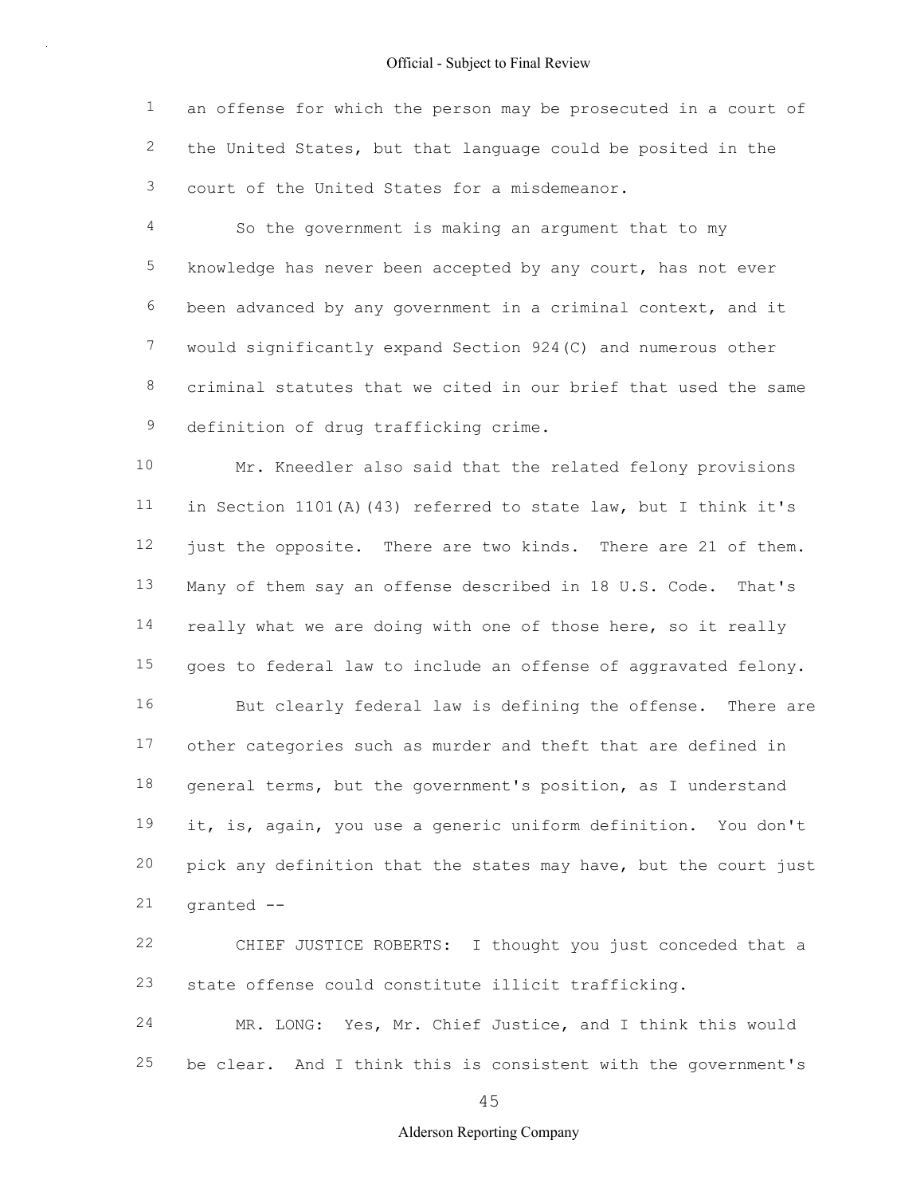an offense for which the person may be prosecuted in a court of the United States, but that language could be posited in the court of the United States for a misdemeanor.

So the government is making an argument that to my knowledge has never been accepted by any court, has not ever been advanced by any government in a criminal context, and it would significantly expand Section 924(C) and numerous other criminal statutes that we cited in our brief that used the same definition of drug trafficking crime.

Mr. Kneedler also said that the related felony provisions in Section 1101(A)(43) referred to state law, but I think it's just the opposite. There are two kinds. There are 21 of them. Many of them say an offense described in 18 U.S. Code. That's really what we are doing with one of those here, so it really goes to federal law to include an offense of aggravated felony.

But clearly federal law is defining the offense. There are other categories such as murder and theft that are defined in general terms, but the government's position, as I understand it, is, again, you use a generic uniform definition. You don't pick any definition that the states may have, but the court just granted --

CHIEF JUSTICE ROBERTS: I thought you just conceded that a state offense could constitute illicit trafficking.

MR. LONG: Yes, Mr. Chief Justice, and I think this would be clear. And I think this is consistent with the government's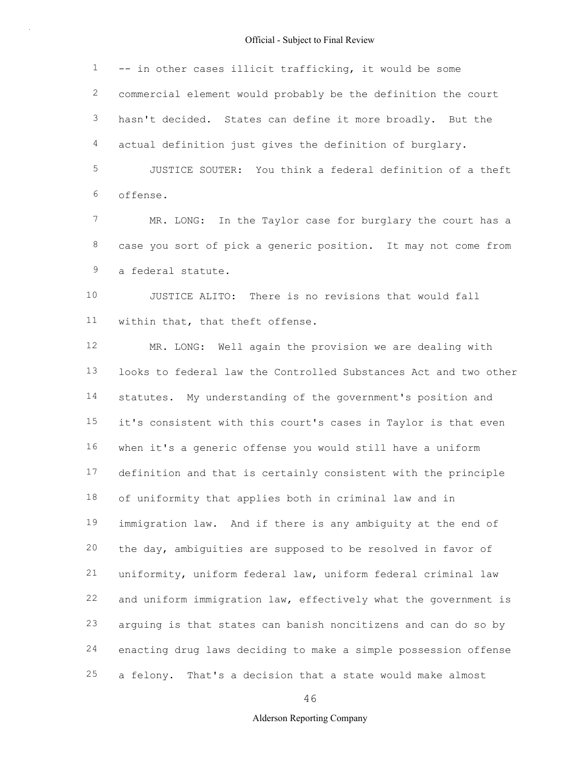-- in other cases illicit trafficking, it would be some commercial element would probably be the definition the court hasn't decided. States can define it more broadly. But the actual definition just gives the definition of burglary.

JUSTICE SOUTER: You think a federal definition of a theft offense.

MR. LONG: In the Taylor case for burglary the court has a case you sort of pick a generic position. It may not come from a federal statute.

JUSTICE ALITO: There is no revisions that would fall within that, that theft offense.

MR. LONG: Well again the provision we are dealing with looks to federal law the Controlled Substances Act and two other statutes. My understanding of the government's position and it's consistent with this court's cases in Taylor is that even when it's a generic offense you would still have a uniform definition and that is certainly consistent with the principle of uniformity that applies both in criminal law and in immigration law. And if there is any ambiguity at the end of the day, ambiguities are supposed to be resolved in favor of uniformity, uniform federal law, uniform federal criminal law and uniform immigration law, effectively what the government is arguing is that states can banish noncitizens and can do so by enacting drug laws deciding to make a simple possession offense a felony. That's a decision that a state would make almost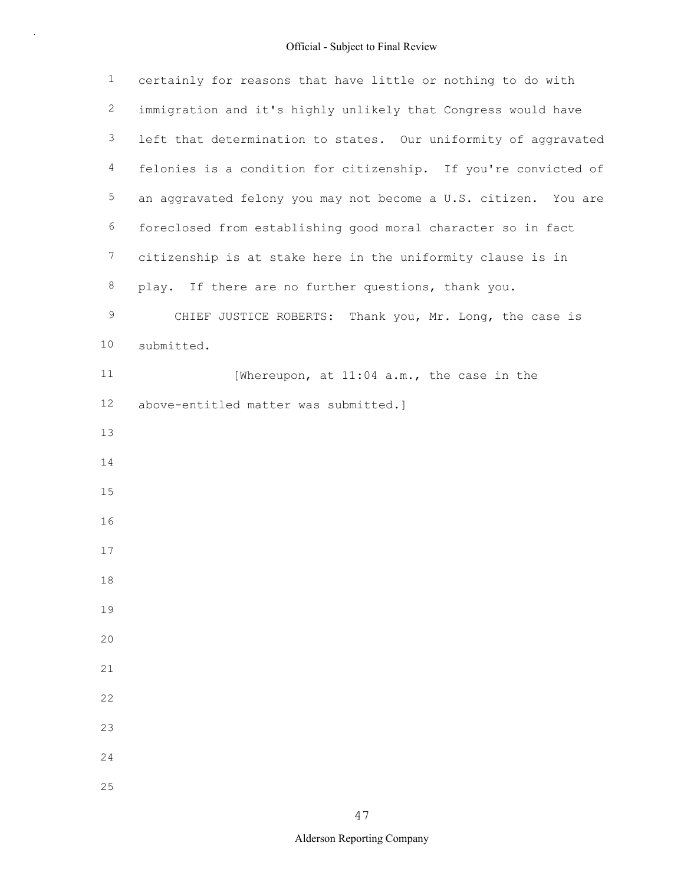certainly for reasons that have little or nothing to do with immigration and it's highly unlikely that Congress would have left that determination to states. Our uniformity of aggravated felonies is a condition for citizenship. If you're convicted of an aggravated felony you may not become a U.S. citizen. You are foreclosed from establishing good moral character so in fact citizenship is at stake here in the uniformity clause is in play. If there are no further questions, thank you.

CHIEF JUSTICE ROBERTS: Thank you, Mr. Long, the case is submitted.

[Whereupon, at 11:04 a.m., the case in the above-entitled matter was submitted.]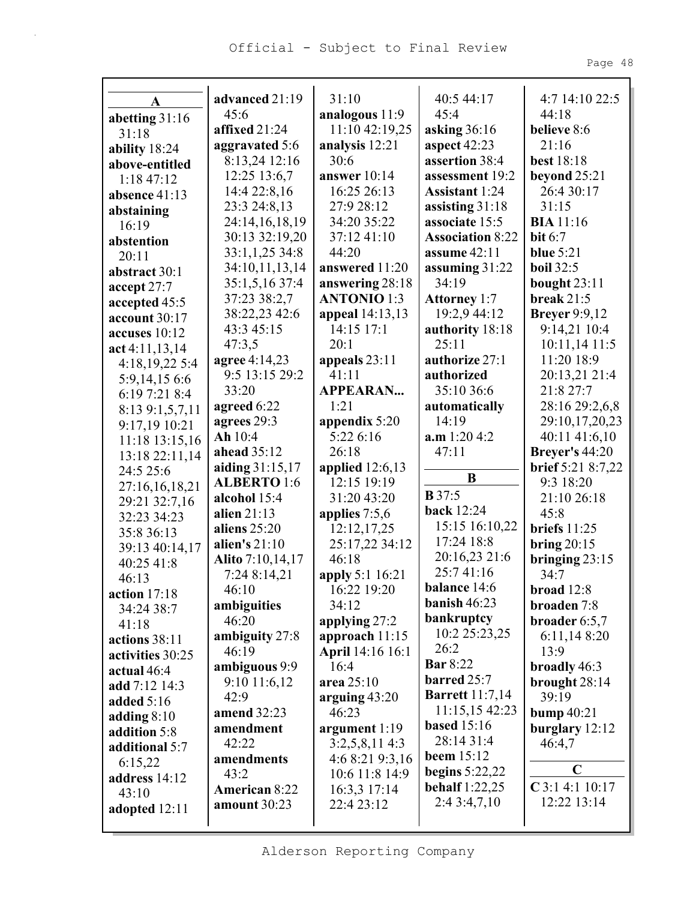## A

**abetting** 31:16 31:18
**ability** 18:24
**above-entitled** 1:18 47:12
**absence** 41:13
**abstaining** 16:19
**abstention** 20:11
**abstract** 30:1
**accept** 27:7
**accepted** 45:5
**account** 30:17
**accuses** 10:12
**act** 4:11,13,14 4:18,19,22 5:4 5:9,14,15 6:6 6:19 7:21 8:4 8:13 9:1,5,7,11 9:17,19 10:21 11:18 13:15,16 13:18 22:11,14 24:5 25:6 27:16,16,18,21 29:21 32:7,16 32:23 34:23 35:8 36:13 39:13 40:14,17 40:25 41:8 46:13
**action** 17:18 34:24 38:7 41:18
**actions** 38:11
**activities** 30:25
**actual** 46:4
**add** 7:12 14:3
**added** 5:16
**adding** 8:10
**addition** 5:8
**additional** 5:7 6:15,22
**address** 14:12 43:10
**adopted** 12:11
**advanced** 21:19 45:6
**affixed** 21:24
**aggravated** 5:6 8:13,24 12:16 12:25 13:6,7 14:4 22:8,16 23:3 24:8,13 24:14,16,18,19 30:13 32:19,20 33:1,1,25 34:8 34:10,11,13,14 35:1,5,16 37:4 37:23 38:2,7 38:22,23 42:6 43:3 45:15 47:3,5
**agree** 4:14,23 9:5 13:15 29:2 33:20
**agreed** 6:22
**agrees** 29:3
**Ah** 10:4
**ahead** 35:12
**aiding** 31:15,17
**ALBERTO** 1:6
**alcohol** 15:4
**alien** 21:13
**aliens** 25:20
**alien's** 21:10
**Alito** 7:10,14,17 7:24 8:14,21 46:10
**ambiguities** 46:20
**ambiguity** 27:8 46:19
**ambiguous** 9:9 9:10 11:6,12 42:9
**amend** 32:23
**amendment** 42:22
**amendments** 43:2
**American** 8:22
**amount** 30:23 31:10
**analogous** 11:9 11:10 42:19,25
**analysis** 12:21 30:6
**answer** 10:14 16:25 26:13 27:9 28:12 34:20 35:22 37:12 41:10 44:20
**answered** 11:20
**answering** 28:18
**ANTONIO** 1:3
**appeal** 14:13,13 14:15 17:1 20:1
**appeals** 23:11 41:11
**APPEARAN...** 1:21
**appendix** 5:20 5:22 6:16 26:18
**applied** 12:6,13 12:15 19:19 31:20 43:20
**applies** 7:5,6 12:12,17,25 25:17,22 34:12 46:18
**apply** 5:1 16:21 16:22 19:20 34:12
**applying** 27:2
**approach** 11:15
**April** 14:16 16:1 16:4
**area** 25:10
**arguing** 43:20 46:23
**argument** 1:19 3:2,5,8,11 4:3 4:6 8:21 9:3,16 10:6 11:8 14:9 16:3,3 17:14 22:4 23:12 40:5 44:17 45:4
**asking** 36:16
**aspect** 42:23
**assertion** 38:4
**assessment** 19:2
**Assistant** 1:24
**assisting** 31:18
**associate** 15:5
**Association** 8:22
**assume** 42:11
**assuming** 31:22 34:19
**Attorney** 1:7 19:2,9 44:12
**authority** 18:18 25:11
**authorize** 27:1
**authorized** 35:10 36:6
**automatically** 14:19
**a.m** 1:20 4:2 47:11

## B

**B** 37:5
**back** 12:24 15:15 16:10,22 17:24 18:8 20:16,23 21:6 25:7 41:16
**balance** 14:6
**banish** 46:23
**bankruptcy** 10:2 25:23,25 26:2
**Bar** 8:22
**barred** 25:7
**Barrett** 11:7,14 11:15,15 42:23
**based** 15:16 28:14 31:4
**beem** 15:12
**begins** 5:22,22
**behalf** 1:22,25 2:4 3:4,7,10 4:7 14:10 22:5 44:18
**believe** 8:6 21:16
**best** 18:18
**beyond** 25:21 26:4 30:17 31:15
**BIA** 11:16
**bit** 6:7
**blue** 5:21
**boil** 32:5
**bought** 23:11
**break** 21:5
**Breyer** 9:9,12 9:14,21 10:4 10:11,14 11:5 11:20 18:9 20:13,21 21:4 21:8 27:7 28:16 29:2,6,8 29:10,17,20,23 40:11 41:6,10
**Breyer's** 44:20
**brief** 5:21 8:7,22 9:3 18:20 21:10 26:18 45:8
**briefs** 11:25
**bring** 20:15
**bringing** 23:15 34:7
**broad** 12:8
**broaden** 7:8
**broader** 6:5,7 6:11,14 8:20 13:9
**broadly** 46:3
**brought** 28:14 39:19
**bump** 40:21
**burglary** 12:12 46:4,7

## C

**C** 3:1 4:1 10:17 12:22 13:14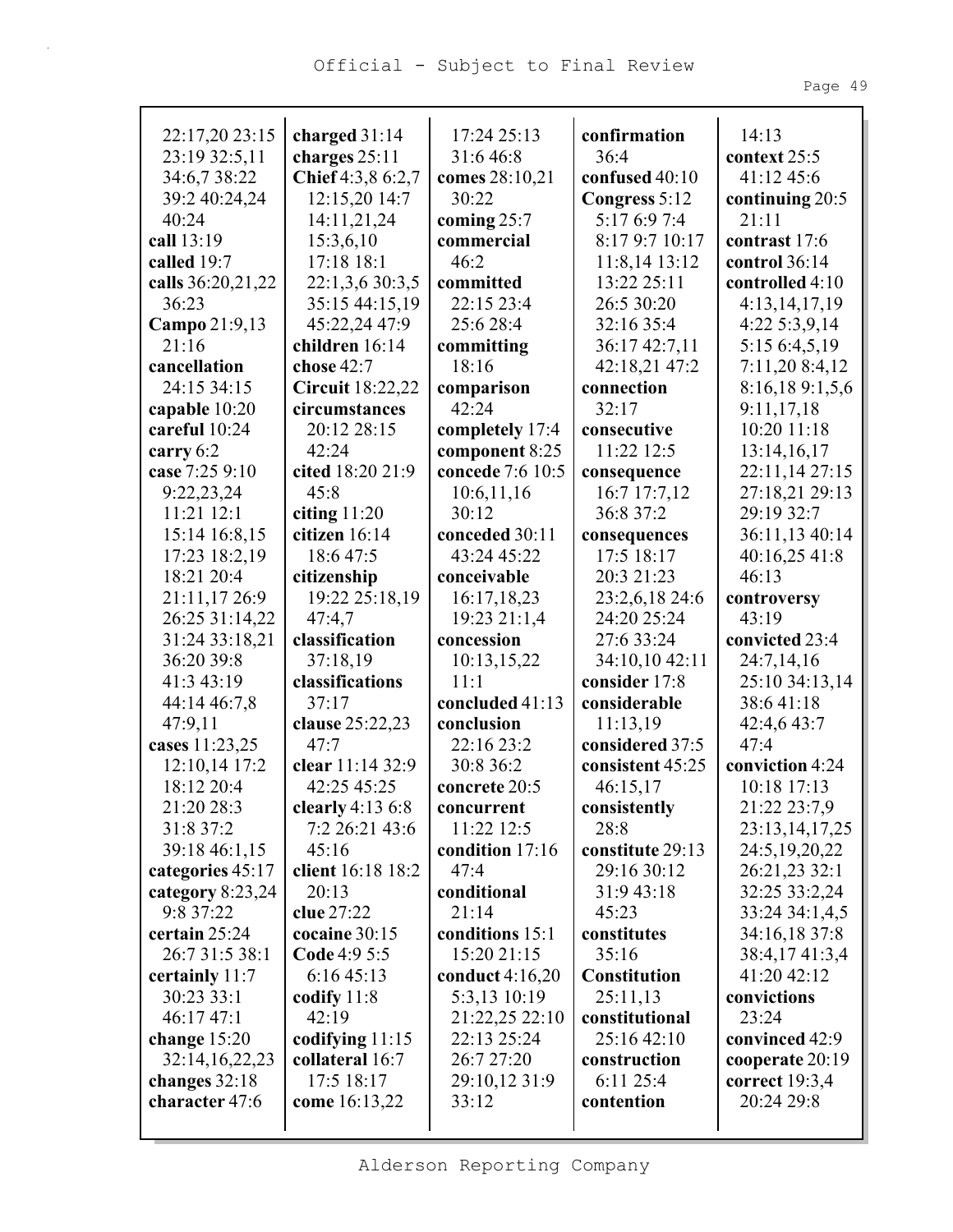22:17,20 23:15
23:19 32:5,11
34:6,7 38:22
39:2 40:24,24
40:24

**call** 13:19
**called** 19:7
**calls** 36:20,21,22
36:23
**Campo** 21:9,13
21:16
**cancellation**
24:15 34:15
**capable** 10:20
**careful** 10:24
**carry** 6:2
**case** 7:25 9:10
9:22,23,24
11:21 12:1
15:14 16:8,15
17:23 18:2,19
18:21 20:4
21:11,17 26:9
26:25 31:14,22
31:24 33:18,21
36:20 39:8
41:3 43:19
44:14 46:7,8
47:9,11
**cases** 11:23,25
12:10,14 17:2
18:12 20:4
21:20 28:3
31:8 37:2
39:18 46:1,15
**categories** 45:17
**category** 8:23,24
9:8 37:22
**certain** 25:24
26:7 31:5 38:1
**certainly** 11:7
30:23 33:1
46:17 47:1
**change** 15:20
32:14,16,22,23
**changes** 32:18
**character** 47:6
**charged** 31:14
**charges** 25:11
**Chief** 4:3,8 6:2,7
12:15,20 14:7
14:11,21,24
15:3,6,10
17:18 18:1
22:1,3,6 30:3,5
35:15 44:15,19
45:22,24 47:9
**children** 16:14
**chose** 42:7
**Circuit** 18:22,22
**circumstances**
20:12 28:15
42:24
**cited** 18:20 21:9
45:8
**citing** 11:20
**citizen** 16:14
18:6 47:5
**citizenship**
19:22 25:18,19
47:4,7
**classification**
37:18,19
**classifications**
37:17
**clause** 25:22,23
47:7
**clear** 11:14 32:9
42:25 45:25
**clearly** 4:13 6:8
7:2 26:21 43:6
45:16
**client** 16:18 18:2
20:13
**clue** 27:22
**cocaine** 30:15
**Code** 4:9 5:5
6:16 45:13
**codify** 11:8
42:19
**codifying** 11:15
**collateral** 16:7
17:5 18:17
**come** 16:13,22
17:24 25:13
31:6 46:8
**comes** 28:10,21
30:22
**coming** 25:7
**commercial**
46:2
**committed**
22:15 23:4
25:6 28:4
**committing**
18:16
**comparison**
42:24
**completely** 17:4
**component** 8:25
**concede** 7:6 10:5
10:6,11,16
30:12
**conceded** 30:11
43:24 45:22
**conceivable**
16:17,18,23
19:23 21:1,4
**concession**
10:13,15,22
11:1
**concluded** 41:13
**conclusion**
22:16 23:2
30:8 36:2
**concrete** 20:5
**concurrent**
11:22 12:5
**condition** 17:16
47:4
**conditional**
21:14
**conditions** 15:1
15:20 21:15
**conduct** 4:16,20
5:3,13 10:19
21:22,25 22:10
22:13 25:24
26:7 27:20
29:10,12 31:9
33:12
**confirmation**
36:4
**confused** 40:10
**Congress** 5:12
5:17 6:9 7:4
8:17 9:7 10:17
11:8,14 13:12
13:22 25:11
26:5 30:20
32:16 35:4
36:17 42:7,11
42:18,21 47:2
**connection**
32:17
**consecutive**
11:22 12:5
**consequence**
16:7 17:7,12
36:8 37:2
**consequences**
17:5 18:17
20:3 21:23
23:2,6,18 24:6
24:20 25:24
27:6 33:24
34:10,10 42:11
**consider** 17:8
**considerable**
11:13,19
**considered** 37:5
**consistent** 45:25
46:15,17
**consistently**
28:8
**constitute** 29:13
29:16 30:12
31:9 43:18
45:23
**constitutes**
35:16
**Constitution**
25:11,13
**constitutional**
25:16 42:10
**construction**
6:11 25:4
**contention**
14:13
**context** 25:5
41:12 45:6
**continuing** 20:5
21:11
**contrast** 17:6
**control** 36:14
**controlled** 4:10
4:13,14,17,19
4:22 5:3,9,14
5:15 6:4,5,19
7:11,20 8:4,12
8:16,18 9:1,5,6
9:11,17,18
10:20 11:18
13:14,16,17
22:11,14 27:15
27:18,21 29:13
29:19 32:7
36:11,13 40:14
40:16,25 41:8
46:13
**controversy**
43:19
**convicted** 23:4
24:7,14,16
25:10 34:13,14
38:6 41:18
42:4,6 43:7
47:4
**conviction** 4:24
10:18 17:13
21:22 23:7,9
23:13,14,17,25
24:5,19,20,22
26:21,23 32:1
32:25 33:2,24
33:24 34:1,4,5
34:16,18 37:8
38:4,17 41:3,4
41:20 42:12
**convictions**
23:24
**convinced** 42:9
**cooperate** 20:19
**correct** 19:3,4
20:24 29:8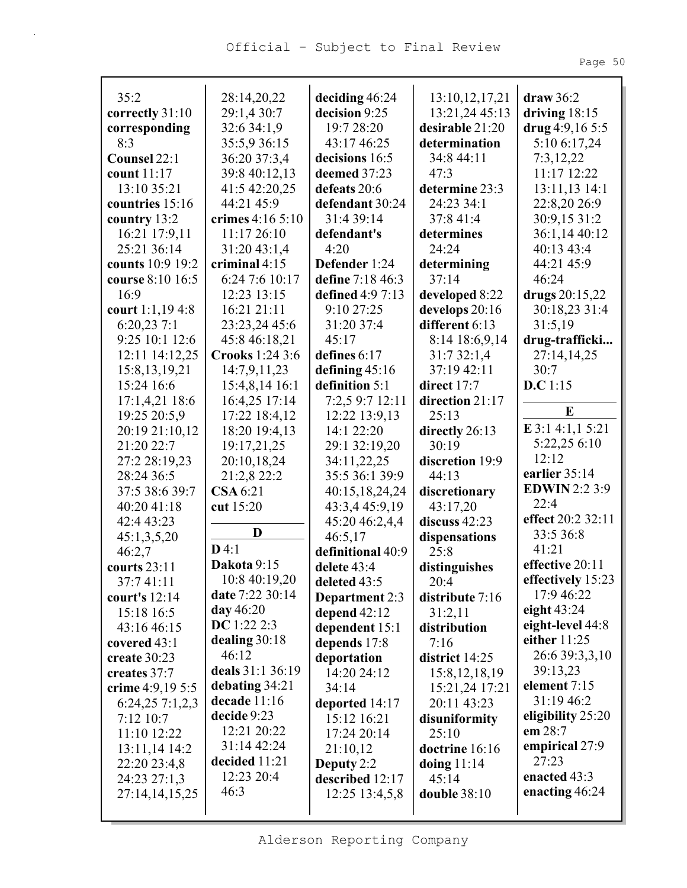35:2
**correctly** 31:10
**corresponding** 8:3
**Counsel** 22:1
**count** 11:17 13:10 35:21
**countries** 15:16
**country** 13:2 16:21 17:9,11 25:21 36:14
**counts** 10:9 19:2
**course** 8:10 16:5 16:9
**court** 1:1,19 4:8 6:20,23 7:1 9:25 10:1 12:6 12:11 14:12,25 15:8,13,19,21 15:24 16:6 17:1,4,21 18:6 19:25 20:5,9 20:19 21:10,12 21:20 22:7 27:2 28:19,23 28:24 36:5 37:5 38:6 39:7 40:20 41:18 42:4 43:23 45:1,3,5,20 46:2,7
**courts** 23:11 37:7 41:11
**court's** 12:14 15:18 16:5 43:16 46:15
**covered** 43:1
**create** 30:23
**creates** 37:7
**crime** 4:9,19 5:5 6:24,25 7:1,2,3 7:12 10:7 11:10 12:22 13:11,14 14:2 22:20 23:4,8 24:23 27:1,3 27:14,14,15,25 28:14,20,22 29:1,4 30:7 32:6 34:1,9 35:5,9 36:15 36:20 37:3,4 39:8 40:12,13 41:5 42:20,25 44:21 45:9
**crimes** 4:16 5:10 11:17 26:10 31:20 43:1,4
**criminal** 4:15 6:24 7:6 10:17 12:23 13:15 16:21 21:11 23:23,24 45:6 45:8 46:18,21
**Crooks** 1:24 3:6 14:7,9,11,23 15:4,8,14 16:1 16:4,25 17:14 17:22 18:4,12 18:20 19:4,13 19:17,21,25 20:10,18,24 21:2,8 22:2
**CSA** 6:21
**cut** 15:20

## D

**D** 4:1
**Dakota** 9:15 10:8 40:19,20
**date** 7:22 30:14
**day** 46:20
**DC** 1:22 2:3
**dealing** 30:18 46:12
**deals** 31:1 36:19
**debating** 34:21
**decade** 11:16
**decide** 9:23 12:21 20:22 31:14 42:24
**decided** 11:21 12:23 20:4 46:3
**deciding** 46:24
**decision** 9:25 19:7 28:20 43:17 46:25
**decisions** 16:5
**deemed** 37:23
**defeats** 20:6
**defendant** 30:24 31:4 39:14
**defendant's** 4:20
**Defender** 1:24
**define** 7:18 46:3
**defined** 4:9 7:13 9:10 27:25 31:20 37:4 45:17
**defines** 6:17
**defining** 45:16
**definition** 5:1 7:2,5 9:7 12:11 12:22 13:9,13 14:1 22:20 29:1 32:19,20 34:11,22,25 35:5 36:1 39:9 40:15,18,24,24 43:3,4 45:9,19 45:20 46:2,4,4 46:5,17
**definitional** 40:9
**delete** 43:4
**deleted** 43:5
**Department** 2:3
**depend** 42:12
**dependent** 15:1
**depends** 17:8
**deportation** 14:20 24:12 34:14
**deported** 14:17 15:12 16:21 17:24 20:14 21:10,12
**Deputy** 2:2
**described** 12:17 12:25 13:4,5,8 13:10,12,17,21 13:21,24 45:13
**desirable** 21:20
**determination** 34:8 44:11 47:3
**determine** 23:3 24:23 34:1 37:8 41:4
**determines** 24:24
**determining** 37:14
**developed** 8:22
**develops** 20:16
**different** 6:13 8:14 18:6,9,14 31:7 32:1,4 37:19 42:11
**direct** 17:7
**direction** 21:17 25:13
**directly** 26:13 30:19
**discretion** 19:9 44:13
**discretionary** 43:17,20
**discuss** 42:23
**dispensations** 25:8
**distinguishes** 20:4
**distribute** 7:16 31:2,11
**distribution** 7:16
**district** 14:25 15:8,12,18,19 15:21,24 17:21 20:11 43:23
**disuniformity** 25:10
**doctrine** 16:16
**doing** 11:14 45:14
**double** 38:10
**draw** 36:2
**driving** 18:15
**drug** 4:9,16 5:5 5:10 6:17,24 7:3,12,22 11:17 12:22 13:11,13 14:1 22:8,20 26:9 30:9,15 31:2 36:1,14 40:12 40:13 43:4 44:21 45:9 46:24
**drugs** 20:15,22 30:18,23 31:4 31:5,19
**drug-trafficki...** 27:14,14,25 30:7
**D.C** 1:15

## E

**E** 3:1 4:1,1 5:21 5:22,25 6:10 12:12
**earlier** 35:14
**EDWIN** 2:2 3:9 22:4
**effect** 20:2 32:11 33:5 36:8 41:21
**effective** 20:11
**effectively** 15:23 17:9 46:22
**eight** 43:24
**eight-level** 44:8
**either** 11:25 26:6 39:3,3,10 39:13,23
**element** 7:15 31:19 46:2
**eligibility** 25:20
**em** 28:7
**empirical** 27:9 27:23
**enacted** 43:3
**enacting** 46:24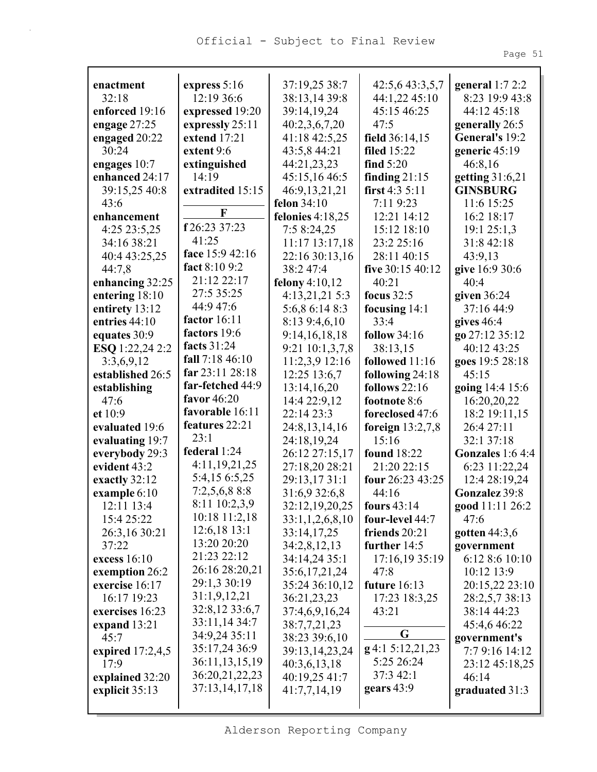**enactment** 32:18
**enforced** 19:16
**engage** 27:25
**engaged** 20:22 30:24
**engages** 10:7
**enhanced** 24:17 39:15,25 40:8 43:6
**enhancement** 4:25 23:5,25 34:16 38:21 40:4 43:25,25 44:7,8
**enhancing** 32:25
**entering** 18:10
**entirety** 13:12
**entries** 44:10
**equates** 30:9
**ESQ** 1:22,24 2:2 3:3,6,9,12
**established** 26:5
**establishing** 47:6
**et** 10:9
**evaluated** 19:6
**evaluating** 19:7
**everybody** 29:3
**evident** 43:2
**exactly** 32:12
**example** 6:10 12:11 13:4 15:4 25:22 26:3,16 30:21 37:22
**excess** 16:10
**exemption** 26:2
**exercise** 16:17 16:17 19:23
**exercises** 16:23
**expand** 13:21 45:7
**expired** 17:2,4,5 17:9
**explained** 32:20
**explicit** 35:13
**express** 5:16 12:19 36:6
**expressed** 19:20
**expressly** 25:11
**extend** 17:21
**extent** 9:6
**extinguished** 14:19
**extradited** 15:15

## F

**f** 26:23 37:23 41:25
**face** 15:9 42:16
**fact** 8:10 9:2 21:12 22:17 27:5 35:25 44:9 47:6
**factor** 16:11
**factors** 19:6
**facts** 31:24
**fall** 7:18 46:10
**far** 23:11 28:18
**far-fetched** 44:9
**favor** 46:20
**favorable** 16:11
**features** 22:21 23:1
**federal** 1:24 4:11,19,21,25 5:4,15 6:5,25 7:2,5,6,8 8:8 8:11 10:2,3,9 10:18 11:2,18 12:6,18 13:1 13:20 20:20 21:23 22:12 26:16 28:20,21 29:1,3 30:19 31:1,9,12,21 32:8,12 33:6,7 33:11,14 34:7 34:9,24 35:11 35:17,24 36:9 36:11,13,15,19 36:20,21,22,23 37:13,14,17,18 37:19,25 38:7 38:13,14 39:8 39:14,19,24 40:2,3,6,7,20 41:18 42:5,25 43:5,8 44:21 44:21,23,23 45:15,16 46:5 46:9,13,21,21
**felon** 34:10
**felonies** 4:18,25 7:5 8:24,25 11:17 13:17,18 22:16 30:13,16 38:2 47:4
**felony** 4:10,12 4:13,21,21 5:3 5:6,8 6:14 8:3 8:13 9:4,6,10 9:14,16,18,18 9:21 10:1,3,7,8 11:2,9 12:16 12:25 13:6,7 13:14,16,20 14:4 22:9,12 22:14 23:3 24:8,13,14,16 24:18,19,24 26:12 27:15,17 27:18,20 28:21 29:13,17 31:1 31:6,9 32:6,8 32:12,19,20,25 33:1,1,2,6,8,10 33:14,17,25 34:2,8,12,13 34:14,24 35:1 35:6,17,21,24 35:24 36:10,12 36:21,23,23 37:4,6,9,16,24 38:7,7,21,23 38:23 39:6,10 39:13,14,23,24 40:3,6,13,18 40:19,25 41:7 41:7,7,14,19 42:5,6 43:3,5,7 44:1,22 45:10 45:15 46:25 47:5
**field** 36:14,15
**filed** 15:22
**find** 5:20
**finding** 21:15
**first** 4:3 5:11 7:11 9:23 12:21 14:12 15:12 18:10 23:2 25:16 28:11 40:15
**five** 30:15 40:12 40:21
**focus** 32:5
**focusing** 14:1 33:4
**follow** 34:16 38:13,15
**followed** 11:16
**following** 24:18
**follows** 22:16
**footnote** 8:6
**foreclosed** 47:6
**foreign** 13:2,7,8 15:16
**found** 18:22 21:20 22:15
**four** 26:23 43:25 44:16
**fours** 43:14
**four-level** 44:7
**friends** 20:21
**further** 14:5 17:16,19 35:19 47:8
**future** 16:13 17:23 18:3,25 43:21

## G

**g** 4:1 5:12,21,23 5:25 26:24 37:3 42:1
**gears** 43:9
**general** 1:7 2:2 8:23 19:9 43:8 44:12 45:18
**generally** 26:5
**General's** 19:2
**generic** 45:19 46:8,16
**getting** 31:6,21
**GINSBURG** 11:6 15:25 16:2 18:17 19:1 25:1,3 31:8 42:18 43:9,13
**give** 16:9 30:6 40:4
**given** 36:24 37:16 44:9
**gives** 46:4
**go** 27:12 35:12 40:12 43:25
**goes** 19:5 28:18 45:15
**going** 14:4 15:6 16:20,20,22 18:2 19:11,15 26:4 27:11 32:1 37:18
**Gonzales** 1:6 4:4 6:23 11:22,24 12:4 28:19,24
**Gonzalez** 39:8
**good** 11:11 26:2 47:6
**gotten** 44:3,6
**government** 6:12 8:6 10:10 10:12 13:9 20:15,22 23:10 28:2,5,7 38:13 38:14 44:23 45:4,6 46:22
**government's** 7:7 9:16 14:12 23:12 45:18,25 46:14
**graduated** 31:3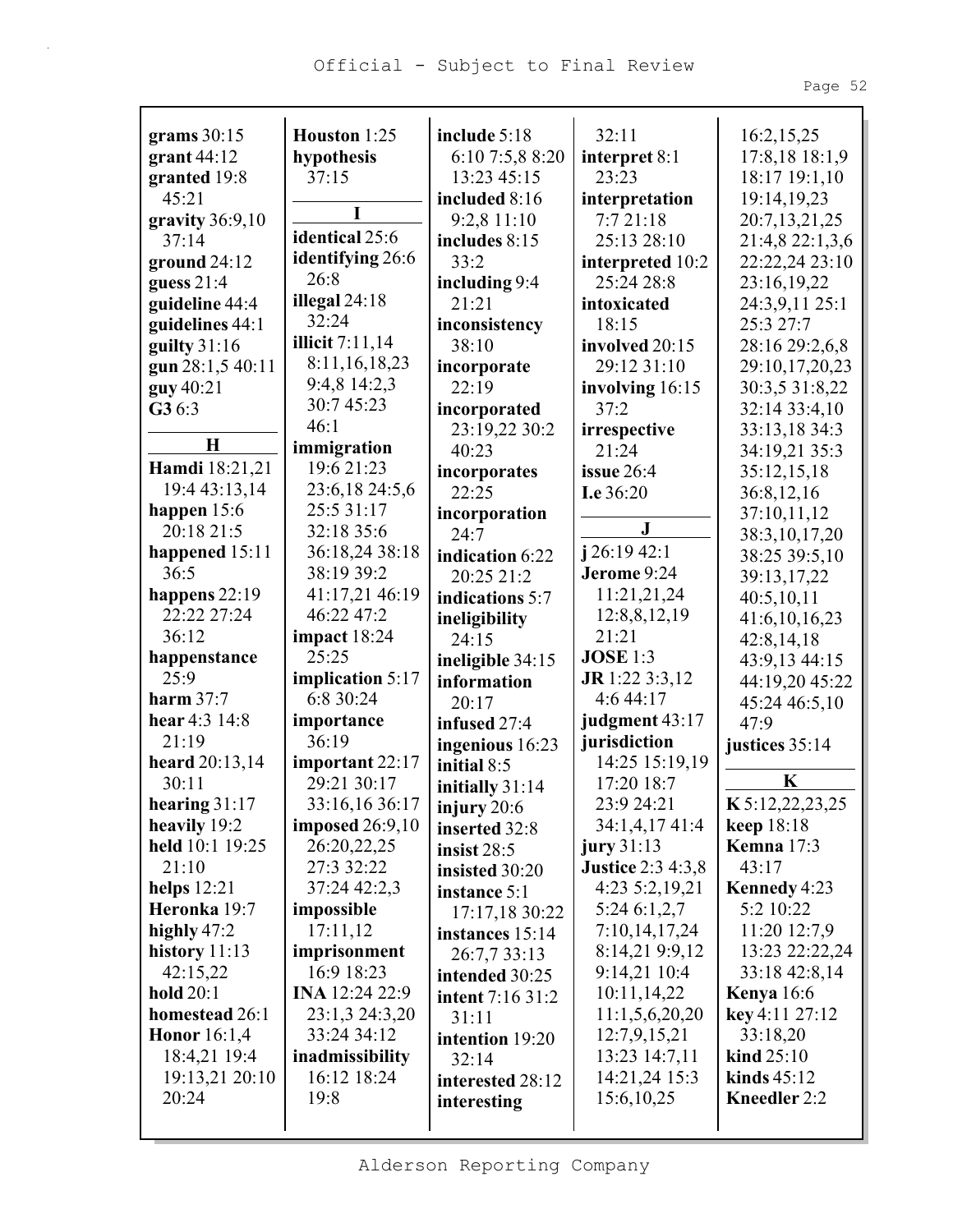**grams** 30:15
**grant** 44:12
**granted** 19:8 45:21
**gravity** 36:9,10 37:14
**ground** 24:12
**guess** 21:4
**guideline** 44:4
**guidelines** 44:1
**guilty** 31:16
**gun** 28:1,5 40:11
**guy** 40:21
**G3** 6:3

**H**

**Hamdi** 18:21,21 19:4 43:13,14
**happen** 15:6 20:18 21:5
**happened** 15:11 36:5
**happens** 22:19 22:22 27:24 36:12
**happenstance** 25:9
**harm** 37:7
**hear** 4:3 14:8 21:19
**heard** 20:13,14 30:11
**hearing** 31:17
**heavily** 19:2
**held** 10:1 19:25 21:10
**helps** 12:21
**Heronka** 19:7
**highly** 47:2
**history** 11:13 42:15,22
**hold** 20:1
**homestead** 26:1
**Honor** 16:1,4 18:4,21 19:4 19:13,21 20:10 20:24
**Houston** 1:25
**hypothesis** 37:15

**I**

**identical** 25:6
**identifying** 26:6 26:8
**illegal** 24:18 32:24
**illicit** 7:11,14 8:11,16,18,23 9:4,8 14:2,3 30:7 45:23 46:1
**immigration** 19:6 21:23 23:6,18 24:5,6 25:5 31:17 32:18 35:6 36:18,24 38:18 38:19 39:2 41:17,21 46:19 46:22 47:2
**impact** 18:24 25:25
**implication** 5:17 6:8 30:24
**importance** 36:19
**important** 22:17 29:21 30:17 33:16,16 36:17
**imposed** 26:9,10 26:20,22,25 27:3 32:22 37:24 42:2,3
**impossible** 17:11,12
**imprisonment** 16:9 18:23
**INA** 12:24 22:9 23:1,3 24:3,20 33:24 34:12
**inadmissibility** 16:12 18:24 19:8
**include** 5:18 6:10 7:5,8 8:20 13:23 45:15
**included** 8:16 9:2,8 11:10
**includes** 8:15 33:2
**including** 9:4 21:21
**inconsistency** 38:10
**incorporate** 22:19
**incorporated** 23:19,22 30:2 40:23
**incorporates** 22:25
**incorporation** 24:7
**indication** 6:22 20:25 21:2
**indications** 5:7
**ineligibility** 24:15
**ineligible** 34:15
**information** 20:17
**infused** 27:4
**ingenious** 16:23
**initial** 8:5
**initially** 31:14
**injury** 20:6
**inserted** 32:8
**insist** 28:5
**insisted** 30:20
**instance** 5:1 17:17,18 30:22
**instances** 15:14 26:7,7 33:13
**intended** 30:25
**intent** 7:16 31:2 31:11
**intention** 19:20 32:14
**interested** 28:12
**interesting** 32:11
**interpret** 8:1 23:23
**interpretation** 7:7 21:18 25:13 28:10
**interpreted** 10:2 25:24 28:8
**intoxicated** 18:15
**involved** 20:15 29:12 31:10
**involving** 16:15 37:2
**irrespective** 21:24
**issue** 26:4
**I.e** 36:20

**J**

**j** 26:19 42:1
**Jerome** 9:24 11:21,21,24 12:8,8,12,19 21:21
**JOSE** 1:3
**JR** 1:22 3:3,12 4:6 44:17
**judgment** 43:17
**jurisdiction** 14:25 15:19,19 17:20 18:7 23:9 24:21 34:1,4,17 41:4
**jury** 31:13
**Justice** 2:3 4:3,8 4:23 5:2,19,21 5:24 6:1,2,7 7:10,14,17,24 8:14,21 9:9,12 9:14,21 10:4 10:11,14,22 11:1,5,6,20,20 12:7,9,15,21 13:23 14:7,11 14:21,24 15:3 15:6,10,25 16:2,15,25 17:8,18 18:1,9 18:17 19:1,10 19:14,19,23 20:7,13,21,25 21:4,8 22:1,3,6 22:22,24 23:10 23:16,19,22 24:3,9,11 25:1 25:3 27:7 28:16 29:2,6,8 29:10,17,20,23 30:3,5 31:8,22 32:14 33:4,10 33:13,18 34:3 34:19,21 35:3 35:12,15,18 36:8,12,16 37:10,11,12 38:3,10,17,20 38:25 39:5,10 39:13,17,22 40:5,10,11 41:6,10,16,23 42:8,14,18 43:9,13 44:15 44:19,20 45:22 45:24 46:5,10 47:9
**justices** 35:14

**K**

**K** 5:12,22,23,25
**keep** 18:18
**Kemna** 17:3 43:17
**Kennedy** 4:23 5:2 10:22 11:20 12:7,9 13:23 22:22,24 33:18 42:8,14
**Kenya** 16:6
**key** 4:11 27:12 33:18,20
**kind** 25:10
**kinds** 45:12
**Kneedler** 2:2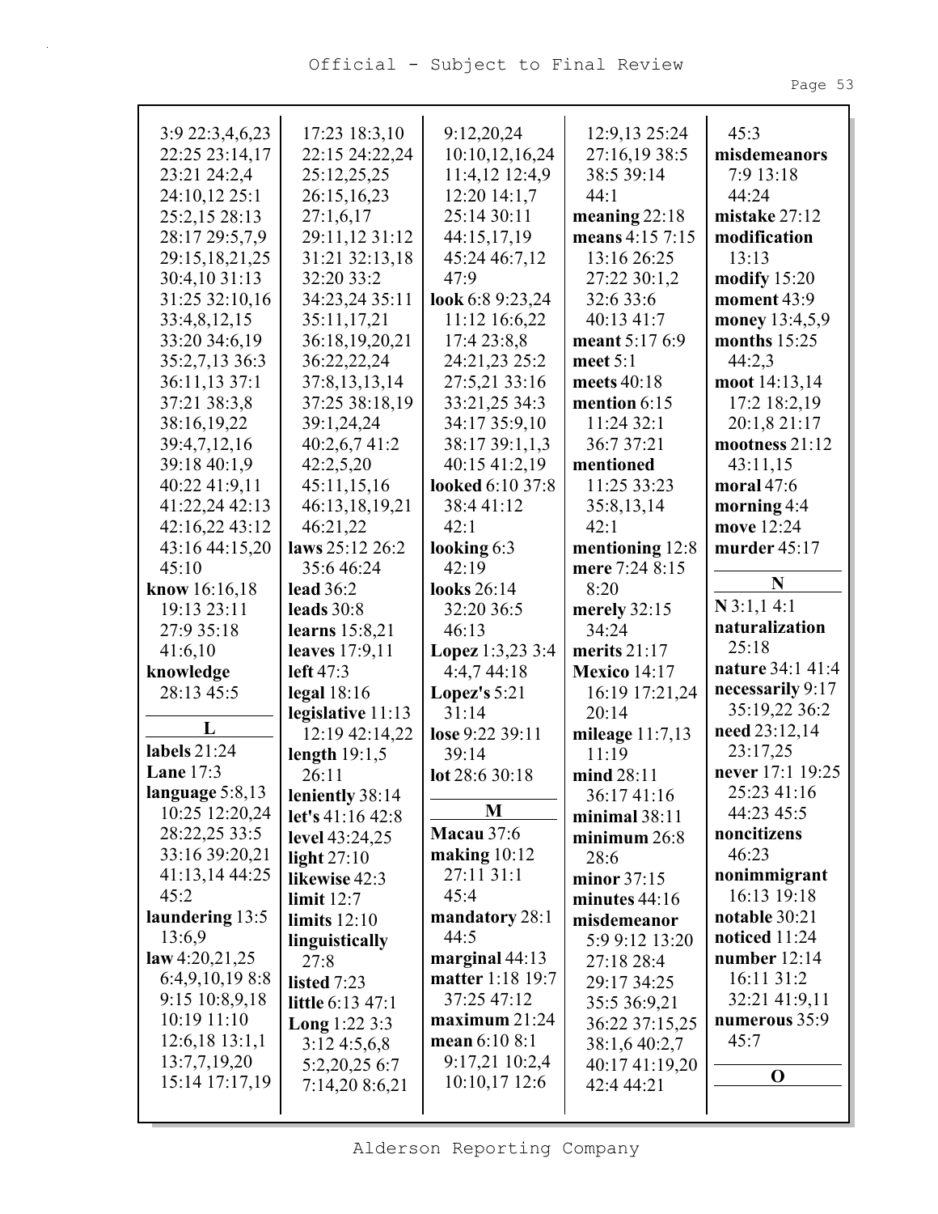3:9 22:3,4,6,23
22:25 23:14,17
23:21 24:2,4
24:10,12 25:1
25:2,15 28:13
28:17 29:5,7,9
29:15,18,21,25
30:4,10 31:13
31:25 32:10,16
33:4,8,12,15
33:20 34:6,19
35:2,7,13 36:3
36:11,13 37:1
37:21 38:3,8
38:16,19,22
39:4,7,12,16
39:18 40:1,9
40:22 41:9,11
41:22,24 42:13
42:16,22 43:12
43:16 44:15,20
45:10

**know** 16:16,18
19:13 23:11
27:9 35:18
41:6,10

**knowledge**
28:13 45:5

## L

**labels** 21:24
**Lane** 17:3
**language** 5:8,13
10:25 12:20,24
28:22,25 33:5
33:16 39:20,21
41:13,14 44:25
45:2

**laundering** 13:5
13:6,9

**law** 4:20,21,25
6:4,9,10,19 8:8
9:15 10:8,9,18
10:19 11:10
12:6,18 13:1,1
13:7,7,19,20
15:14 17:17,19
17:23 18:3,10
22:15 24:22,24
25:12,25,25
26:15,16,23
27:1,6,17
29:11,12 31:12
31:21 32:13,18
32:20 33:2
34:23,24 35:11
35:11,17,21
36:18,19,20,21
36:22,22,24
37:8,13,13,14
37:25 38:18,19
39:1,24,24
40:2,6,7 41:2
42:2,5,20
45:11,15,16
46:13,18,19,21
46:21,22

**laws** 25:12 26:2
35:6 46:24
**lead** 36:2
**leads** 30:8
**learns** 15:8,21
**leaves** 17:9,11
**left** 47:3
**legal** 18:16
**legislative** 11:13
12:19 42:14,22
**length** 19:1,5
26:11
**leniently** 38:14
**let's** 41:16 42:8
**level** 43:24,25
**light** 27:10
**likewise** 42:3
**limit** 12:7
**limits** 12:10
**linguistically**
27:8
**listed** 7:23
**little** 6:13 47:1
**Long** 1:22 3:3
3:12 4:5,6,8
5:2,20,25 6:7
7:14,20 8:6,21
9:12,20,24
10:10,12,16,24
11:4,12 12:4,9
12:20 14:1,7
25:14 30:11
44:15,17,19
45:24 46:7,12
47:9

**look** 6:8 9:23,24
11:12 16:6,22
17:4 23:8,8
24:21,23 25:2
27:5,21 33:16
33:21,25 34:3
34:17 35:9,10
38:17 39:1,1,3
40:15 41:2,19

**looked** 6:10 37:8
38:4 41:12
42:1

**looking** 6:3
42:19

**looks** 26:14
32:20 36:5
46:13

**Lopez** 1:3,23 3:4
4:4,7 44:18

**Lopez's** 5:21
31:14

**lose** 9:22 39:11
39:14

**lot** 28:6 30:18

## M

**Macau** 37:6
**making** 10:12
27:11 31:1
45:4
**mandatory** 28:1
44:5
**marginal** 44:13
**matter** 1:18 19:7
37:25 47:12
**maximum** 21:24
**mean** 6:10 8:1
9:17,21 10:2,4
10:10,17 12:6
12:9,13 25:24
27:16,19 38:5
38:5 39:14
44:1

**meaning** 22:18
**means** 4:15 7:15
13:16 26:25
27:22 30:1,2
32:6 33:6
40:13 41:7
**meant** 5:17 6:9
**meet** 5:1
**meets** 40:18
**mention** 6:15
11:24 32:1
36:7 37:21
**mentioned**
11:25 33:23
35:8,13,14
42:1
**mentioning** 12:8
**mere** 7:24 8:15
8:20
**merely** 32:15
34:24
**merits** 21:17
**Mexico** 14:17
16:19 17:21,24
20:14
**mileage** 11:7,13
11:19
**mind** 28:11
36:17 41:16
**minimal** 38:11
**minimum** 26:8
28:6
**minor** 37:15
**minutes** 44:16
**misdemeanor**
5:9 9:12 13:20
27:18 28:4
29:17 34:25
35:5 36:9,21
36:22 37:15,25
38:1,6 40:2,7
40:17 41:19,20
42:4 44:21
45:3

**misdemeanors**
7:9 13:18
44:24
**mistake** 27:12
**modification**
13:13
**modify** 15:20
**moment** 43:9
**money** 13:4,5,9
**months** 15:25
44:2,3
**moot** 14:13,14
17:2 18:2,19
20:1,8 21:17
**mootness** 21:12
43:11,15
**moral** 47:6
**morning** 4:4
**move** 12:24
**murder** 45:17

## N

**N** 3:1,1 4:1
**naturalization**
25:18
**nature** 34:1 41:4
**necessarily** 9:17
35:19,22 36:2
**need** 23:12,14
23:17,25
**never** 17:1 19:25
25:23 41:16
44:23 45:5
**noncitizens**
46:23
**nonimmigrant**
16:13 19:18
**notable** 30:21
**noticed** 11:24
**number** 12:14
16:11 31:2
32:21 41:9,11
**numerous** 35:9
45:7

## O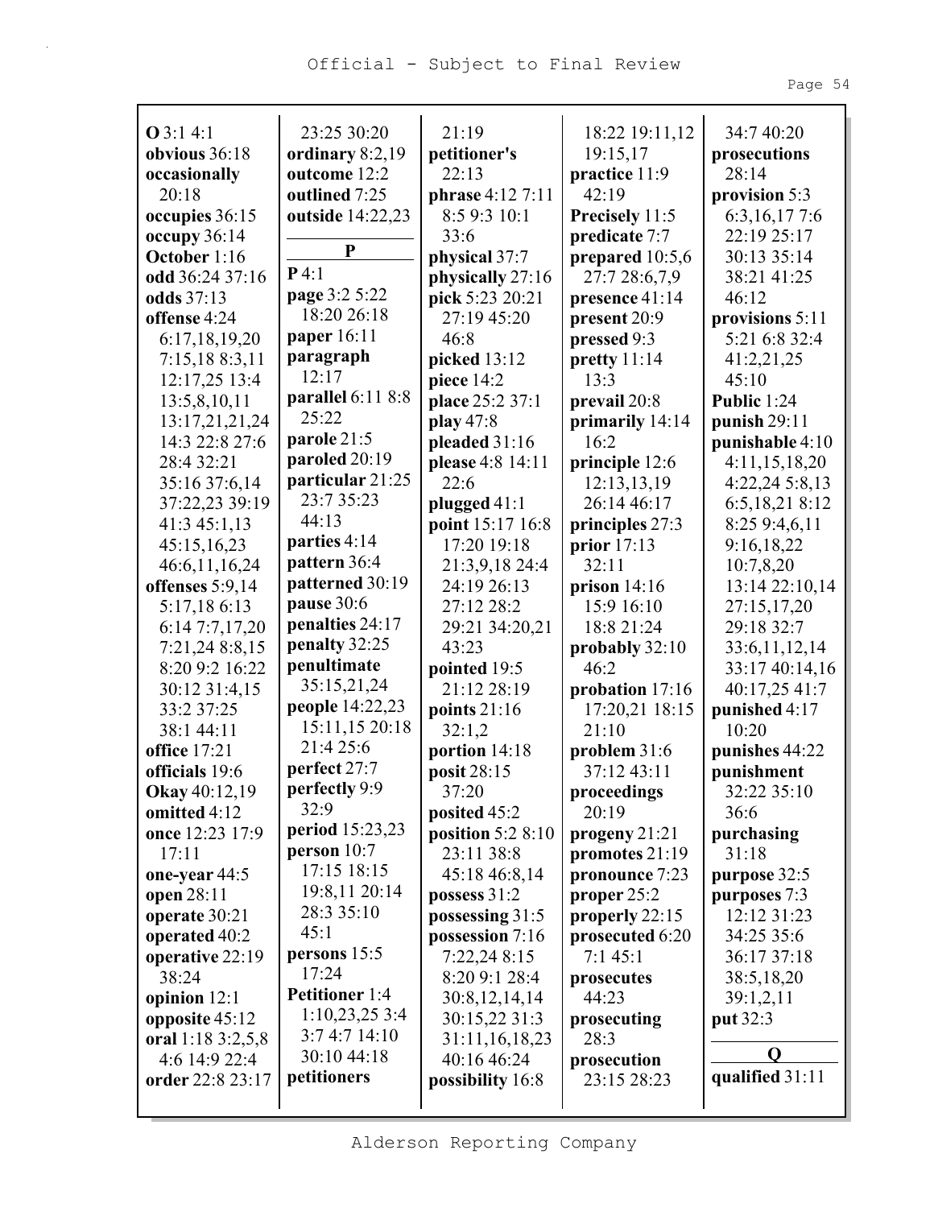**O** 3:1 4:1
**obvious** 36:18
**occasionally** 20:18
**occupies** 36:15
**occupy** 36:14
**October** 1:16
**odd** 36:24 37:16
**odds** 37:13
**offense** 4:24 6:17,18,19,20 7:15,18 8:3,11 12:17,25 13:4 13:5,8,10,11 13:17,21,21,24 14:3 22:8 27:6 28:4 32:21 35:16 37:6,14 37:22,23 39:19 41:3 45:1,13 45:15,16,23 46:6,11,16,24
**offenses** 5:9,14 5:17,18 6:13 6:14 7:7,17,20 7:21,24 8:8,15 8:20 9:2 16:22 30:12 31:4,15 33:2 37:25 38:1 44:11
**office** 17:21
**officials** 19:6
**Okay** 40:12,19
**omitted** 4:12
**once** 12:23 17:9 17:11
**one-year** 44:5
**open** 28:11
**operate** 30:21
**operated** 40:2
**operative** 22:19 38:24
**opinion** 12:1
**opposite** 45:12
**oral** 1:18 3:2,5,8 4:6 14:9 22:4
**order** 22:8 23:17 23:25 30:20
**ordinary** 8:2,19
**outcome** 12:2
**outlined** 7:25
**outside** 14:22,23

**P**

**P** 4:1
**page** 3:2 5:22 18:20 26:18
**paper** 16:11
**paragraph** 12:17
**parallel** 6:11 8:8 25:22
**parole** 21:5
**paroled** 20:19
**particular** 21:25 23:7 35:23 44:13
**parties** 4:14
**pattern** 36:4
**patterned** 30:19
**pause** 30:6
**penalties** 24:17
**penalty** 32:25
**penultimate** 35:15,21,24
**people** 14:22,23 15:11,15 20:18 21:4 25:6
**perfect** 27:7
**perfectly** 9:9 32:9
**period** 15:23,23
**person** 10:7 17:15 18:15 19:8,11 20:14 28:3 35:10 45:1
**persons** 15:5 17:24
**Petitioner** 1:4 1:10,23,25 3:4 3:7 4:7 14:10 30:10 44:18
**petitioners** 21:19
**petitioner's** 22:13
**phrase** 4:12 7:11 8:5 9:3 10:1 33:6
**physical** 37:7
**physically** 27:16
**pick** 5:23 20:21 27:19 45:20 46:8
**picked** 13:12
**piece** 14:2
**place** 25:2 37:1
**play** 47:8
**pleaded** 31:16
**please** 4:8 14:11 22:6
**plugged** 41:1
**point** 15:17 16:8 17:20 19:18 21:3,9,18 24:4 24:19 26:13 27:12 28:2 29:21 34:20,21 43:23
**pointed** 19:5 21:12 28:19
**points** 21:16 32:1,2
**portion** 14:18
**posit** 28:15 37:20
**posited** 45:2
**position** 5:2 8:10 23:11 38:8 45:18 46:8,14
**possess** 31:2
**possessing** 31:5
**possession** 7:16 7:22,24 8:15 8:20 9:1 28:4 30:8,12,14,14 30:15,22 31:3 31:11,16,18,23 40:16 46:24
**possibility** 16:8
**power** 18:22 19:11,12 19:15,17
**practice** 11:9 42:19
**Precisely** 11:5
**predicate** 7:7
**prepared** 10:5,6 27:7 28:6,7,9
**presence** 41:14
**present** 20:9
**pressed** 9:3
**pretty** 11:14 13:3
**prevail** 20:8
**primarily** 14:14 16:2
**principle** 12:6 12:13,13,19 26:14 46:17
**principles** 27:3
**prior** 17:13 32:11
**prison** 14:16 15:9 16:10 18:8 21:24
**probably** 32:10 46:2
**probation** 17:16 17:20,21 18:15 21:10
**problem** 31:6 37:12 43:11
**proceedings** 20:19
**progeny** 21:21
**promotes** 21:19
**pronounce** 7:23
**proper** 25:2
**properly** 22:15
**prosecuted** 6:20 7:1 45:1
**prosecutes** 44:23
**prosecuting** 28:3
**prosecution** 23:15 28:23 34:7 40:20
**prosecutions** 28:14
**provision** 5:3 6:3,16,17 7:6 22:19 25:17 30:13 35:14 38:21 41:25 46:12
**provisions** 5:11 5:21 6:8 32:4 41:2,21,25 45:10
**Public** 1:24
**punish** 29:11
**punishable** 4:10 4:11,15,18,20 4:22,24 5:8,13 6:5,18,21 8:12 8:25 9:4,6,11 9:16,18,22 10:7,8,20 13:14 22:10,14 27:15,17,20 29:18 32:7 33:6,11,12,14 33:17 40:14,16 40:17,25 41:7
**punished** 4:17 10:20
**punishes** 44:22
**punishment** 32:22 35:10 36:6
**purchasing** 31:18
**purpose** 32:5
**purposes** 7:3 12:12 31:23 34:25 35:6 36:17 37:18 38:5,18,20 39:1,2,11
**put** 32:3

**Q**

**qualified** 31:11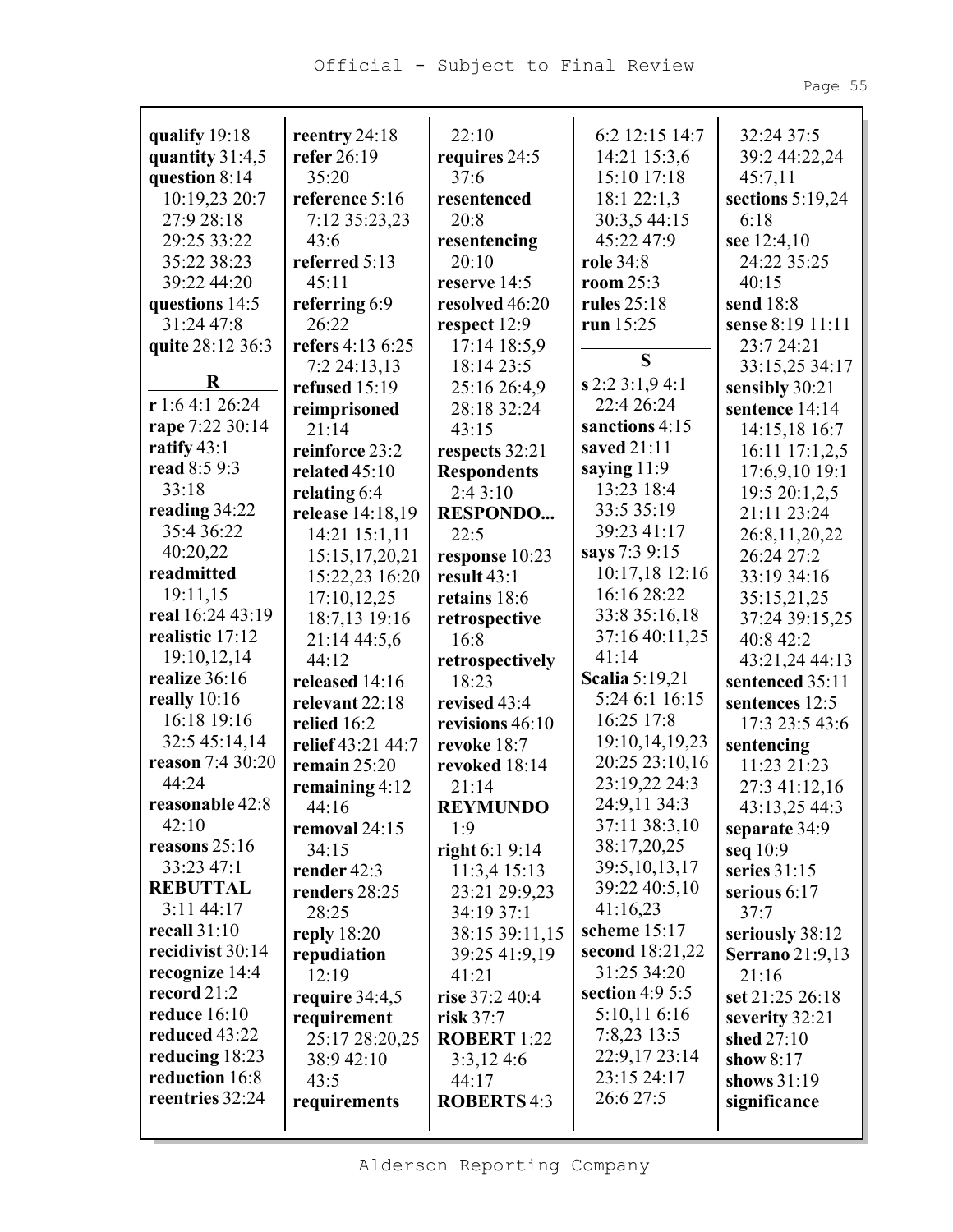**qualify** 19:18
**quantity** 31:4,5
**question** 8:14 10:19,23 20:7 27:9 28:18 29:25 33:22 35:22 38:23 39:22 44:20
**questions** 14:5 31:24 47:8
**quite** 28:12 36:3

**R**

**r** 1:6 4:1 26:24
**rape** 7:22 30:14
**ratify** 43:1
**read** 8:5 9:3 33:18
**reading** 34:22 35:4 36:22 40:20,22
**readmitted** 19:11,15
**real** 16:24 43:19
**realistic** 17:12 19:10,12,14
**realize** 36:16
**really** 10:16 16:18 19:16 32:5 45:14,14
**reason** 7:4 30:20 44:24
**reasonable** 42:8 42:10
**reasons** 25:16 33:23 47:1
**REBUTTAL** 3:11 44:17
**recall** 31:10
**recidivist** 30:14
**recognize** 14:4
**record** 21:2
**reduce** 16:10
**reduced** 43:22
**reducing** 18:23
**reduction** 16:8
**reentries** 32:24
**reentry** 24:18
**refer** 26:19 35:20
**reference** 5:16 7:12 35:23,23 43:6
**referred** 5:13 45:11
**referring** 6:9 26:22
**refers** 4:13 6:25 7:2 24:13,13
**refused** 15:19
**reimprisoned** 21:14
**reinforce** 23:2
**related** 45:10
**relating** 6:4
**release** 14:18,19 14:21 15:1,11 15:15,17,20,21 15:22,23 16:20 17:10,12,25 18:7,13 19:16 21:14 44:5,6 44:12
**released** 14:16
**relevant** 22:18
**relied** 16:2
**relief** 43:21 44:7
**remain** 25:20
**remaining** 4:12 44:16
**removal** 24:15 34:15
**render** 42:3
**renders** 28:25 28:25
**reply** 18:20
**repudiation** 12:19
**require** 34:4,5
**requirement** 25:17 28:20,25 38:9 42:10 43:5
**requirements** 22:10
**requires** 24:5 37:6
**resentenced** 20:8
**resentencing** 20:10
**reserve** 14:5
**resolved** 46:20
**respect** 12:9 17:14 18:5,9 18:14 23:5 25:16 26:4,9 28:18 32:24 43:15
**respects** 32:21
**Respondents** 2:4 3:10
**RESPONDO...** 22:5
**response** 10:23
**result** 43:1
**retains** 18:6
**retrospective** 16:8
**retrospectively** 18:23
**revised** 43:4
**revisions** 46:10
**revoke** 18:7
**revoked** 18:14 21:14
**REYMUNDO** 1:9
**right** 6:1 9:14 11:3,4 15:13 23:21 29:9,23 34:19 37:1 38:15 39:11,15 39:25 41:9,19 41:21
**rise** 37:2 40:4
**risk** 37:7
**ROBERT** 1:22 3:3,12 4:6 44:17
**ROBERTS** 4:3 6:2 12:15 14:7 14:21 15:3,6 15:10 17:18 18:1 22:1,3 30:3,5 44:15 45:22 47:9
**role** 34:8
**room** 25:3
**rules** 25:18
**run** 15:25

**S**

**s** 2:2 3:1,9 4:1 22:4 26:24
**sanctions** 4:15
**saved** 21:11
**saying** 11:9 13:23 18:4 33:5 35:19 39:23 41:17
**says** 7:3 9:15 10:17,18 12:16 16:16 28:22 33:8 35:16,18 37:16 40:11,25 41:14
**Scalia** 5:19,21 5:24 6:1 16:15 16:25 17:8 19:10,14,19,23 20:25 23:10,16 23:19,22 24:3 24:9,11 34:3 37:11 38:3,10 38:17,20,25 39:5,10,13,17 39:22 40:5,10 41:16,23
**scheme** 15:17
**second** 18:21,22 31:25 34:20
**section** 4:9 5:5 5:10,11 6:16 7:8,23 13:5 22:9,17 23:14 23:15 24:17 26:6 27:5 32:24 37:5 39:2 44:22,24 45:7,11
**sections** 5:19,24 6:18
**see** 12:4,10 24:22 35:25 40:15
**send** 18:8
**sense** 8:19 11:11 23:7 24:21 33:15,25 34:17
**sensibly** 30:21
**sentence** 14:14 14:15,18 16:7 16:11 17:1,2,5 17:6,9,10 19:1 19:5 20:1,2,5 21:11 23:24 26:8,11,20,22 26:24 27:2 33:19 34:16 35:15,21,25 37:24 39:15,25 40:8 42:2 43:21,24 44:13
**sentenced** 35:11
**sentences** 12:5 17:3 23:5 43:6
**sentencing** 11:23 21:23 27:3 41:12,16 43:13,25 44:3
**separate** 34:9
**seq** 10:9
**series** 31:15
**serious** 6:17 37:7
**seriously** 38:12
**Serrano** 21:9,13 21:16
**set** 21:25 26:18
**severity** 32:21
**shed** 27:10
**show** 8:17
**shows** 31:19
**significance**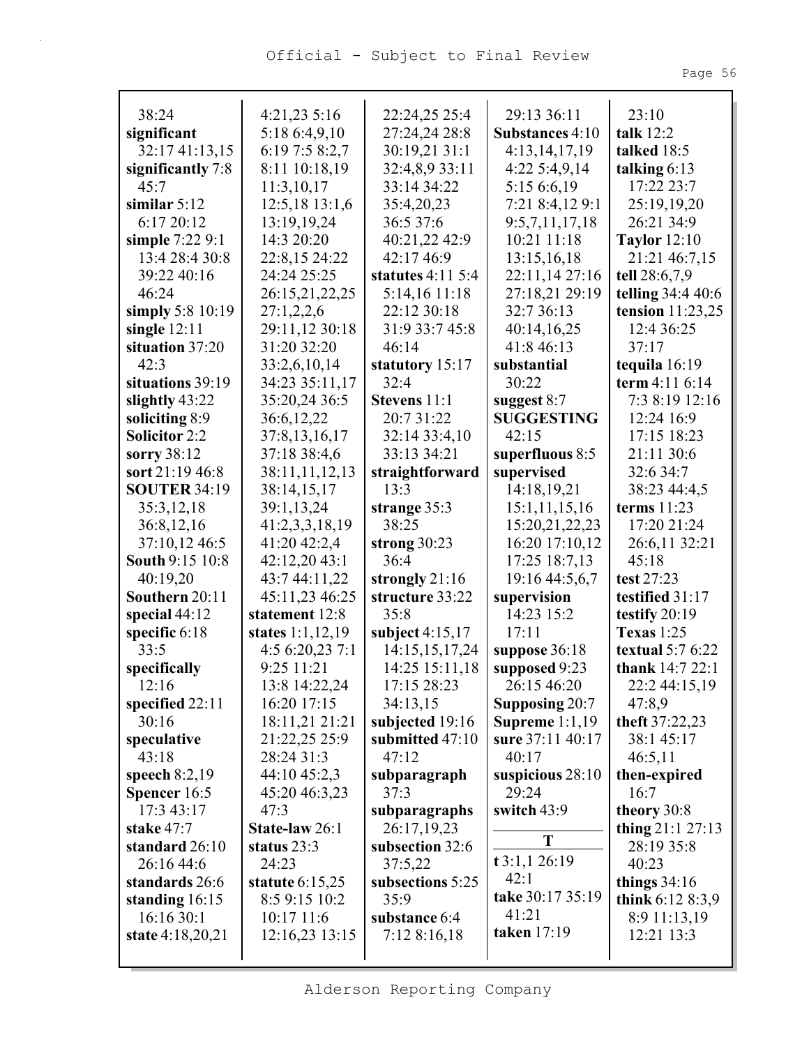38:24
**significant** 32:17 41:13,15
**significantly** 7:8 45:7
**similar** 5:12 6:17 20:12
**simple** 7:22 9:1 13:4 28:4 30:8 39:22 40:16 46:24
**simply** 5:8 10:19
**single** 12:11
**situation** 37:20 42:3
**situations** 39:19
**slightly** 43:22
**soliciting** 8:9
**Solicitor** 2:2
**sorry** 38:12
**sort** 21:19 46:8
**SOUTER** 34:19 35:3,12,18 36:8,12,16 37:10,12 46:5
**South** 9:15 10:8 40:19,20
**Southern** 20:11
**special** 44:12
**specific** 6:18 33:5
**specifically** 12:16
**specified** 22:11 30:16
**speculative** 43:18
**speech** 8:2,19
**Spencer** 16:5 17:3 43:17
**stake** 47:7
**standard** 26:10 26:16 44:6
**standards** 26:6
**standing** 16:15 16:16 30:1
**state** 4:18,20,21 4:21,23 5:16 5:18 6:4,9,10 6:19 7:5 8:2,7 8:11 10:18,19 11:3,10,17 12:5,18 13:1,6 13:19,19,24 14:3 20:20 22:8,15 24:22 24:24 25:25 26:15,21,22,25 27:1,2,2,6 29:11,12 30:18 31:20 32:20 33:2,6,10,14 34:23 35:11,17 35:20,24 36:5 36:6,12,22 37:8,13,16,17 37:18 38:4,6 38:11,11,12,13 38:14,15,17 39:1,13,24 41:2,3,3,18,19 41:20 42:2,4 42:12,20 43:1 43:7 44:11,22 45:11,23 46:25
**statement** 12:8
**states** 1:1,12,19 4:5 6:20,23 7:1 9:25 11:21 13:8 14:22,24 16:20 17:15 18:11,21 21:21 21:22,25 25:9 28:24 31:3 44:10 45:2,3 45:20 46:3,23 47:3
**State-law** 26:1
**status** 23:3 24:23
**statute** 6:15,25 8:5 9:15 10:2 10:17 11:6 12:16,23 13:15 22:24,25 25:4 27:24,24 28:8 30:19,21 31:1 32:4,8,9 33:11 33:14 34:22 35:4,20,23 36:5 37:6 40:21,22 42:9 42:17 46:9
**statutes** 4:11 5:4 5:14,16 11:18 22:12 30:18 31:9 33:7 45:8 46:14
**statutory** 15:17 32:4
**Stevens** 11:1 20:7 31:22 32:14 33:4,10 33:13 34:21
**straightforward** 13:3
**strange** 35:3 38:25
**strong** 30:23 36:4
**strongly** 21:16
**structure** 33:22 35:8
**subject** 4:15,17 14:15,15,17,24 14:25 15:11,18 17:15 28:23 34:13,15
**subjected** 19:16
**submitted** 47:10 47:12
**subparagraph** 37:3
**subparagraphs** 26:17,19,23
**subsection** 32:6 37:5,22
**subsections** 5:25 35:9
**substance** 6:4 7:12 8:16,18 29:13 36:11
**Substances** 4:10 4:13,14,17,19 4:22 5:4,9,14 5:15 6:6,19 7:21 8:4,12 9:1 9:5,7,11,17,18 10:21 11:18 13:15,16,18 22:11,14 27:16 27:18,21 29:19 32:7 36:13 40:14,16,25 41:8 46:13
**substantial** 30:22
**suggest** 8:7
**SUGGESTING** 42:15
**superfluous** 8:5
**supervised** 14:18,19,21 15:1,11,15,16 15:20,21,22,23 16:20 17:10,12 17:25 18:7,13 19:16 44:5,6,7
**supervision** 14:23 15:2 17:11
**suppose** 36:18
**supposed** 9:23 26:15 46:20
**Supposing** 20:7
**Supreme** 1:1,19
**sure** 37:11 40:17 40:17
**suspicious** 28:10 29:24
**switch** 43:9

## T

**t** 3:1,1 26:19 42:1
**take** 30:17 35:19 41:21
**taken** 17:19 23:10
**talk** 12:2
**talked** 18:5
**talking** 6:13 17:22 23:7 25:19,19,20 26:21 34:9
**Taylor** 12:10 21:21 46:7,15
**tell** 28:6,7,9
**telling** 34:4 40:6
**tension** 11:23,25 12:4 36:25 37:17
**tequila** 16:19
**term** 4:11 6:14 7:3 8:19 12:16 12:24 16:9 17:15 18:23 21:11 30:6 32:6 34:7 38:23 44:4,5
**terms** 11:23 17:20 21:24 26:6,11 32:21 45:18
**test** 27:23
**testified** 31:17
**testify** 20:19
**Texas** 1:25
**textual** 5:7 6:22
**thank** 14:7 22:1 22:2 44:15,19 47:8,9
**theft** 37:22,23 38:1 45:17 46:5,11
**then-expired** 16:7
**theory** 30:8
**thing** 21:1 27:13 28:19 35:8 40:23
**things** 34:16
**think** 6:12 8:3,9 8:9 11:13,19 12:21 13:3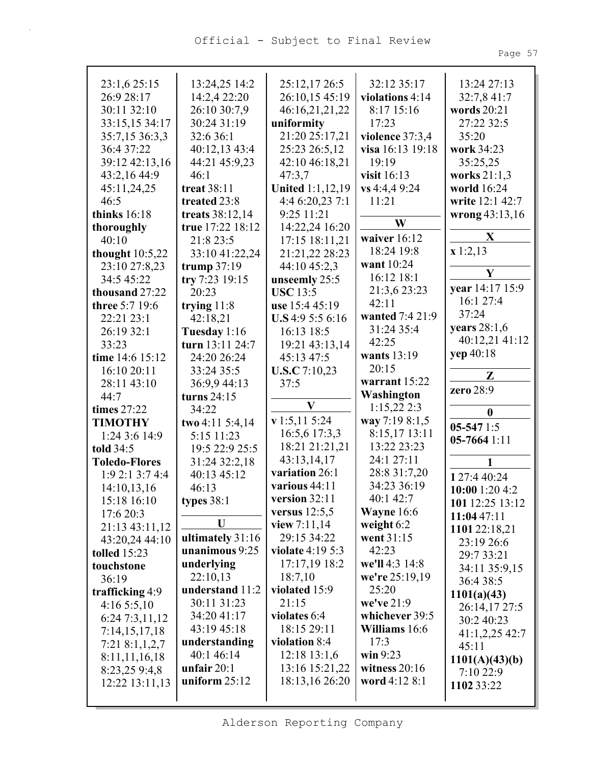23:1,6 25:15
26:9 28:17
30:11 32:10
33:15,15 34:17
35:7,15 36:3,3
36:4 37:22
39:12 42:13,16
43:2,16 44:9
45:11,24,25
46:5

**thinks** 16:18

**thoroughly** 40:10

**thought** 10:5,22
23:10 27:8,23
34:5 45:22

**thousand** 27:22

**three** 5:7 19:6
22:21 23:1
26:19 32:1
33:23

**time** 14:6 15:12
16:10 20:11
28:11 43:10
44:7

**times** 27:22

**TIMOTHY** 1:24 3:6 14:9

**told** 34:5

**Toledo-Flores** 1:9 2:1 3:7 4:4
14:10,13,16
15:18 16:10
17:6 20:3
21:13 43:11,12
43:20,24 44:10

**tolled** 15:23

**touchstone** 36:19

**trafficking** 4:9
4:16 5:5,10
6:24 7:3,11,12
7:14,15,17,18
7:21 8:1,1,2,7
8:11,11,16,18
8:23,25 9:4,8
12:22 13:11,13
13:24,25 14:2
14:2,4 22:20
26:10 30:7,9
30:24 31:19
32:6 36:1
40:12,13 43:4
44:21 45:9,23
46:1

**treat** 38:11

**treated** 23:8

**treats** 38:12,14

**true** 17:22 18:12
21:8 23:5
33:10 41:22,24

**trump** 37:19

**try** 7:23 19:15
20:23

**trying** 11:8
42:18,21

**Tuesday** 1:16

**turn** 13:11 24:7
24:20 26:24
33:24 35:5
36:9,9 44:13

**turns** 24:15
34:22

**two** 4:11 5:4,14
5:15 11:23
19:5 22:9 25:5
31:24 32:2,18
40:13 45:12
46:13

**types** 38:1

**U**

**ultimately** 31:16

**unanimous** 9:25

**underlying** 22:10,13

**understand** 11:2
30:11 31:23
34:20 41:17
43:19 45:18

**understanding** 40:1 46:14

**unfair** 20:1

**uniform** 25:12
25:12,17 26:5
26:10,15 45:19
46:16,21,21,22

**uniformity** 21:20 25:17,21
25:23 26:5,12
42:10 46:18,21
47:3,7

**United** 1:1,12,19
4:4 6:20,23 7:1
9:25 11:21
14:22,24 16:20
17:15 18:11,21
21:21,22 28:23
44:10 45:2,3

**unseemly** 25:5

**USC** 13:5

**use** 15:4 45:19

**U.S** 4:9 5:5 6:16
16:13 18:5
19:21 43:13,14
45:13 47:5

**U.S.C** 7:10,23
37:5

**V**

**v** 1:5,11 5:24
16:5,6 17:3,3
18:21 21:21,21
43:13,14,17

**variation** 26:1

**various** 44:11

**version** 32:11

**versus** 12:5,5

**view** 7:11,14
29:15 34:22

**violate** 4:19 5:3
17:17,19 18:2
18:7,10

**violated** 15:9
21:15

**violates** 6:4
18:15 29:11

**violation** 8:4
12:18 13:1,6
13:16 15:21,22
18:13,16 26:20
32:12 35:17

**violations** 4:14
8:17 15:16
17:23

**violence** 37:3,4

**visa** 16:13 19:18
19:19

**visit** 16:13

**vs** 4:4,4 9:24
11:21

**W**

**waiver** 16:12
18:24 19:8

**want** 10:24
16:12 18:1
21:3,6 23:23
42:11

**wanted** 7:4 21:9
31:24 35:4
42:25

**wants** 13:19
20:15

**warrant** 15:22

**Washington** 1:15,22 2:3

**way** 7:19 8:1,5
8:15,17 13:11
13:22 23:23
24:1 27:11
28:8 31:7,20
34:23 36:19
40:1 42:7

**Wayne** 16:6

**weight** 6:2

**went** 31:15
42:23

**we'll** 4:3 14:8

**we're** 25:19,19
25:20

**we've** 21:9

**whichever** 39:5

**Williams** 16:6
17:3

**win** 9:23

**witness** 20:16

**word** 4:12 8:1
13:24 27:13
32:7,8 41:7

**words** 20:21
27:22 32:5
35:20

**work** 34:23
35:25,25

**works** 21:1,3

**world** 16:24

**write** 12:1 42:7

**wrong** 43:13,16

**X**

**x** 1:2,13

**Y**

**year** 14:17 15:9
16:1 27:4
37:24

**years** 28:1,6
40:12,21 41:12

**yep** 40:18

**Z**

**zero** 28:9

**0**

**05-547** 1:5

**05-7664** 1:11

**1**

**1** 27:4 40:24

**10:00** 1:20 4:2

**101** 12:25 13:12

**11:04** 47:11

**1101** 22:18,21
23:19 26:6
29:7 33:21
34:11 35:9,15
36:4 38:5

**1101(a)(43)** 26:14,17 27:5
30:2 40:23
41:1,2,25 42:7
45:11

**1101(A)(43)(b)** 7:10 22:9

**1102** 33:22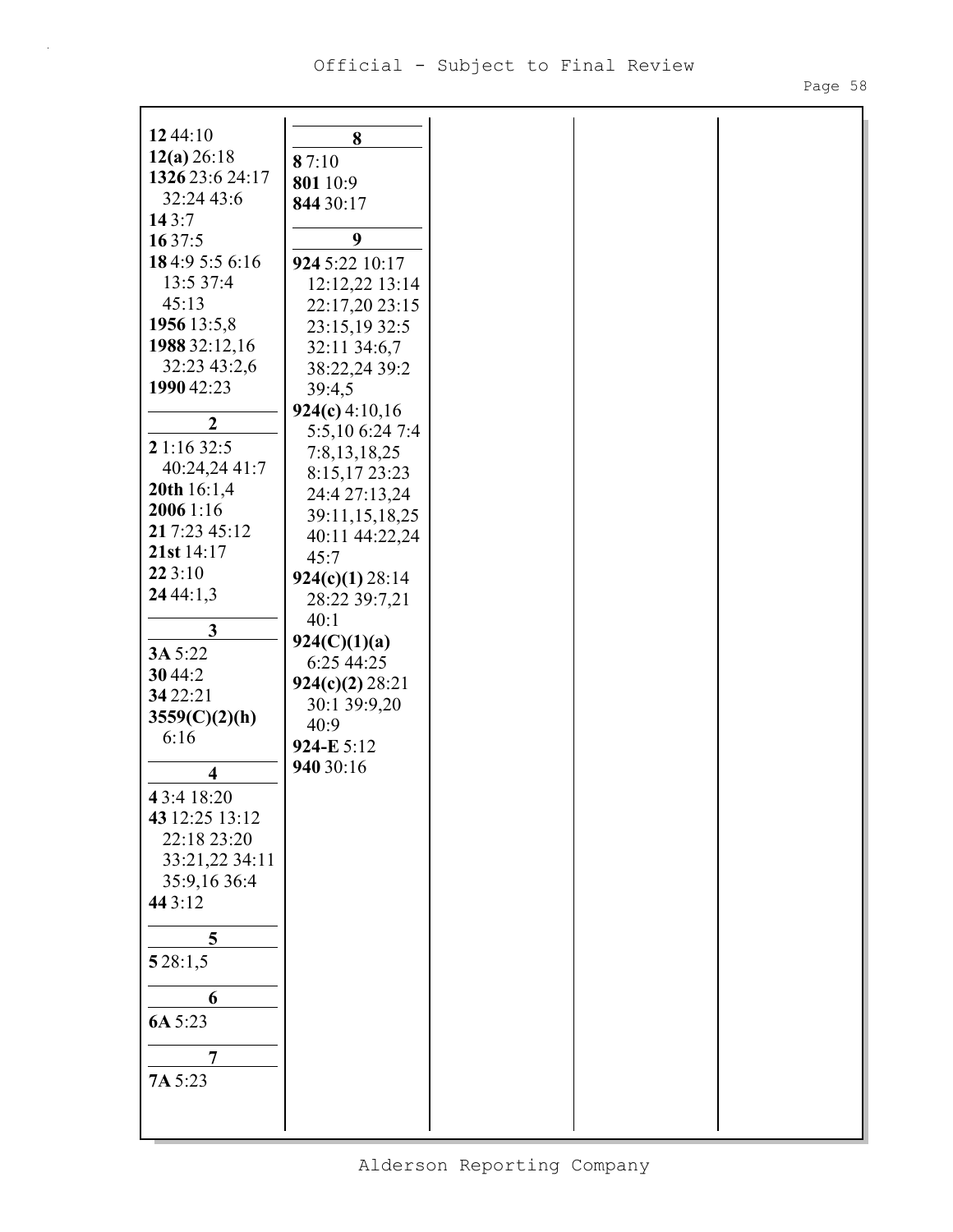**12** 44:10
**12(a)** 26:18
**1326** 23:6 24:17 32:24 43:6
**14** 3:7
**16** 37:5
**18** 4:9 5:5 6:16 13:5 37:4 45:13
**1956** 13:5,8
**1988** 32:12,16 32:23 43:2,6
**1990** 42:23

**2**

**2** 1:16 32:5 40:24,24 41:7
**20th** 16:1,4
**2006** 1:16
**21** 7:23 45:12
**21st** 14:17
**22** 3:10
**24** 44:1,3

**3**

**3A** 5:22
**30** 44:2
**34** 22:21
**3559(C)(2)(h)** 6:16

**4**

**4** 3:4 18:20
**43** 12:25 13:12 22:18 23:20 33:21,22 34:11 35:9,16 36:4
**44** 3:12

**5**

**5** 28:1,5

**6**

**6A** 5:23

**7**

**7A** 5:23

**8**

**8** 7:10
**801** 10:9
**844** 30:17

**9**

**924** 5:22 10:17 12:12,22 13:14 22:17,20 23:15 23:15,19 32:5 32:11 34:6,7 38:22,24 39:2 39:4,5
**924(c)** 4:10,16 5:5,10 6:24 7:4 7:8,13,18,25 8:15,17 23:23 24:4 27:13,24 39:11,15,18,25 40:11 44:22,24 45:7
**924(c)(1)** 28:14 28:22 39:7,21 40:1
**924(C)(1)(a)** 6:25 44:25
**924(c)(2)** 28:21 30:1 39:9,20 40:9
**924-E** 5:12
**940** 30:16